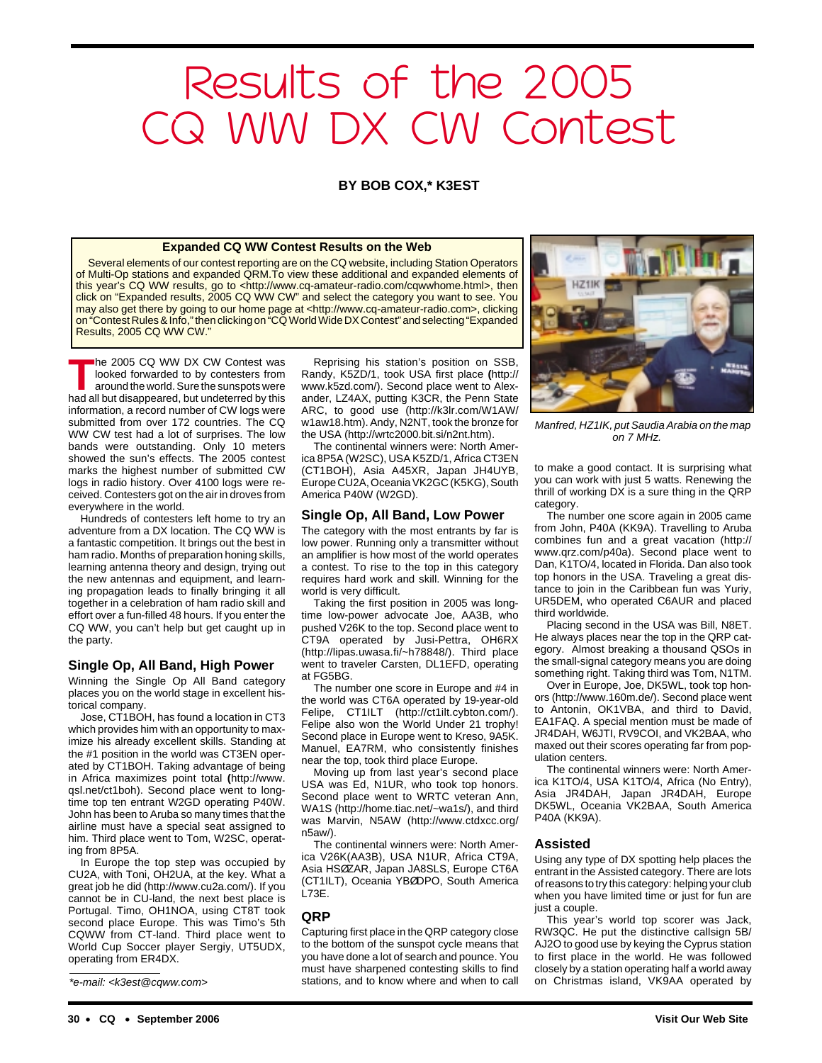# Results of the 2005 CQ WW DX CW Contest

**BY BOB COX,* K3EST**

**Expanded CQ WW Contest Results on the Web**

Several elements of our contest reporting are on the CQ website, including Station Operators of Multi-Op stations and expanded QRM.To view these additional and expanded elements of this year's CQ WW results, go to <http://www.cq-amateur-radio.com/cqwwhome.html>, then click on "Expanded results, 2005 CQ WW CW" and select the category you want to see. You may also get there by going to our home page at <http://www.cq-amateur-radio.com>, clicking on "Contest Rules & Info," then clicking on "CQ World Wide DX Contest" and selecting "Expanded Results, 2005 CQ WW CW."

The 2005 CQ WW DX CW Contest was looked forwarded to by contesters from around the world. Sure the sunspots were had all but disappeared, but undeterred by this information, a record number of CW logs were submitted from over 172 countries. The CQ WW CW test had a lot of surprises. The low bands were outstanding. Only 10 meters showed the sun's effects. The 2005 contest marks the highest number of submitted CW logs in radio history. Over 4100 logs were received. Contesters got on the air in droves from everywhere in the world.

Hundreds of contesters left home to try an adventure from a DX location. The CQ WW is a fantastic competition. It brings out the best in ham radio. Months of preparation honing skills, learning antenna theory and design, trying out the new antennas and equipment, and learning propagation leads to finally bringing it all together in a celebration of ham radio skill and effort over a fun-filled 48 hours. If you enter the CQ WW, you can't help but get caught up in the party.

## Single Op, All Band, High Power

Winning the Single Op All Band category places you on the world stage in excellent historical company.

Jose, CT1BOH, has found a location in CT3 which provides him with an opportunity to maximize his already excellent skills. Standing at the #1 position in the world was CT3EN operated by CT1BOH. Taking advantage of being in Africa maximizes point total (http://www.qsl.net/ct1boh). Second place went to longtime top ten entrant W2GD operating P40W. John has been to Aruba so many times that the airline must have a special seat assigned to him. Third place went to Tom, W2SC, operating from 8P5A.

In Europe the top step was occupied by CU2A, with Toni, OH2UA, at the key. What a great job he did (http://www.cu2a.com/). If you cannot be in CU-land, the next best place is Portugal. Timo, OH1NOA, using CT8T took second place Europe. This was Timo's 5th CQWW from CT-land. Third place went to World Cup Soccer player Sergiy, UT5UDX, operating from ER4DX.

Reprising his station's position on SSB, Randy, K5ZD/1, took USA first place (http://www.k5zd.com/). Second place went to Alexander, LZ4AX, putting K3CR, the Penn State ARC, to good use (http://k3lr.com/W1AW/w1aw18.htm). Andy, N2NT, took the bronze for the USA (http://wrtc2000.bit.si/n2nt.htm).

The continental winners were: North America 8P5A (W2SC), USA K5ZD/1, Africa CT3EN (CT1BOH), Asia A45XR, Japan JH4UYB, Europe CU2A, Oceania VK2GC (K5KG), South America P40W (W2GD).

## Single Op, All Band, Low Power

The category with the most entrants by far is low power. Running only a transmitter without an amplifier is how most of the world operates a contest. To rise to the top in this category requires hard work and skill. Winning for the world is very difficult.

Taking the first position in 2005 was longtime low-power advocate Joe, AA3B, who pushed V26K to the top. Second place went to CT9A operated by Jusi-Pettra, OH6RX (http://lipas.uwasa.fi/~h78848/). Third place went to traveler Carsten, DL1EFD, operating at FG5BG.

The number one score in Europe and #4 in the world was CT6A operated by 19-year-old Felipe, CT1ILT (http://ct1ilt.cybton.com/). Felipe also won the World Under 21 trophy! Second place in Europe went to Kreso, 9A5K. Manuel, EA7RM, who consistently finishes near the top, took third place Europe.

Moving up from last year's second place USA was Ed, N1UR, who took top honors. Second place went to WRTC veteran Ann, WA1S (http://home.tiac.net/~wa1s/), and third was Marvin, N5AW (http://www.ctdxcc.org/n5aw/).

The continental winners were: North America V26K(AA3B), USA N1UR, Africa CT9A, Asia HSØZAR, Japan JA8SLS, Europe CT6A (CT1ILT), Oceania YBØDPO, South America L73E.

## QRP

Capturing first place in the QRP category close to the bottom of the sunspot cycle means that you have done a lot of search and pounce. You must have sharpened contesting skills to find stations, and to know where and when to call to make a good contact. It is surprising what you can work with just 5 watts. Renewing the thrill of working DX is a sure thing in the QRP category.

The number one score again in 2005 came from John, P40A (KK9A). Travelling to Aruba combines fun and a great vacation (http://www.qrz.com/p40a). Second place went to Dan, K1TO/4, located in Florida. Dan also took top honors in the USA. Traveling a great distance to join in the Caribbean fun was Yuriy, UR5DEM, who operated C6AUR and placed third worldwide.

Placing second in the USA was Bill, N8ET. He always places near the top in the QRP category. Almost breaking a thousand QSOs in the small-signal category means you are doing something right. Taking third was Tom, N1TM.

Over in Europe, Joe, DK5WL, took top honors (http://www.160m.de/). Second place went to Antonin, OK1VBA, and third to David, EA1FAQ. A special mention must be made of JR4DAH, W6JTI, RV9COI, and VK2BAA, who maxed out their scores operating far from population centers.

The continental winners were: North America K1TO/4, USA K1TO/4, Africa (No Entry), Asia JR4DAH, Japan JR4DAH, Europe DK5WL, Oceania VK2BAA, South America P40A (KK9A).

*Manfred, HZ1IK, put Saudia Arabia on the map on 7 MHz.*

## Assisted

Using any type of DX spotting help places the entrant in the Assisted category. There are lots of reasons to try this category: helping your club when you have limited time or just for fun are just a couple.

This year's world top scorer was Jack, RW3QC. He put the distinctive callsign 5B/AJ2O to good use by keying the Cyprus station to first place in the world. He was followed closely by a station operating half a world away on Christmas island, VK9AA operated by

*e-mail: <k3est@cqww.com>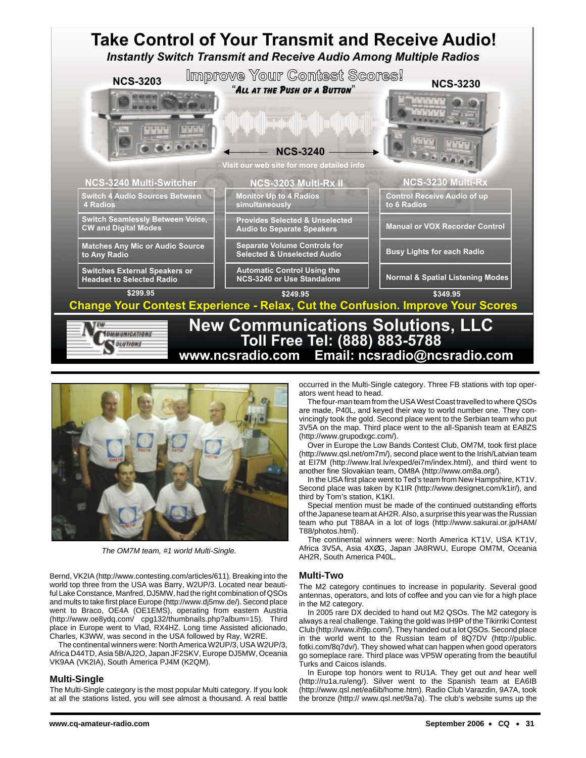# Take Control of Your Transmit and Receive Audio!

***Instantly Switch Transmit and Receive Audio Among Multiple Radios***

**Improve Your Contest Scores!**

**"All at the Push of a Button"**

**NCS-3203** **NCS-3240** **NCS-3230**

Visit our web site for more detailed info

| NCS-3240 Multi-Switcher | NCS-3203 Multi-Rx II | NCS-3230 Multi-Rx |
|---|---|---|
| Switch 4 Audio Sources Between 4 Radios | Monitor Up to 4 Radios simultaneously | Control Receive Audio of up to 6 Radios |
| Switch Seamlessly Between Voice, CW and Digital Modes | Provides Selected & Unselected Audio to Separate Speakers | Manual or VOX Recorder Control |
| Matches Any Mic or Audio Source to Any Radio | Separate Volume Controls for Selected & Unselected Audio | Busy Lights for each Radio |
| Switches External Speakers or Headset to Selected Radio | Automatic Control Using the NCS-3240 or Use Standalone | Normal & Spatial Listening Modes |
| $299.95 | $249.95 | $349.95 |

**Change Your Contest Experience - Relax, Cut the Confusion. Improve Your Scores**

## New Communications Solutions, LLC

**Toll Free Tel: (888) 883-5788**

**www.ncsradio.com Email: ncsradio@ncsradio.com**

---

*The OM7M team, #1 world Multi-Single.*

Bernd, VK2IA (http://www.contesting.com/articles/611). Breaking into the world top three from the USA was Barry, W2UP/3. Located near beautiful Lake Constance, Manfred, DJ5MW, had the right combination of QSOs and mults to take first place Europe (http://www.dj5mw.de/). Second place went to Braco, OE4A (OE1EMS), operating from eastern Austria (http://www.oe8ydq.com/ cpg132/thumbnails.php?album=15). Third place in Europe went to Vlad, RX4HZ. Long time Assisted aficionado, Charles, K3WW, was second in the USA followed by Ray, W2RE.

The continental winners were: North America W2UP/3, USA W2UP/3, Africa D44TD, Asia 5B/AJ2O, Japan JF2SKV, Europe DJ5MW, Oceania VK9AA (VK2IA), South America PJ4M (K2QM).

### Multi-Single

The Multi-Single category is the most popular Multi category. If you look at all the stations listed, you will see almost a thousand. A real battle occurred in the Multi-Single category. Three FB stations with top operators went head to head.

The four-man team from the USA West Coast travelled to where QSOs are made, P40L, and keyed their way to world number one. They convincingly took the gold. Second place went to the Serbian team who put 3V5A on the map. Third place went to the all-Spanish team at EA8ZS (http://www.grupodxgc.com/).

Over in Europe the Low Bands Contest Club, OM7M, took first place (http://www.qsl.net/om7m/), second place went to the Irish/Latvian team at EI7M (http://www.lral.lv/exped/ei7m/index.html), and third went to another fine Slovakian team, OM8A (http://www.om8a.org/).

In the USA first place went to Ted's team from New Hampshire, KT1V. Second place was taken by K1IR (http://www.designet.com/k1ir/), and third by Tom's station, K1KI.

Special mention must be made of the continued outstanding efforts of the Japanese team at AH2R. Also, a surprise this year was the Russian team who put T88AA in a lot of logs (http://www.sakurai.or.jp/HAM/T88/photos.html).

The continental winners were: North America KT1V, USA KT1V, Africa 3V5A, Asia 4XØG, Japan JA8RWU, Europe OM7M, Oceania AH2R, South America P40L.

### Multi-Two

The M2 category continues to increase in popularity. Several good antennas, operators, and lots of coffee and you can vie for a high place in the M2 category.

In 2005 rare DX decided to hand out M2 QSOs. The M2 category is always a real challenge. Taking the gold was IH9P of the Tikirriki Contest Club (http://www.ih9p.com/). They handed out a lot QSOs. Second place in the world went to the Russian team of 8Q7DV (http://public.fotki.com/8q7dv/). They showed what can happen when good operators go someplace rare. Third place was VP5W operating from the beautiful Turks and Caicos islands.

In Europe top honors went to RU1A. They get out *and* hear well (http://ru1a.ru/eng/). Silver went to the Spanish team at EA6IB (http://www.qsl.net/ea6ib/home.htm). Radio Club Varazdin, 9A7A, took the bronze (http:// www.qsl.net/9a7a). The club's website sums up the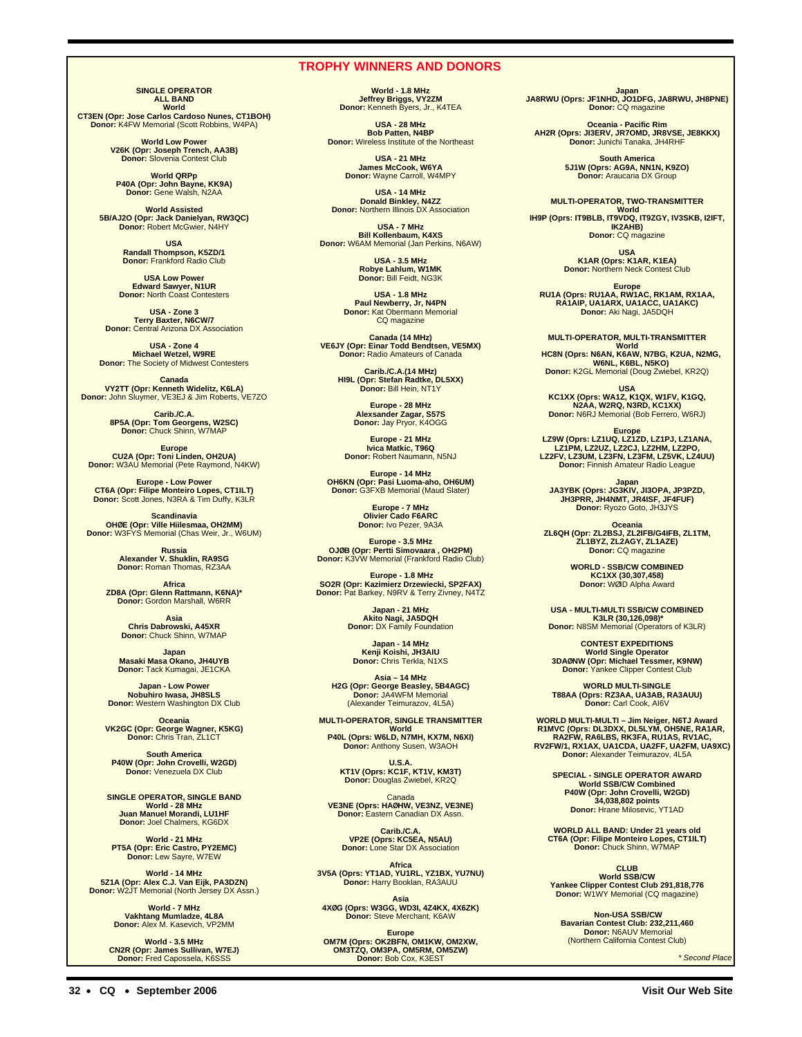## TROPHY WINNERS AND DONORS

**SINGLE OPERATOR**
**ALL BAND**
**World**
**CT3EN (Opr: Jose Carlos Cardoso Nunes, CT1BOH)**
**Donor:** K4FW Memorial (Scott Robbins, W4PA)

**World Low Power**
**V26K (Opr: Joseph Trench, AA3B)**
**Donor:** Slovenia Contest Club

**World QRPp**
**P40A (Opr: John Bayne, KK9A)**
**Donor:** Gene Walsh, N2AA

**World Assisted**
**5B/AJ2O (Opr: Jack Danielyan, RW3QC)**
**Donor:** Robert McGwier, N4HY

**USA**
**Randall Thompson, K5ZD/1**
**Donor:** Frankford Radio Club

**USA Low Power**
**Edward Sawyer, N1UR**
**Donor:** North Coast Contesters

**USA - Zone 3**
**Terry Baxter, N6CW/7**
**Donor:** Central Arizona DX Association

**USA - Zone 4**
**Michael Wetzel, W9RE**
**Donor:** The Society of Midwest Contesters

**Canada**
**VY2TT (Opr: Kenneth Widelitz, K6LA)**
**Donor:** John Sluymer, VE3EJ & Jim Roberts, VE7ZO

**Carib./C.A.**
**8P5A (Opr: Tom Georgens, W2SC)**
**Donor:** Chuck Shinn, W7MAP

**Europe**
**CU2A (Opr: Toni Linden, OH2UA)**
**Donor:** W3AU Memorial (Pete Raymond, N4KW)

**Europe - Low Power**
**CT6A (Opr: Filipe Monteiro Lopes, CT1ILT)**
**Donor:** Scott Jones, N3RA & Tim Duffy, K3LR

**Scandinavia**
**OHØE (Opr: Ville Hiilesmaa, OH2MM)**
**Donor:** W3FYS Memorial (Chas Weir, Jr., W6UM)

**Russia**
**Alexander V. Shuklin, RA9SG**
**Donor:** Roman Thomas, RZ3AA

**Africa**
**ZD8A (Opr: Glenn Rattmann, K6NA)***
**Donor:** Gordon Marshall, W6RR

**Asia**
**Chris Dabrowski, A45XR**
**Donor:** Chuck Shinn, W7MAP

**Japan**
**Masaki Masa Okano, JH4UYB**
**Donor:** Tack Kumagai, JE1CKA

**Japan - Low Power**
**Nobuhiro Iwasa, JH8SLS**
**Donor:** Western Washington DX Club

**Oceania**
**VK2GC (Opr: George Wagner, K5KG)**
**Donor:** Chris Tran, ZL1CT

**South America**
**P40W (Opr: John Crovelli, W2GD)**
**Donor:** Venezuela DX Club

**SINGLE OPERATOR, SINGLE BAND**
**World - 28 MHz**
**Juan Manuel Morandi, LU1HF**
**Donor:** Joel Chalmers, KG6DX

**World - 21 MHz**
**PT5A (Opr: Eric Castro, PY2EMC)**
**Donor:** Lew Sayre, W7EW

**World - 14 MHz**
**5Z1A (Opr: Alex C.J. Van Eijk, PA3DZN)**
**Donor:** W2JT Memorial (North Jersey DX Assn.)

**World - 7 MHz**
**Vakhtang Mumladze, 4L8A**
**Donor:** Alex M. Kasevich, VP2MM

**World - 3.5 MHz**
**CN2R (Opr: James Sullivan, W7EJ)**
**Donor:** Fred Capossela, K6SSS

**World - 1.8 MHz**
**Jeffrey Briggs, VY2ZM**
**Donor:** Kenneth Byers, Jr., K4TEA

**USA - 28 MHz**
**Bob Patten, N4BP**
**Donor:** Wireless Institute of the Northeast

**USA - 21 MHz**
**James McCook, W6YA**
**Donor:** Wayne Carroll, W4MPY

**USA - 14 MHz**
**Donald Binkley, N4ZZ**
**Donor:** Northern Illinois DX Association

**USA - 7 MHz**
**Bill Kollenbaum, K4XS**
**Donor:** W6AM Memorial (Jan Perkins, N6AW)

**USA - 3.5 MHz**
**Robye Lahlum, W1MK**
**Donor:** Bill Feidt, NG3K

**USA - 1.8 MHz**
**Paul Newberry, Jr, N4PN**
**Donor:** Kat Obermann Memorial
CQ magazine

**Canada (14 MHz)**
**VE6JY (Opr: Einar Todd Bendtsen, VE5MX)**
**Donor:** Radio Amateurs of Canada

**Carib./C.A.(14 MHz)**
**HI9L (Opr: Stefan Radtke, DL5XX)**
**Donor:** Bill Hein, NT1Y

**Europe - 28 MHz**
**Alexsander Zagar, S57S**
**Donor:** Jay Pryor, K4OGG

**Europe - 21 MHz**
**Ivica Matkic, T96Q**
**Donor:** Robert Naumann, N5NJ

**Europe - 14 MHz**
**OH6KN (Opr: Pasi Luoma-aho, OH6UM)**
**Donor:** G3FXB Memorial (Maud Slater)

**Europe - 7 MHz**
**Olivier Cado F6ARC**
**Donor:** Ivo Pezer, 9A3A

**Europe - 3.5 MHz**
**OJØB (Opr: Pertti Simovaara , OH2PM)**
**Donor:** K3VW Memorial (Frankford Radio Club)

**Europe - 1.8 MHz**
**SO2R (Opr: Kazimierz Drzewiecki, SP2FAX)**
**Donor:** Pat Barkey, N9RV & Terry Zivney, N4TZ

**Japan - 21 MHz**
**Akito Nagi, JA5DQH**
**Donor:** DX Family Foundation

**Japan - 14 MHz**
**Kenji Koishi, JH3AIU**
**Donor:** Chris Terkla, N1XS

**Asia – 14 MHz**
**H2G (Opr: George Beasley, 5B4AGC)**
**Donor:** JA4WFM Memorial
(Alexander Teimurazov, 4L5A)

**MULTI-OPERATOR, SINGLE TRANSMITTER**
**World**
**P40L (Oprs: W6LD, N7MH, KX7M, N6XI)**
**Donor:** Anthony Susen, W3AOH

**U.S.A.**
**KT1V (Oprs: KC1F, KT1V, KM3T)**
**Donor:** Douglas Zwiebel, KR2Q

Canada
**VE3NE (Oprs: HAØHW, VE3NZ, VE3NE)**
**Donor:** Eastern Canadian DX Assn.

**Carib./C.A.**
**VP2E (Oprs: KC5EA, N5AU)**
**Donor:** Lone Star DX Association

**Africa**
**3V5A (Oprs: YT1AD, YU1RL, YZ1BX, YU7NU)**
**Donor:** Harry Booklan, RA3AUU

**Asia**
**4XØG (Oprs: W3GG, WD3I, 4Z4KX, 4X6ZK)**
**Donor:** Steve Merchant, K6AW

**Europe**
**OM7M (Oprs: OK2BFN, OM1KW, OM2XW, OM3TZQ, OM3PA, OM5RM, OM5ZW)**
**Donor:** Bob Cox, K3EST

**Japan**
**JA8RWU (Oprs: JF1NHD, JO1DFG, JA8RWU, JH8PNE)**
**Donor:** CQ magazine

**Oceania - Pacific Rim**
**AH2R (Oprs: JI3ERV, JR7OMD, JR8VSE, JE8KKX)**
**Donor:** Junichi Tanaka, JH4RHF

**South America**
**5J1W (Oprs: AG9A, NN1N, K9ZO)**
**Donor:** Araucaria DX Group

**MULTI-OPERATOR, TWO-TRANSMITTER**
**World**
**IH9P (Oprs: IT9BLB, IT9VDQ, IT9ZGY, IV3SKB, I2IFT, IK2AHB)**
**Donor:** CQ magazine

**USA**
**K1AR (Oprs: K1AR, K1EA)**
**Donor:** Northern Neck Contest Club

**Europe**
**RU1A (Oprs: RU1AA, RW1AC, RK1AM, RX1AA, RA1AIP, UA1ARX, UA1ACC, UA1AKC)**
**Donor:** Aki Nagi, JA5DQH

**MULTI-OPERATOR, MULTI-TRANSMITTER**
**World**
**HC8N (Oprs: N6AN, K6AW, N7BG, K2UA, N2MG, W6NL, K6BL, N5KO)**
**Donor:** K2GL Memorial (Doug Zwiebel, KR2Q)

**USA**
**KC1XX (Oprs: WA1Z, K1QX, W1FV, K1GQ, N2AA, W2RQ, N3RD, KC1XX)**
**Donor:** N6RJ Memorial (Bob Ferrero, W6RJ)

**Europe**
**LZ9W (Oprs: LZ1UQ, LZ1ZD, LZ1PJ, LZ1ANA, LZ1PM, LZ2UZ, LZ2CJ, LZ2HM, LZ2PO, LZ2FV, LZ3UM, LZ3FN, LZ3FM, LZ5VK, LZ4UU)**
**Donor:** Finnish Amateur Radio League

**Japan**
**JA3YBK (Oprs: JG3KIV, JI3OPA, JP3PZD, JH3PRR, JH4NMT, JR4ISF, JF4FUF)**
**Donor:** Ryozo Goto, JH3JYS

**Oceania**
**ZL6QH (Opr: ZL2BSJ, ZL2IFB/G4IFB, ZL1TM, ZL1BYZ, ZL2AGY, ZL1AZE)**
**Donor:** CQ magazine

**WORLD - SSB/CW COMBINED**
**KC1XX (30,307,458)**
**Donor:** WØID Alpha Award

**USA - MULTI-MULTI SSB/CW COMBINED**
**K3LR (30,126,098)***
**Donor:** N8SM Memorial (Operators of K3LR)

**CONTEST EXPEDITIONS**
**World Single Operator**
**3DAØNW (Opr: Michael Tessmer, K9NW)**
**Donor:** Yankee Clipper Contest Club

**WORLD MULTI-SINGLE**
**T88AA (Oprs: RZ3AA, UA3AB, RA3AUU)**
**Donor:** Carl Cook, AI6V

**WORLD MULTI-MULTI – Jim Neiger, N6TJ Award**
**R1MVC (Oprs: DL3DXX, DL5LYM, OH5NE, RA1AR, RA2FW, RA6LBS, RK3FA, RU1AS, RV1AC, RV2FW/1, RX1AX, UA1CDA, UA2FF, UA2FM, UA9XC)**
**Donor:** Alexander Teimurazov, 4L5A

**SPECIAL - SINGLE OPERATOR AWARD**
**World SSB/CW Combined**
**P40W (Opr: John Crovelli, W2GD)**
**34,038,802 points**
**Donor:** Hrane Milosevic, YT1AD

**WORLD ALL BAND: Under 21 years old**
**CT6A (Opr: Filipe Monteiro Lopes, CT1ILT)**
**Donor:** Chuck Shinn, W7MAP

**CLUB**
**World SSB/CW**
**Yankee Clipper Contest Club 291,818,776**
**Donor:** W1WY Memorial (CQ magazine)

**Non-USA SSB/CW**
**Bavarian Contest Club: 232,211,460**
**Donor:** N6AUV Memorial
(Northern California Contest Club)

*\* Second Place*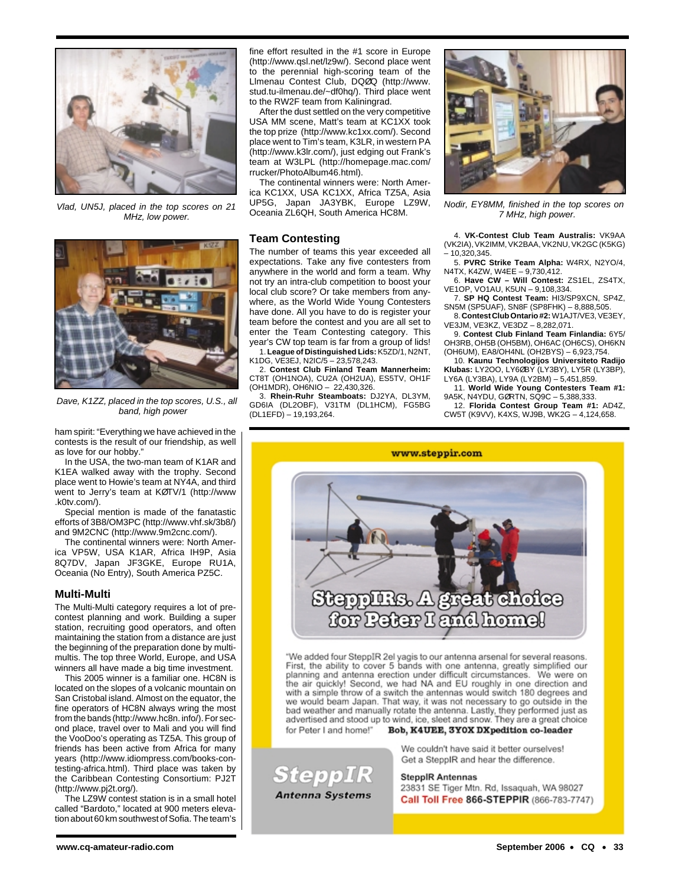*Vlad, UN5J, placed in the top scores on 21 MHz, low power.*

*Dave, K1ZZ, placed in the top scores, U.S., all band, high power*

ham spirit: "Everything we have achieved in the contests is the result of our friendship, as well as love for our hobby."

In the USA, the two-man team of K1AR and K1EA walked away with the trophy. Second place went to Howie's team at NY4A, and third went to Jerry's team at KØTV/1 (http://www.k0tv.com/).

Special mention is made of the fanatastic efforts of 3B8/OM3PC (http://www.vhf.sk/3b8/) and 9M2CNC (http://www.9m2cnc.com/).

The continental winners were: North America VP5W, USA K1AR, Africa IH9P, Asia 8Q7DV, Japan JF3GKE, Europe RU1A, Oceania (No Entry), South America PZ5C.

## Multi-Multi

The Multi-Multi category requires a lot of pre-contest planning and work. Building a super station, recruiting good operators, and often maintaining the station from a distance are just the beginning of the preparation done by multi-multis. The top three World, Europe, and USA winners all have made a big time investment.

This 2005 winner is a familiar one. HC8N is located on the slopes of a volcanic mountain on San Cristobal island. Almost on the equator, the fine operators of HC8N always wring the most from the bands (http://www.hc8n.info/). For second place, travel over to Mali and you will find the VooDoo's operating as TZ5A. This group of friends has been active from Africa for many years (http://www.idiompress.com/books-contesting-africa.html). Third place was taken by the Caribbean Contesting Consortium: PJ2T (http://www.pj2t.org/).

The LZ9W contest station is in a small hotel called "Bardoto," located at 900 meters elevation about 60 km southwest of Sofia. The team's fine effort resulted in the #1 score in Europe (http://www.qsl.net/lz9w/). Second place went to the perennial high-scoring team of the Llmenau Contest Club, DQØQ (http://www.stud.tu-ilmenau.de/~df0hq/). Third place went to the RW2F team from Kaliningrad.

After the dust settled on the very competitive USA MM scene, Matt's team at KC1XX took the top prize (http://www.kc1xx.com/). Second place went to Tim's team, K3LR, in western PA (http://www.k3lr.com/), just edging out Frank's team at W3LPL (http://homepage.mac.com/rrucker/PhotoAlbum46.html).

The continental winners were: North America KC1XX, USA KC1XX, Africa TZ5A, Asia UP5G, Japan JA3YBK, Europe LZ9W, Oceania ZL6QH, South America HC8M.

## Team Contesting

The number of teams this year exceeded all expectations. Take any five contesters from anywhere in the world and form a team. Why not try an intra-club competition to boost your local club score? Or take members from anywhere, as the World Wide Young Contesters have done. All you have to do is register your team before the contest and you are all set to enter the Team Contesting category. This year's CW top team is far from a group of lids!

1. **League of Distinguished Lids:** K5ZD/1, N2NT, K1DG, VE3EJ, N2IC/5 – 23,578,243.
2. **Contest Club Finland Team Mannerheim:** CT8T (OH1NOA), CU2A (OH2UA), ES5TV, OH1F (OH1MDR), OH6NIO – 22,430,326.
3. **Rhein-Ruhr Steamboats:** DJ2YA, DL3YM, GD6IA (DL2OBF), V31TM (DL1HCM), FG5BG (DL1EFD) – 19,193,264.
4. **VK-Contest Club Team Australis:** VK9AA (VK2IA), VK2IMM, VK2BAA, VK2NU, VK2GC (K5KG) – 10,320,345.
5. **PVRC Strike Team Alpha:** W4RX, N2YO/4, N4TX, K4ZW, W4EE – 9,730,412.
6. **Have CW – Will Contest:** ZS1EL, ZS4TX, VE1OP, VO1AU, K5UN – 9,108,334.
7. **SP HQ Contest Team:** HI3/SP9XCN, SP4Z, SN5M (SP5UAF), SN8F (SP8FHK) – 8,888,505.
8. **Contest Club Ontario #2:** W1AJT/VE3, VE3EY, VE3JM, VE3KZ, VE3DZ – 8,282,071.
9. **Contest Club Finland Team Finlandia:** 6Y5/OH3RB, OH5B (OH5BM), OH6AC (OH6CS), OH6KN (OH6UM), EA8/OH4NL (OH2BYS) – 6,923,754.
10. **Kaunu Technologijos Universiteto Radijo Klubas:** LY2OO, LY6ØBY (LY3BY), LY5R (LY3BP), LY6A (LY3BA), LY9A (LY2BM) – 5,451,859.
11. **World Wide Young Contesters Team #1:** 9A5K, N4YDU, GØRTN, SQ9C – 5,388,333.
12. **Florida Contest Group Team #1:** AD4Z, CW5T (K9VV), K4XS, WJ9B, WK2G – 4,124,658.

*Nodir, EY8MM, finished in the top scores on 7 MHz, high power.*

www.steppir.com

**SteppIRs. A great choice for Peter I and home!**

"We added four SteppIR 2el yagis to our antenna arsenal for several reasons. First, the ability to cover 5 bands with one antenna, greatly simplified our planning and antenna erection under difficult circumstances. We were on the air quickly! Second, we had NA and EU roughly in one direction and with a simple throw of a switch the antennas would switch 180 degrees and we would beam Japan. That way, it was not necessary to go outside in the bad weather and manually rotate the antenna. Lastly, they performed just as advertised and stood up to wind, ice, sleet and snow. They are a great choice for Peter I and home!" **Bob, K4UEE, 3Y0X DXpedition co-leader**

We couldn't have said it better ourselves! Get a SteppIR and hear the difference.

**SteppIR Antenna Systems**

**SteppIR Antennas**
23831 SE Tiger Mtn. Rd, Issaquah, WA 98027
**Call Toll Free 866-STEPPIR** (866-783-7747)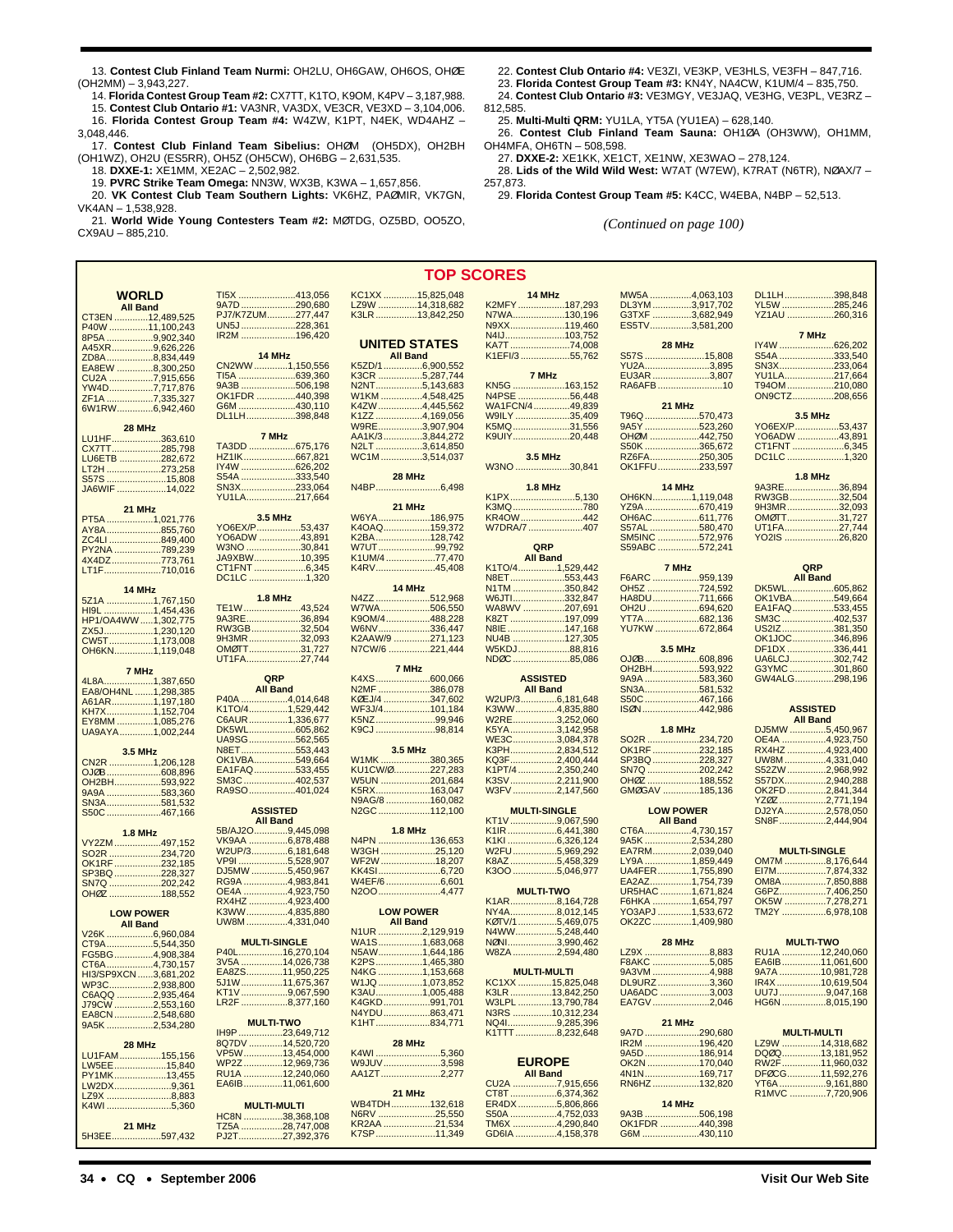13. **Contest Club Finland Team Nurmi:** OH2LU, OH6GAW, OH6OS, OHØE (OH2MM) – 3,943,227.

14. **Florida Contest Group Team #2:** CX7TT, K1TO, K9OM, K4PV – 3,187,988.

15. **Contest Club Ontario #1:** VA3NR, VA3DX, VE3CR, VE3XD – 3,104,006.

16. **Florida Contest Group Team #4:** W4ZW, K1PT, N4EK, WD4AHZ – 3,048,446.

17. **Contest Club Finland Team Sibelius:** OHØM (OH5DX), OH2BH (OH1WZ), OH2U (ES5RR), OH5Z (OH5CW), OH6BG – 2,631,535.

18. **DXXE-1:** XE1MM, XE2AC – 2,502,982.

19. **PVRC Strike Team Omega:** NN3W, WX3B, K3WA – 1,657,856.

20. **VK Contest Club Team Southern Lights:** VK6HZ, PAØMIR, VK7GN, VK4AN – 1,538,928.

21. **World Wide Young Contesters Team #2:** MØTDG, OZ5BD, OO5ZO, CX9AU – 885,210.

22. **Contest Club Ontario #4:** VE3ZI, VE3KP, VE3HLS, VE3FH – 847,716.

23. **Florida Contest Group Team #3:** KN4Y, NA4CW, K1UM/4 – 835,750.

24. **Contest Club Ontario #3:** VE3MGY, VE3JAQ, VE3HG, VE3PL, VE3RZ – 812,585.

25. **Multi-Multi QRM:** YU1LA, YT5A (YU1EA) – 628,140.

26. **Contest Club Finland Team Sauna:** OH1ØA (OH3WW), OH1MM, OH4MFA, OH6TN – 508,598.

27. **DXXE-2:** XE1KK, XE1CT, XE1NW, XE3WAO – 278,124.

28. **Lids of the Wild Wild West:** W7AT (W7EW), K7RAT (N6TR), NØAX/7 – 257,873.

29. **Florida Contest Group Team #5:** K4CC, W4EBA, N4BP – 52,513.

*(Continued on page 100)*

# TOP SCORES

## WORLD

**All Band**
CT3EN 12,489,525
P40W 11,100,243
8P5A 9,902,340
A45XR 9,626,226
ZD8A 8,834,449
EA8EW 8,300,250
CU2A 7,915,656
YW4D 7,717,876
ZF1A 7,335,327
6W1RW 6,942,460

**28 MHz**
LU1HF 363,610
CX7TT 285,798
LU6ETB 282,672
LT2H 273,258
S57S 15,808
JA6WIF 14,022

**21 MHz**
PT5A 1,021,776
AY8A 855,760
ZC4LI 849,400
PY2NA 789,239
4X4DZ 773,761
LT1F 710,016

**14 MHz**
5Z1A 1,767,150
HI9L 1,454,436
HP1/OA4WW 1,302,775
ZX5J 1,230,120
CW5T 1,173,008
OH6KN 1,119,048

**7 MHz**
4L8A 1,387,650
EA8/OH4NL 1,298,385
A61AR 1,197,180
KH7X 1,152,704
EY8MM 1,085,276
UA9AYA 1,002,244

**3.5 MHz**
CN2R 1,206,128
OJØB 608,896
OH2BH 593,922
9A9A 583,360
SN3A 581,532
S50C 467,166

**1.8 MHz**
VY2ZM 497,152
SO2R 234,720
OK1RF 232,185
SP3BQ 228,327
SN7Q 202,242
OHØZ 188,552

**LOW POWER**
**All Band**
V26K 6,960,084
CT9A 5,544,350
FG5BG 4,908,384
CT6A 4,730,157
HI3/SP9XCN 3,681,202
WP3C 2,938,800
C6AQQ 2,935,464
J79CW 2,553,160
EA8CN 2,548,680
9A5K 2,534,280

**28 MHz**
LU1FAM 155,156
LW5EE 15,840
PY1MK 13,455
LW2DX 9,361
LZ9X 8,883
K4WI 5,360

**21 MHz**
5H3EE 597,432
TI5X 413,056
9A7D 290,680
PJ7/K7ZUM 277,447
UN5J 228,361
IR2M 196,420

**14 MHz**
CN2WW 1,150,556
TI5A 639,360
9A3B 506,198
OK1FDR 440,398
G6M 430,110
DL1LH 398,848

**7 MHz**
TA3DD 675,176
HZ1IK 667,821
IY4W 626,202
S54A 333,540
SN3X 233,064
YU1LA 217,664

**3.5 MHz**
YO6EX/P 53,437
YO6ADW 43,891
W3NO 30,841
JA9XBW 10,395
CT1FNT 6,345
DC1LC 1,320

**1.8 MHz**
TE1W 43,524
9A3RE 36,894
RW3GB 32,504
9H3MR 32,093
OMØTT 31,727
UT1FA 27,744

**QRP**
**All Band**
P40A 4,014,648
K1TO/4 1,529,442
C6AUR 1,336,677
DK5WL 605,862
UA9SG 562,565
N8ET 553,443
OK1VBA 549,664
EA1FAQ 533,455
SM3C 402,537
RA9SO 401,024

**ASSISTED**
**All Band**
5B/AJ2O 9,445,098
VK9AA 6,878,488
W2UP/3 6,181,648
DJ5MW 5,450,967
RG9A 4,983,841
OE4A 4,923,750
RX4HZ 4,923,400
K3WW 4,835,880
UW8M 4,331,040

**MULTI-SINGLE**
P40L 16,270,104
3V5A 14,026,738
VP9I 5,528,907
EA8ZS 11,950,225
5J1W 11,675,367
KT1V 9,067,590
LR2F 8,377,160

**MULTI-TWO**
IH9P 23,649,712
8Q7DV 14,520,720
VP5W 13,454,000
WP2Z 12,969,736
RU1A 12,240,060
EA6IB 11,061,600

**MULTI-MULTI**
HC8N 38,368,108
TZ5A 28,747,008
PJ2T 27,392,376
KC1XX 15,825,048
LZ9W 14,318,682
K3LR 13,842,250

## UNITED STATES

**All Band**
K5ZD/1 6,900,552
K3CR 5,287,744
N2NT 5,143,683
W1KM 4,548,425
K4ZW 4,445,562
K1ZZ 4,169,056
W9RE 3,907,904
AA1K/3 3,844,272
N2LT 3,614,850
WC1M 3,514,037

**28 MHz**
N4BP 6,498

**21 MHz**
W6YA 186,975
K4OAQ 159,372
K2BA 128,742
W7UT 99,792
K1UM/4 77,470
K4RV 45,408

**14 MHz**
N4ZZ 512,968
W7WA 506,550
K9OM/4 488,228
W6NV 336,447
K2AAW/9 271,123
N7CW/6 221,444

**7 MHz**
K4XS 600,066
N2MF 386,078
KØEJ/4 347,602
WF3J/4 101,184
K5NZ 99,946
K9CJ 98,814

**3.5 MHz**
W1MK 380,365
KU1CW/Ø 227,283
W5UN 201,684
K5RX 163,047
N9AG/8 160,082
N2GC 112,100

**1.8 MHz**
N4PN 136,653
W3GH 25,120
WF2W 18,207
KK4SI 6,720
W4EF/6 6,601
N2OO 4,477

**LOW POWER**
**All Band**
N1UR 2,129,919
WA1S 1,683,068
N5AW 1,644,186
K2PS 1,465,380
N4KG 1,153,668
W1JQ 1,073,852
K3AU 1,005,488
K4GKD 991,701
N4YDU 863,471
K1HT 834,771

**28 MHz**
K4WI 5,360
W9JUV 3,598
AA1ZT 2,277

**21 MHz**
WB4TDH 132,618
N6RV 25,550
KR2AA 21,534
K7SP 11,349

**14 MHz**
K2MFY 187,293
N7WA 130,196
N9XX 119,460
N4IJ 103,752
KA7T 74,008
K1EFI/3 55,762

**7 MHz**
KN5G 163,152
N4PSE 56,448
WA1FCN/4 49,839
W9ILY 35,409
K5MQ 31,556
K9UIY 20,448

**3.5 MHz**
W3NO 30,841

**1.8 MHz**
K1PX 5,130
K3MQ 780
KR4OW 442
W7DRA/7 407

**QRP**
**All Band**
K1TO/4 1,529,442
N8ET 553,443
N1TM 350,842
W6JTI 332,847
WA8WV 207,691
K8ZT 197,099
N8IE 147,168
NU4B 127,305
W5KDJ 88,816
NDØC 85,086

**ASSISTED**
**All Band**
W2UP/3 6,181,648
K3WW 4,835,880
W2RE 3,252,060
K5YA 3,142,958
WE3C 3,084,378
K3PH 2,834,512
KQ3F 2,400,444
K1PT/4 2,350,240
K3SV 2,211,900
W3FV 2,147,560

**MULTI-SINGLE**
KT1V 9,067,590
K1IR 6,441,380
K1KI 6,326,124
W2FU 5,969,292
K8AZ 5,458,329
K3OO 5,046,977

**MULTI-TWO**
K1AR 8,164,728
NY4A 8,012,145
KØTV/1 5,469,075
N4WW 5,248,440
NØNI 3,990,462
W8ZA 2,594,480

**MULTI-MULTI**
KC1XX 15,825,048
K3LR 13,842,250
W3LPL 13,790,784
N3RS 10,312,234
NQ4I 9,285,396
K1TTT 8,232,648

## EUROPE

**All Band**
CU2A 7,915,656
CT8T 6,374,362
ER4DX 5,806,866
S50A 4,752,033
TM6X 4,290,840
GD6IA 4,158,378
MW5A 4,063,103
DL3YM 3,917,702
G3TXF 3,682,949
ES5TV 3,581,200

**28 MHz**
S57S 15,808
YU2A 3,895
EU3AR 3,807
RA6AFB 10

**21 MHz**
T96Q 570,473
9A5Y 523,260
OHØM 442,750
S50K 365,672
RZ6FA 250,305
OK1FFU 233,597

**14 MHz**
OH6KN 1,119,048
YZ9A 670,419
OH6AC 611,776
SS7AL 580,470
SM5INC 572,976
S59ABC 572,241

**7 MHz**
F6ARC 959,139
OH5Z 724,592
HA8DU 711,666
OH2U 694,620
YT7A 682,136
YU7KW 672,864

**3.5 MHz**
OJØB 608,896
OH2BH 593,922
9A9A 583,360
SN3A 581,532
S50C 467,166
ISØN 442,986

**1.8 MHz**
SO2R 234,720
OK1RF 232,185
SP3BQ 228,327
SN7Q 202,242
OHØZ 188,552
GMØGAV 185,136

**LOW POWER**
**All Band**
CT6A 4,730,157
9A5K 2,534,280
EA7RM 2,039,040
LY9A 1,859,449
UA4FER 1,755,890
EA2AZ 1,754,739
UR5HAC 1,671,824
F6HKA 1,654,797
YO3APJ 1,533,672
OK2ZC 1,409,980

**28 MHz**
LZ9X 8,883
F8AKC 5,085
9A3VM 4,988
DL9URZ 3,360
UA6ADC 3,003
EA7GV 2,046

**21 MHz**
9A7D 290,680
IR2M 196,420
9A5D 186,914
OK2N 170,040
4N1N 169,717
RN6HZ 132,820

**14 MHz**
9A3B 506,198
OK1FDR 440,398
G6M 430,110
DL1LH 398,848
YL5W 285,246
YZ1AU 260,316

**7 MHz**
IY4W 626,202
S54A 333,540
SN3X 233,064
YU1LA 217,664
T94OM 210,080
ON9CTZ 208,656

**3.5 MHz**
YO6EX/P 53,437
YO6ADW 43,891
CT1FNT 6,345
DC1LC 1,320

**1.8 MHz**
9A3RE 36,894
RW3GB 32,504
9H3MR 32,093
OMØTT 31,727
UT1FA 27,744
YO2IS 26,820

**QRP**
**All Band**
DK5WL 605,862
OK1VBA 549,664
EA1FAQ 533,455
SM3C 402,537
US2IZ 381,350
OK1JOC 346,896
DF1DX 336,441
UA6LCJ 302,742
G3YMC 301,860
GW4ALG 298,196

**ASSISTED**
**All Band**
DJ5MW 5,450,967
OE4A 4,923,750
RX4HZ 4,923,400
UW8M 4,331,040
S52ZW 2,968,992
S57DX 2,940,288
OK2FD 2,841,344
YZØZ 2,771,194
DJ2YA 2,578,050
SN8F 2,444,904

**MULTI-SINGLE**
OM7M 8,176,644
EI7M 7,874,332
OM8A 7,850,888
G6PZ 7,406,250
OK5W 7,278,271
TM2Y 6,978,108

**MULTI-TWO**
RU1A 12,240,060
EA6IB 11,061,600
9A7A 10,981,728
IR4X 10,619,504
UU7J 9,047,168
HG6N 8,015,190

**MULTI-MULTI**
LZ9W 14,318,682
DQØQ 13,181,952
RW2F 11,960,032
DFØCG 11,592,276
YT6A 9,161,880
R1MVC 7,720,906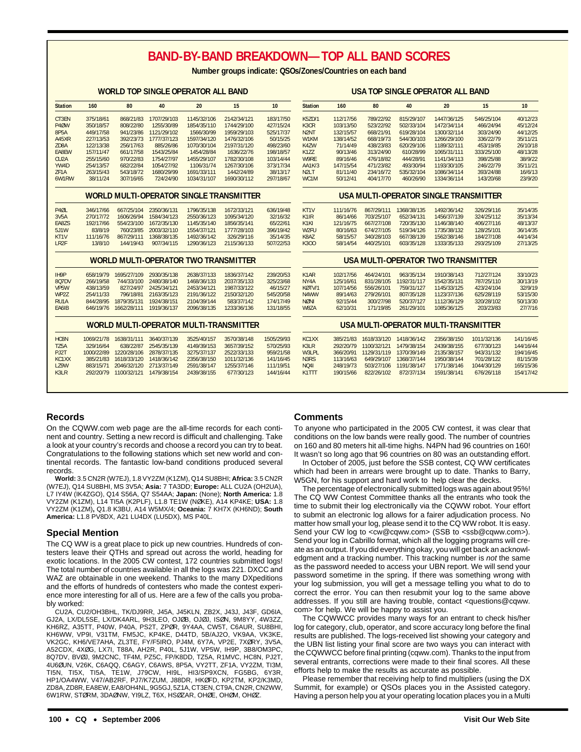# BAND-BY-BAND BREAKDOWN—TOP ALL BAND SCORES

**Number groups indicate: QSOs/Zones/Countries on each band**

### WORLD TOP SINGLE OPERATOR ALL BAND

| Station | 160 | 80 | 40 | 20 | 15 | 10 |
|---|---|---|---|---|---|---|
| CT3EN | 375/18/61 | 868/21/83 | 1707/29/103 | 1145/32/106 | 2142/34/121 | 183/17/50 |
| P4ØW | 350/18/57 | 808/22/80 | 1255/30/89 | 1854/35/110 | 1744/29/100 | 427/15/24 |
| 8P5A | 449/17/58 | 941/23/86 | 1121/29/102 | 1566/30/99 | 1959/29/103 | 525/17/37 |
| A45XR | 227/13/53 | 392/23/73 | 1777/37/123 | 1597/34/120 | 1476/32/106 | 50/15/25 |
| ZD8A | 122/13/38 | 256/17/63 | 885/26/86 | 1070/30/104 | 2197/31/120 | 498/23/60 |
| EA8EW | 157/11/47 | 661/17/58 | 1543/25/84 | 1454/28/84 | 1636/22/76 | 198/18/57 |
| CU2A | 255/15/60 | 970/22/83 | 1754/27/97 | 1455/29/107 | 1782/30/108 | 103/14/44 |
| YW4D | 254/13/57 | 682/22/84 | 1054/27/92 | 1106/31/74 | 1267/30/106 | 373/17/34 |
| ZF1A | 263/15/43 | 543/18/72 | 1680/29/99 | 1691/33/111 | 1442/24/89 | 38/13/17 |
| 6W1RW | 38/11/24 | 307/16/65 | 724/24/90 | 1034/31/107 | 1690/30/112 | 297/18/67 |

### USA TOP SINGLE OPERATOR ALL BAND

| Station | 160 | 80 | 40 | 20 | 15 | 10 |
|---|---|---|---|---|---|---|
| K5ZD/1 | 112/17/56 | 789/22/92 | 815/29/107 | 1447/36/125 | 546/25/104 | 40/12/23 |
| K3CR | 103/13/50 | 523/22/92 | 502/33/104 | 1472/34/114 | 466/24/94 | 45/12/24 |
| N2NT | 132/15/57 | 668/21/91 | 619/28/104 | 1300/32/114 | 303/24/90 | 44/12/25 |
| W1KM | 138/14/52 | 668/19/73 | 544/30/103 | 1266/29/100 | 336/22/79 | 35/11/21 |
| K4ZW | 71/14/49 | 438/23/83 | 620/29/106 | 1189/32/111 | 453/19/85 | 26/10/18 |
| K1ZZ | 90/13/46 | 313/24/90 | 610/28/99 | 1065/31/111 | 333/25/100 | 48/13/28 |
| W9RE | 89/16/46 | 476/18/82 | 444/28/91 | 1141/34/113 | 398/25/88 | 38/9/22 |
| AA1K/3 | 147/15/54 | 471/23/82 | 493/30/96 | 1193/30/105 | 246/22/79 | 35/11/21 |
| N2LT | 81/11/40 | 234/16/72 | 535/32/104 | 1086/34/114 | 393/24/88 | 16/6/13 |
| WC1M | 50/12/41 | 404/17/70 | 460/26/90 | 1334/36/114 | 143/20/68 | 23/9/20 |

### WORLD MULTI-OPERATOR SINGLE TRANSMITTER

| Station | 160 | 80 | 40 | 20 | 15 | 10 |
|---|---|---|---|---|---|---|
| P4ØL | 346/17/66 | 667/25/104 | 2350/36/131 | 1796/35/138 | 1672/33/121 | 636/19/48 |
| 3V5A | 270/17/72 | 1606/26/94 | 1584/34/123 | 2550/36/123 | 1095/34/120 | 32/16/32 |
| EA8ZS | 192/17/66 | 554/23/100 | 1672/35/130 | 1145/35/140 | 1856/35/141 | 65/22/61 |
| 5J1W | 83/8/19 | 760/23/85 | 2003/32/110 | 1554/37/121 | 1777/28/103 | 396/19/42 |
| KT1V | 111/16/76 | 867/29/111 | 1368/38/135 | 1492/36/142 | 326/29/116 | 35/14/35 |
| LR2F | 13/8/10 | 144/19/43 | 907/34/115 | 1290/36/123 | 2115/36/133 | 507/22/53 |

### USA MULTI-OPERATOR SINGLE TRANSMITTER

| Station | 160 | 80 | 40 | 20 | 15 | 10 |
|---|---|---|---|---|---|---|
| KT1V | 111/16/76 | 867/29/111 | 1368/38/135 | 1492/36/142 | 326/29/116 | 35/14/35 |
| K1IR | 86/14/66 | 703/25/107 | 652/34/131 | 1456/37/139 | 324/25/112 | 35/13/34 |
| K1KI | 121/16/75 | 667/27/108 | 720/35/130 | 1146/38/140 | 406/27/116 | 48/13/37 |
| W2FU | 80/16/63 | 674/27/105 | 519/34/126 | 1735/38/132 | 128/25/101 | 36/14/35 |
| K8AZ | 58/15/57 | 340/28/103 | 667/38/139 | 1562/38/146 | 184/27/108 | 44/14/34 |
| K3OO | 58/14/54 | 440/25/101 | 603/35/128 | 1333/35/133 | 293/25/109 | 27/13/25 |

### WORLD MULTI-OPERATOR TWO TRANSMITTER

| Station | 160 | 80 | 40 | 20 | 15 | 10 |
|---|---|---|---|---|---|---|
| IH9P | 658/19/79 | 1695/27/109 | 2930/35/138 | 2638/37/133 | 1836/37/142 | 239/20/53 |
| 8Q7DV | 266/19/58 | 744/33/100 | 2480/38/140 | 1468/36/133 | 2037/35/133 | 325/23/68 |
| VP5W | 438/13/59 | 827/24/97 | 2425/34/121 | 2453/34/121 | 1987/33/122 | 46/15/27 |
| WP2Z | 254/11/33 | 796/18/81 | 2163/35/123 | 2191/36/122 | 2150/32/120 | 545/20/58 |
| RU1A | 844/28/95 | 1879/35/131 | 1924/38/151 | 2104/39/144 | 583/37/142 | 174/17/49 |
| EA6IB | 646/19/76 | 1662/28/111 | 1919/36/137 | 2096/38/135 | 1233/36/136 | 131/18/55 |

### USA MULTI-OPERATOR TWO TRANSMITTER

| Station | 160 | 80 | 40 | 20 | 15 | 10 |
|---|---|---|---|---|---|---|
| K1AR | 102/17/56 | 464/24/101 | 963/35/134 | 1910/38/143 | 712/27/124 | 33/10/23 |
| NY4A | 125/16/61 | 831/28/105 | 1192/31/117 | 1542/35/131 | 787/25/110 | 30/13/19 |
| KØTV/1 | 107/14/56 | 556/26/101 | 759/31/127 | 1145/33/125 | 423/24/104 | 32/9/19 |
| N4WW | 89/14/63 | 279/26/101 | 807/35/128 | 1123/37/136 | 625/28/119 | 53/15/30 |
| NØNI | 92/15/44 | 300/27/98 | 520/37/127 | 1112/36/139 | 320/28/102 | 50/13/30 |
| WØZA | 62/10/31 | 171/19/85 | 261/29/101 | 1085/36/125 | 203/23/83 | 27/7/16 |

### WORLD MULTI-OPERATOR MULTI-TRANSMITTER

| Station | 160 | 80 | 40 | 20 | 15 | 10 |
|---|---|---|---|---|---|---|
| HC8N | 1069/21/78 | 1638/31/111 | 3640/37/139 | 3525/40/157 | 3570/38/148 | 1505/29/93 |
| TZ5A | 329/16/64 | 638/22/87 | 2545/35/139 | 4149/39/153 | 3657/39/152 | 570/25/93 |
| PJ2T | 1000/22/89 | 1220/28/106 | 2878/37/135 | 3275/37/137 | 2522/33/133 | 959/21/58 |
| KC1XX | 385/21/83 | 1618/33/120 | 1418/36/142 | 2356/38/150 | 1011/32/136 | 141/16/45 |
| LZ9W | 883/15/71 | 2046/32/120 | 2713/37/149 | 2591/38/147 | 1255/37/146 | 111/19/51 |
| K3LR | 292/20/79 | 1100/32/121 | 1479/38/154 | 2439/38/155 | 677/30/123 | 144/16/44 |

### USA MULTI-OPERATOR MULTI-TRANSMITTER

| Station | 160 | 80 | 40 | 20 | 15 | 10 |
|---|---|---|---|---|---|---|
| KC1XX | 385/21/83 | 1618/33/120 | 1418/36/142 | 2356/38/150 | 1011/32/136 | 141/16/45 |
| K3LR | 292/20/79 | 1100/32/121 | 1479/38/154 | 2439/38/155 | 677/30/123 | 144/16/44 |
| W3LPL | 366/20/91 | 1129/31/119 | 1370/39/149 | 2135/38/157 | 943/31/132 | 194/16/45 |
| N3RS | 113/16/63 | 649/29/107 | 1368/37/144 | 1950/38/144 | 701/28/122 | 81/15/39 |
| NQ4I | 248/19/73 | 503/27/106 | 1191/38/147 | 1771/38/146 | 1044/30/129 | 165/15/36 |
| K1TTT | 190/15/66 | 822/26/102 | 872/37/134 | 1591/38/141 | 676/26/118 | 154/17/42 |

## Records

On the CQWW.com web page are the all-time records for each continent and country. Setting a new record is difficult and challenging. Take a look at your country's records and choose a record you can try to beat. Congratulations to the following stations which set new world and continental records. The fantastic low-band conditions produced several records.

**World:** 3.5 CN2R (W7EJ), 1.8 VY2ZM (K1ZM), Q14 SU8BHI; **Africa:** 3.5 CN2R (W7EJ), Q14 SU8BHI, MS 3V5A; **Asia:** 7 TA3DD; **Europe:** ALL CU2A (OH2UA), L7 IY4W (IK4ZGO), Q14 S56A, Q7 S54AA; **Japan:** (None); **North America:** 1.8 VY2ZM (K1ZM), L14 TI5A (K2PLF), L1.8 TE1W (NØKE), A14 KP4KE; **USA:** 1.8 VY2ZM (K1ZM)**,** Q1.8 K3BU, A14 W5MX/4; **Oceania:** 7 KH7X (KH6ND); **South America:** L1.8 PV8DX, A21 LU4DX (LU5DX), MS P40L.

## Special Mention

The CQ WW is a great place to pick up new countries. Hundreds of contesters leave their QTHs and spread out across the world, heading for exotic locations. In the 2005 CW contest, 172 countries submitted logs! The total number of countries available in all the logs was 221. DXCC and WAZ are obtainable in one weekend. Thanks to the many DXpeditions and the efforts of hundreds of contesters who made the contest experience more interesting for all of us. Here are a few of the calls you probably worked:

CU2A, CU2/OH3BHL, TK/DJ9RR, J45A, J45KLN, ZB2X, J43J, J43F, GD6IA, GJ2A, LX/DL5SE, LX/DK4ARL, 9H3LEO, OJØB, OJØJ, ISØN, 9M8YY, 4W3ZZ, KH6RZ, A35TT, P40W, P40A, PS2T, ZPØR, 9Y4AA, CW5T, C6AUR, SU8BHI, KH6WW, VP9I, V31TM, FM5JC, KP4KE, D44TD, 5B/AJ2O, VK9AA, VK3KE, VK2GC, KH6/VE7AHA, ZL3TE, FY/F5IRO, PJ4M, 6Y7A, VP2E, 7XØRY, 3V5A, A52CDX, 4XØG, LX7I, T88A, AH2R, P40L, 5J1W, VP5W, IH9P, 3B8/OM3PC, 8Q7DV, BVØJ, 9M2CNC, TF4M, PZ5C, FP/K8DD, TZ5A, R1MVC, HC8N, PJ2T, 4U6ØUN, V26K, C6AQQ, C6AGY, C6AWS, 8P5A, VY2TT, ZF1A, VY2ZM, TI3M, TI5N, TI5X, TI5A, TE1W, J79CW, HI9L, HI3/SP9XCN, FG5BG, 6Y3R, HP1/OA4WW, V47/AB2RF, PJ7/K7ZUM, J88DR, HKØFD, KP2TM, KP2/K3MD, ZD8A, ZD8R, EA8EW, EA8/OH4NL, 9G5GJ, 5Z1A, CT3EN, CT9A, CN2R, CN2WW, 6W1RW, STØRM, 3DAØNW, YI9LZ, T6X, HSØZAR, OHØE, OHØM, OHØZ.

## Comments

To anyone who participated in the 2005 CW contest, it was clear that conditions on the low bands were really good. The number of countries on 160 and 80 meters hit all-time highs. N4PN had 96 countries on 160! It wasn't so long ago that 96 countries on 80 was an outstanding effort.

In October of 2005, just before the SSB contest, CQ WW certificates which had been in arrears were brought up to date. Thanks to Barry, W5GN, for his support and hard work to help clear the decks.

The percentage of electronically submitted logs was again about 95%! The CQ WW Contest Committee thanks all the entrants who took the time to submit their log electronically via the CQWW robot. Your effort to submit an electronic log allows for a fairer adjudication process. No matter how small your log, please send it to the CQ WW robot. It is easy. Send your CW log to <cw@cqww.com> (SSB to <ssb@cqww.com>). Send your log in Cabrillo format, which all the logging programs will create as an output. If you did everything okay, you will get back an acknowledgment and a tracking number. This tracking number is *not* the same as the password needed to access your UBN report. We will send your password sometime in the spring. If there was something wrong with your log submission, you will get a message telling you what to do to correct the error. You can then resubmit your log to the same above addresses. If you still are having trouble, contact <questions@cqww.com> for help. We will be happy to assist you.

The CQWWCC provides many ways for an entrant to check his/her log for category, club, operator, and score accuracy long before the final results are published. The logs-received list showing your category and the UBN list listing your final score are two ways you can interact with the CQWWCC before final printing (cqww.com). Thanks to the input from several entrants, corrections were made to their final scores. All these efforts help to make the results as accurate as possible.

Please remember that receiving help to find multipliers (using the DX Summit, for example) or QSOs places you in the Assisted category. Having a person help you at your operating location places you in a Multi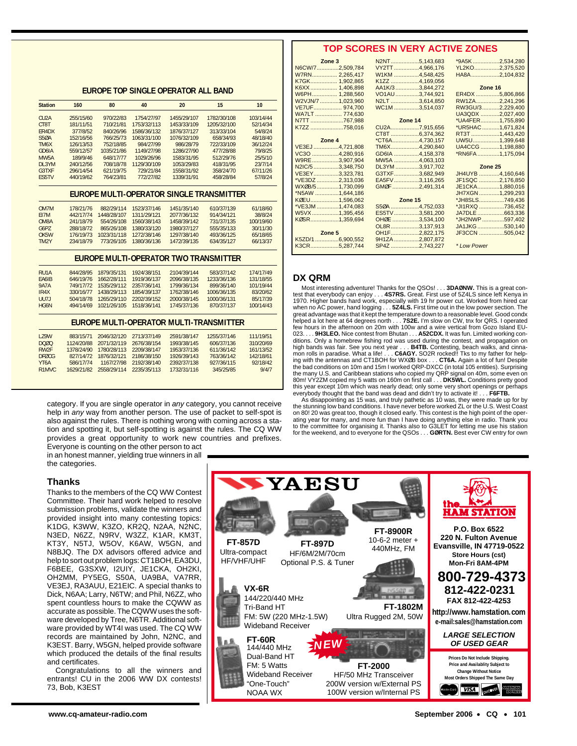## EUROPE TOP SINGLE OPERATOR ALL BAND

| Station | 160 | 80 | 40 | 20 | 15 | 10 |
|---|---|---|---|---|---|---|
| CU2A | 255/15/60 | 970/22/83 | 1754/27/97 | 1455/29/107 | 1782/30/108 | 103/14/44 |
| CT8T | 181/11/51 | 710/21/81 | 1753/32/113 | 1453/33/109 | 1205/32/100 | 52/14/34 |
| ER4DX | 377/8/52 | 840/26/96 | 1586/36/132 | 1876/37/127 | 313/33/104 | 54/8/24 |
| S5ØA | 152/16/56 | 766/25/73 | 1063/31/100 | 1076/32/109 | 658/34/93 | 48/18/40 |
| TM6X | 126/13/53 | 752/18/85 | 984/27/99 | 986/28/79 | 722/33/109 | 36/12/24 |
| GD6IA | 559/12/57 | 1035/21/86 | 1149/27/98 | 1286/27/90 | 477/28/88 | 79/8/25 |
| MW5A | 189/9/46 | 648/17/77 | 1029/26/96 | 1583/31/95 | 512/29/76 | 25/5/10 |
| DL3YM | 240/12/56 | 708/18/78 | 1129/30/100 | 1053/29/83 | 418/31/95 | 23/7/14 |
| G3TXF | 296/14/54 | 621/19/75 | 729/21/84 | 1558/31/92 | 358/24/70 | 67/11/26 |
| ES5TV | 440/19/62 | 764/23/81 | 772/27/82 | 1339/31/91 | 458/28/84 | 57/8/24 |

## EUROPE MULTI-OPERATOR SINGLE TRANSMITTER

| Station | 160 | 80 | 40 | 20 | 15 | 10 |
|---|---|---|---|---|---|---|
| OM7M | 178/21/76 | 882/29/114 | 1523/37/146 | 1451/35/140 | 610/37/139 | 61/18/60 |
| EI7M | 442/17/74 | 1448/28/107 | 1311/29/121 | 2077/36/132 | 914/34/121 | 38/8/24 |
| OM8A | 241/18/79 | 554/26/108 | 1560/38/143 | 1458/39/142 | 731/37/135 | 100/19/60 |
| G6PZ | 288/18/72 | 865/26/108 | 1380/33/120 | 1980/37/127 | 555/35/133 | 30/11/30 |
| OK5W | 176/19/73 | 1023/31/118 | 1272/38/146 | 1297/38/140 | 493/36/125 | 65/18/65 |
| TM2Y | 234/18/79 | 773/26/105 | 1380/36/136 | 1472/39/135 | 634/35/127 | 66/13/37 |

## EUROPE MULTI-OPERATOR TWO TRANSMITTER

| Station | 160 | 80 | 40 | 20 | 15 | 10 |
|---|---|---|---|---|---|---|
| RU1A | 844/28/95 | 1879/35/131 | 1924/38/151 | 2104/39/144 | 583/37/142 | 174/17/49 |
| EA6IB | 646/19/76 | 1662/28/111 | 1919/36/137 | 2096/38/135 | 1233/36/136 | 131/18/55 |
| 9A7A | 749/17/72 | 1535/29/112 | 2357/36/141 | 1799/36/134 | 899/36/140 | 101/19/44 |
| IR4X | 330/16/77 | 1438/29/113 | 1854/39/137 | 1762/38/146 | 1006/36/135 | 83/20/62 |
| UU7J | 504/18/78 | 1265/29/110 | 2202/39/152 | 2000/38/145 | 1000/36/131 | 85/17/39 |
| HG6N | 494/14/69 | 1021/26/105 | 1518/36/141 | 1745/37/136 | 870/37/137 | 100/14/43 |

## EUROPE MULTI-OPERATOR MULTI-TRANSMITTER

| Station | 160 | 80 | 40 | 20 | 15 | 10 |
|---|---|---|---|---|---|---|
| LZ9W | 883/15/71 | 2046/32/120 | 2713/37/149 | 2591/38/147 | 1255/37/146 | 111/19/51 |
| DQØQ | 1124/20/88 | 2071/32/119 | 2676/38/154 | 1993/38/145 | 606/37/136 | 310/20/69 |
| RW2F | 1378/24/90 | 1780/28/113 | 2209/38/147 | 1953/37/136 | 611/36/142 | 161/13/52 |
| DFØCG | 827/14/72 | 1876/32/121 | 2186/38/150 | 1926/39/143 | 763/36/142 | 142/18/61 |
| YT6A | 586/17/74 | 1167/27/98 | 2192/38/140 | 2392/37/138 | 927/36/115 | 92/18/42 |
| R1MVC | 1629/21/82 | 2558/29/114 | 2235/35/113 | 1732/31/116 | 345/25/85 | 9/4/7 |

category. If you are single operator in *any* category, you cannot receive help in *any* way from another person. The use of packet to self-spot is also against the rules. There is nothing wrong with coming across a station and spotting it, but self-spotting is against the rules. The CQ WW provides a great opportunity to work new countries and prefixes. Everyone is counting on the other person to act in an honest manner, yielding true winners in all the categories.

### Thanks

Thanks to the members of the CQ WW Contest Committee. Their hard work helped to resolve submission problems, validate the winners and provided insight into many contesting topics: K1DG, K3WW, K3ZO, KR2Q, N2AA, N2NC, N3ED, N6ZZ, N9RV, W3ZZ, K1AR, KM3T, KT3Y, N5TJ, W5OV, K6AW, W5GN, and N8BJQ. The DX advisors offered advice and help to sort out problem logs: CT1BOH, EA3DU, F6BEE, G3SXW, I2UIY, JE1CKA, OH2KI, OH2MM, PY5EG, S50A, UA9BA, VA7RR, VE3EJ, RA3AUU, E21EIC. A special thanks to Dick, N6AA; Larry, N6TW; and Phil, N6ZZ, who spent countless hours to make the CQWW as accurate as possible. The CQWW uses the software developed by Tree, N6TR. Additional software provided by WT4I was used. The CQ WW records are maintained by John, N2NC, and K3EST. Barry, W5GN, helped provide software which produced the details of the final results and certificates.

Congratulations to all the winners and entrants! CU in the 2006 WW DX contests! 73, Bob, K3EST

## TOP SCORES IN VERY ACTIVE ZONES

**Zone 3**
N6CW/7 ............2,509,784
W7RN ............2,265,417
K7GK ............1,902,865
K6XX ............1,406,898
W6PH ............1,288,560
W2VJN/7 ............1,023,960
VE7UF ............974,700
WA7LT ............774,630
N7TT ............767,988
K7ZZ ............758,016

**Zone 4**
VE3EJ ............4,721,808
VC3O ............4,280,916
W9RE ............3,907,904
N2IC/5 ............3,348,750
VE3EY ............3,323,781
*VE3DZ ............2,313,036
WXØB/5 ............1,730,099
*N5AW ............1,644,186
KØEU ............1,596,062
*VE3JM ............1,474,083
W5VX ............1,395,456
KØSR ............1,359,694

**Zone 5**
K5ZD/1 ............6,900,552
K3CR ............5,287,744
N2NT ............5,143,683
VY2TT ............4,966,176
W1KM ............4,548,425
K1ZZ ............4,169,056
AA1K/3 ............3,844,272
VO1AU ............3,744,921
N2LT ............3,614,850
WC1M ............3,514,037

**Zone 14**
CU2A ............7,915,656
CT8T ............6,374,362
*CT6A ............4,730,157
TM6X ............4,290,840
GD6IA ............4,158,378
MW5A ............4,063,103
DL3YM ............3,917,702
G3TXF ............3,682,949
EA5FV ............3,116,265
GMØF ............2,491,314

**Zone 15**
S5ØA ............4,752,033
ES5TV ............3,581,200
OHØE ............3,534,100
OL8R ............3,137,913
OH1F ............2,822,175
9H1ZA ............2,807,872
SP4Z ............2,743,227
*9A5K ............2,534,280
YL2KO ............2,375,520
HA8A ............2,104,832

**Zone 16**
ER4DX ............5,806,866
RW1ZA ............2,241,296
RW3GU/3 ............2,229,400
UA3QDX ............2,027,400
*UA4FER ............1,755,890
*UR5HAC ............1,671,824
RT3T ............1,443,420
UW5U ............1,399,648
UA4CCG ............1,198,880
*RN6FA ............1,175,094

**Zone 25**
JH4UYB ............4,160,646
JF1SQC ............2,176,850
JE1CKA ............1,880,016
JH7XGN ............1,299,293
*JH8SLS ............749,436
*JI1RXQ ............736,452
JA7DLE ............663,336
*JH2NWP ............597,402
JA1JKG ............530,140
JF3CCN ............505,042

* Low Power

## DX QRM

Most interesting adventure! Thanks for the QSOs! . . . **3DAØNW.** This is a great contest that everybody can enjoy . . . **4S7RS.** Great. First use of 5Z4LS since left Kenya in 1970. Higher bands hard work, especially with 19 hr power cut. Worked from hired car when no AC power, hand logging . . . **5Z4LS.** First time out in the low power section. The great advantage was that it kept the temperature down to a reasonable level. Good condx helped a lot here at 64 degrees north . . . **7S2E.** I'm slow on CW, tnx for QRS. I operated few hours in the afternoon on 20m with 100w and a wire vertical from Gozo Island EU-023. . . . **9H3LEO.** Nice contest from Bhutan . . . **A52CDX.** It was fun. Limited working conditions. Only a homebrew fishing rod was used during the contest, and propagation on high bands was fair. See you next year . . . **B4TB.** Contesting, beach walks, and cinnamon rolls in paradise. What a life! . . . **C6AGY.** SO2R rocked!! Tks to my father for helping with the antennas and CT1BOH for WXØB box . . . **CT6A.** Again a lot of fun! Despite the bad conditions on 10m and 15m I worked QRP-DXCC (in total 105 entities). Surprising the many U.S. and Caribbean stations who copied my QRP signal on 40m, some even on 80m! VY2ZM copied my 5 watts on 160m on first call . . . **DK5WL.** Conditions pretty good this year except 10m which was nearly dead; only some very short openings or perhaps everybody thought that the band was dead and didn't try to activate it! . . . **F6FTB.**

As disappointing as 15 was, and truly pathetic as 10 was, they were made up for by the stunning low band conditions. I have never before worked ZL or the U.S. West Coast on 80! 20 was great too, though it closed early. This contest is the high point of the operating year for many, and more fun than I have doing anything else in radio. Thank you to the committee for organising it. Thanks also to G3LET for letting me use his station for the weekend, and to everyone for the QSOs . . . **GØRTN.** Best ever CW entry for own

**YAESU**

**FT-857D** Ultra-compact HF/VHF/UHF

**FT-897D** HF/6M/2M/70cm Optional P.S. & Tuner

**FT-8900R** 10-6-2 meter + 440MHz, FM

**VX-6R** 144/220/440 MHz Tri-Band HT FM: 5W (220 MHz-1.5W) Wideband Receiver

**FT-1802M** Ultra Rugged 2M, 50W

**FT-60R** 144/440 MHz Dual-Band HT FM: 5 Watts Wideband Receiver "One-Touch" NOAA WX

NEW

**FT-2000** HF/50 MHz Transceiver 200W version w/External PS 100W version w/Internal PS

**the HAM STATION**

P.O. Box 6522
220 N. Fulton Avenue
Evansville, IN 47719-0522
Store Hours (cst)
Mon-Fri 8AM-4PM

**800-729-4373**
**812-422-0231**
FAX 812-422-4253
http://www.hamstation.com
e-mail:sales@hamstation.com

**LARGE SELECTION OF USED GEAR**

Prices Do Not Include Shipping. Price and Availablity Subject to Change Without Notice. Most Orders Shipped The Same Day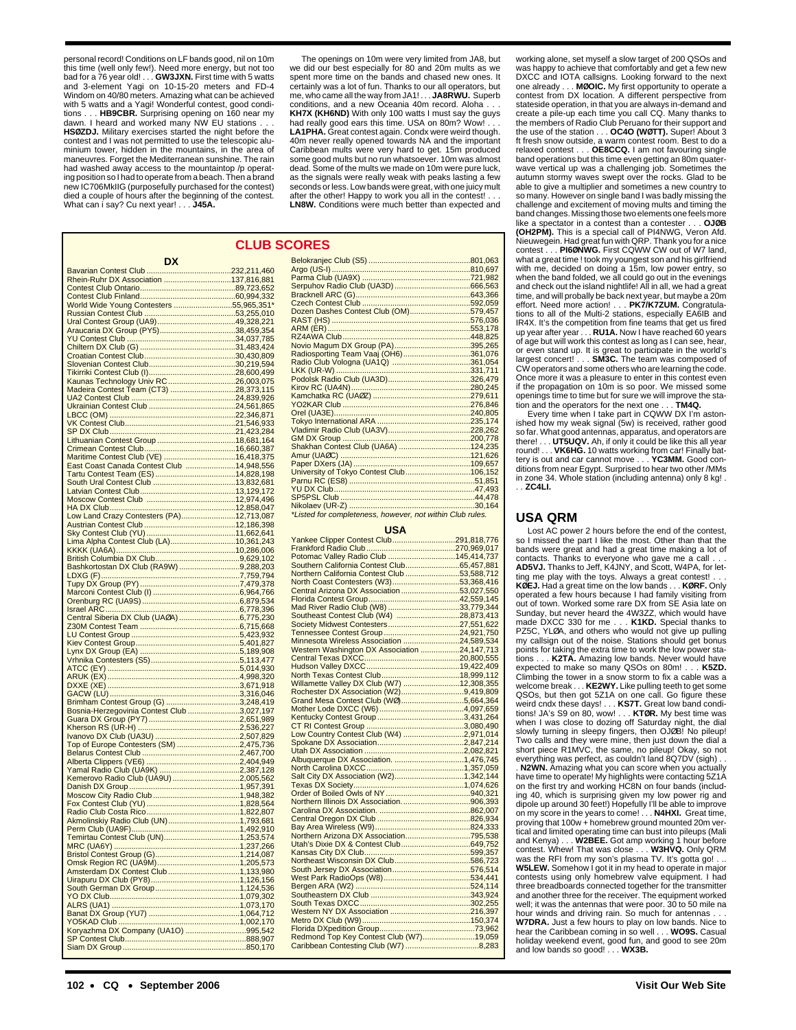personal record! Conditions on LF bands good, nil on 10m this time (well only few!). Need more energy, but not too bad for a 76 year old! . . . **GW3JXN.** First time with 5 watts and 3-element Yagi on 10-15-20 meters and FD-4 Windom on 40/80 meters. Amazing what can be achieved with 5 watts and a Yagi! Wonderful contest, good conditions . . . **HB9CBR.** Surprising opening on 160 near my dawn. I heard and worked many NW EU stations . . . **HSØZDJ.** Military exercises started the night before the contest and I was not permitted to use the telescopic aluminium tower, hidden in the mountains, in the area of maneuvres. Forget the Mediterranean sunshine. The rain had washed away access to the mountaintop /p operating position so I had to operate from a beach. Then a brand new IC706MkIIG (purposefully purchased for the contest) died a couple of hours after the beginning of the contest. What can i say? Cu next year! . . . **J45A.**

The openings on 10m were very limited from JA8, but we did our best especially for 80 and 20m mults as we spent more time on the bands and chased new ones. It certainly was a lot of fun. Thanks to our all operators, but me, who came all the way from JA1! . . . **JA8RWU.** Superb conditions, and a new Oceania 40m record. Aloha . . . **KH7X (KH6ND)** With only 100 watts I must say the guys had really good ears this time. USA on 80m? Wow! . . . **LA1PHA.** Great contest again. Condx were weird though. 40m never really opened towards NA and the important Caribbean mults were very hard to get. 15m produced some good mults but no run whatsoever. 10m was almost dead. Some of the mults we made on 10m were pure luck, as the signals were really weak with peaks lasting a few seconds or less. Low bands were great, with one juicy mult after the other! Happy to work you all in the contest! . . . **LN8W.** Conditions were much better than expected and working alone, set myself a slow target of 200 QSOs and was happy to achieve that comfortably and get a few new DXCC and IOTA callsigns. Looking forward to the next one already . . . **MØOIC.** My first opportunity to operate a contest from DX location. A different perspective from stateside operation, in that you are always in-demand and create a pile-up each time you call CQ. Many thanks to the members of Radio Club Peruano for their support and the use of the station . . . **OC4O (WØTT).** Super! About 3 ft fresh snow outside, a warm contest room. Best to do a relaxed contest . . . **OE8CCQ.** I am not favouring single band operations but this time even getting an 80m quarter-wave vertical up was a challenging job. Sometimes the autumn stormy waves swept over the rocks. Glad to be able to give a multiplier and sometimes a new country to so many. However on single band I was badly missing the challenge and excitement of moving mults and timing the band changes. Missing those two elements one feels more like a spectator in a contest than a contester . . . **OJØB (OH2PM).** This is a special call of PI4NWG, Veron Afd. Nieuwegein. Had great fun with QRP. Thank you for a nice contest . . . **PI6ØNWG.** First CQWW CW out of W7 land, what a great time ! took my youngest son and his girlfriend with me, decided on doing a 15m, low power entry, so when the band folded, we all could go out in the evenings and check out the island nightlife! All in all, we had a great time, and will probably be back next year, but maybe a 20m effort. Need more action! . . . **PK7/K7ZUM.** Congratulations to all of the Multi-2 stations, especially EA6IB and IR4X. It's the competition from fine teams that get us fired up year after year . . . **RU1A.** Now I have reached 60 years of age but will work this contest as long as I can see, hear, or even stand up. It is great to participate in the world's largest concert! . . . **SM3C.** The team was composed of CW operators and some others who are learning the code. Once more it was a pleasure to enter in this contest even if the propagation on 10m is so poor. We missed some openings time to time but for sure we will improve the station and the operators for the next one . . . **TM4Q.**

Every time when I take part in CQWW DX I'm astonished how my weak signal (5w) is received, rather good so far. What good antennas, apparatus, and operators are there! . . . **UT5UQV.** Ah, if only it could be like this all year round!! . . . **VK6HG.** 10 watts working from car! Finally battery is out and car cannot move . . . **YC3MM.** Good conditions from near Egypt. Surprised to hear two other /MMs in zone 34. Whole station (including antenna) only 8 kg! . . . **ZC4LI.**

## CLUB SCORES

### DX

| Club | Score |
|---|---|
| Bavarian Contest Club | 232,211,460 |
| Rhein-Ruhr DX Association | 137,816,881 |
| Contest Club Ontario | 89,723,652 |
| Contest Club Finland | 60,994,332 |
| World Wide Young Contesters | 55,965,351* |
| Russian Contest Club | 53,255,010 |
| Ural Contest Group (UA9) | 49,328,221 |
| Araucaria DX Group (PY5) | 38,459,354 |
| YU Contest Club | 34,037,785 |
| Chiltern DX Club (G) | 31,483,424 |
| Croatian Contest Club | 30,430,809 |
| Slovenian Contest Club | 30,219,594 |
| Tikirriki Contest Club (I) | 28,600,499 |
| Kaunas Technology Univ RC | 26,003,075 |
| Madeira Contest Team (CT3) | 28,373,115 |
| UA2 Contest Club | 24,839,926 |
| Ukrainian Contest Club | 24,561,865 |
| LBCC (OM) | 22,346,871 |
| VK Contest Club | 21,546,933 |
| SP DX Club | 21,423,284 |
| Lithuanian Contest Group | 18,681,164 |
| Crimean Contest Club | 16,660,387 |
| Maritime Contest Club (VE) | 16,418,375 |
| East Coast Canada Contest Club | 14,948,556 |
| Tartu Contest Team (ES) | 14,828,198 |
| South Ural Contest Club | 13,832,681 |
| Latvian Contest Club | 13,129,172 |
| Moscow Contest Club | 12,974,496 |
| HA DX Club | 12,858,047 |
| Low Land Crazy Contesters (PA) | 12,713,087 |
| Austrian Contest Club | 12,186,398 |
| Sky Contest Club (YU) | 11,662,641 |
| Lima Alpha Contest Club (LA) | 10,361,243 |
| KKKK (UA6A) | 10,286,006 |
| British Columbia DX Club | 9,629,102 |
| Bashkortostan DX Club (RA9W) | 9,288,203 |
| LDXG (F) | 7,759,794 |
| Tupy DX Group (PY) | 7,479,378 |
| Marconi Contest Club (I) | 6,964,766 |
| Orenburg RC (UA9S) | 6,879,534 |
| Israel ARC | 6,778,396 |
| Central Siberia DX Club (UAØA) | 6,775,230 |
| Z30M Contest Team | 6,715,668 |
| LU Contest Group | 5,423,932 |
| Kiev Contest Group | 5,401,827 |
| Lynx DX Group (EA) | 5,189,908 |
| Vrhnika Contesters (S5) | 5,113,477 |
| ATCC (EY) | 5,014,930 |
| ARUK (EX) | 4,998,320 |
| DXXE (XE) | 3,671,918 |
| GACW (LU) | 3,316,046 |
| Brimham Contest Group (G) | 3,248,419 |
| Bosnia-Herzegovinia Contest Club | 3,027,197 |
| Guara DX Group (PY7) | 2,651,989 |
| Kherson RS (UR-H) | 2,536,227 |
| Ivanovo DX Club (UA3U) | 2,507,829 |
| Top of Europe Contesters (SM) | 2,475,736 |
| Belarus Contest Club | 2,467,700 |
| Alberta Clippers (VE6) | 2,404,949 |
| Yamal Radio Club (UA9K) | 2,387,128 |
| Kemerovo Radio Club (UA9U) | 2,005,562 |
| Danish DX Group | 1,957,391 |
| Moscow City Radio Club | 1,948,382 |
| Fox Contest Club (YU) | 1,828,564 |
| Radio Club Costa Rico | 1,822,807 |
| Akmolinskiy Radio Club (UN) | 1,793,681 |
| Perm Club (UA9F) | 1,492,910 |
| Temirtau Contest Club (UN) | 1,253,574 |
| MRC (UA6Y) | 1,237,266 |
| Bristol Contest Group (G) | 1,214,087 |
| Omsk Region RC (UA9M) | 1,205,573 |
| Amsterdam DX Contest Club | 1,133,980 |
| Uirapuru DX Club (PY8) | 1,126,156 |
| South German DX Group | 1,124,536 |
| YO DX Club | 1,079,302 |
| ALRS (UA1) | 1,073,170 |
| Banat DX Group (YU7) | 1,064,712 |
| YO5KAD Club | 1,002,170 |
| Koryazhma DX Company (UA1O) | 995,542 |
| SP Contest Club | 888,907 |
| Siam DX Group | 850,170 |
| Belokranjec Club (S5) | 801,063 |
| Argo (US-I) | 810,697 |
| Parma Club (UA9X) | 721,982 |
| Serpuhov Radio Club (UA3D) | 666,563 |
| Bracknell ARC (G) | 643,366 |
| Czech Contest Club | 592,059 |
| Dozen Dashes Contest Club (OM) | 579,457 |
| RAST (HS) | 576,036 |
| ARM (ER) | 553,178 |
| RZ4AWA Club | 448,825 |
| Novio Magum DX Group (PA) | 395,265 |
| Radiosporting Team Vaaj (OH6) | 361,076 |
| Radio Club Vologna (UA1Q) | 361,054 |
| LKK (UR-W) | 331,711 |
| Podolsk Radio Club (UA3D) | 326,479 |
| Kirov RC (UA4N) | 280,245 |
| Kamchatka RC (UAØZ) | 279,611 |
| YO2KAR Club | 276,846 |
| Orel (UA3E) | 240,805 |
| Tokyo International ARA | 235,174 |
| Vladimir Radio Club (UA3V) | 228,262 |
| GM DX Group | 200,778 |
| Shakhan Contest Club (UA6A) | 124,235 |
| Amur (UAØC) | 121,626 |
| Paper DXers (JA) | 109,657 |
| University of Tokyo Contest Club | 106,152 |
| Parnu RC (ES8) | 51,851 |
| YU DX Club | 47,493 |
| SP5PSL Club | 44,478 |
| Nikolaev (UR-Z) | 30,164 |

*Listed for completeness, however, not within Club rules.

### USA

| Club | Score |
|---|---|
| Yankee Clipper Contest Club | 291,818,776 |
| Frankford Radio Club | 270,969,017 |
| Potomac Valley Radio Club | 145,414,737 |
| Southern California Contest Club | 65,457,881 |
| Northern California Contest Club | 53,588,712 |
| North Coast Contesters (W3) | 53,368,416 |
| Central Arizona DX Association | 53,027,550 |
| Florida Contest Group | 42,559,145 |
| Mad River Radio Club (W8) | 33,779,344 |
| Southeast Contest Club (W4) | 28,873,413 |
| Society Midwest Contesters | 27,551,622 |
| Tennessee Contest Group | 24,921,750 |
| Minnesota Wireless Association | 24,589,534 |
| Western Washington DX Association | 24,147,713 |
| Central Texas DXCC | 20,800,555 |
| Hudson Valley DXCC | 19,422,409 |
| North Texas Contest Club | 18,999,112 |
| Willamette Valley DX Club (W7) | 12,308,355 |
| Rochester DX Association (W2) | 9,419,809 |
| Grand Mesa Contest Club (WØ) | 5,664,364 |
| Mother Lode DXCC (W6) | 4,097,659 |
| Kentucky Contest Group | 3,431,264 |
| CT RI Contest Group | 3,080,490 |
| Low Country Contest Club (W4) | 2,971,014 |
| Spokane DX Association | 2,847,214 |
| Utah DX Association | 2,082,821 |
| Albuquerque DX Association. | 1,476,745 |
| North Carolina DXCC | 1,357,059 |
| Salt City DX Association (W2) | 1,342,144 |
| Texas DX Society | 1,074,626 |
| Order of Boiled Owls of NY | 940,321 |
| Northern Illinois DX Association | 906,393 |
| Carolina DX Association. | 862,007 |
| Central Oregon DX Club | 826,934 |
| Bay Area Wireless (W9) | 824,333 |
| Northern Arizona DX Association | 795,538 |
| Utah's Dixie DX & Contest Club | 649,752 |
| Kansas City DX Club | 599,357 |
| Northeast Wisconsin DX Club | 586,723 |
| South Jersey DX Association | 576,514 |
| West Park RadioOps (W8) | 534,441 |
| Bergen ARA (W2) | 524,114 |
| Southeastern DX Club | 343,924 |
| South Texas DXCC | 302,255 |
| Western NY DX Association | 216,397 |
| Metro DX Club (W9) | 150,374 |
| Florida DXpedition Group | 73,962 |
| Redmond Top Key Contest Club (W7) | 19,059 |
| Caribbean Contesting Club (W7) | 8,283 |

## USA QRM

Lost AC power 2 hours before the end of the contest, so I missed the part I like the most. Other than that the bands were great and had a great time making a lot of contacts. Thanks to everyone who gave me a call . . . **AD5VJ.** Thanks to Jeff, K4JNY, and Scott, W4PA, for letting me play with the toys. Always a great contest! . . . **KØEJ.** Had a great time on the low bands . . . **KØRF.** Only operated a few hours because I had family visiting from out of town. Worked some rare DX from SE Asia late on Sunday, but never heard the 4W3ZZ, which would have made DXCC 330 for me . . . **K1KD.** Special thanks to PZ5C, YLØA, and others who would not give up pulling my callsign out of the noise. Stations should get bonus points for taking the extra time to work the low power stations . . . **K2TA.** Amazing low bands. Never would have expected to make so many QSOs on 80m! . . . **K5ZD.** Climbing the tower in a snow storm to fix a cable was a welcome break . . . **KE2WY.** Like pulling teeth to get some QSOs, but then got 5Z1A on one call. Go figure these weird cndx these days! . . . **KS7T.** Great low band conditions! JA's S9 on 80, wow! . . . **KTØR.** My best time was when I was close to dozing off Saturday night, the dial slowly turning in sleepy fingers, then OJØB! No pileup! Two calls and they were mine, then just down the dial a short piece R1MVC, the same, no pileup! Okay, so not everything was perfect, as couldn't land 8Q7DV (sigh) . . . **N2WN.** Amazing what you can score when you actually have time to operate! My highlights were contacting 5Z1A on the first try and working HC8N on four bands (including 40, which is surprising given my low power rig and dipole up around 30 feet!) Hopefully I'll be able to improve on my score in the years to come! . . . **N4HXI.** Great time, proving that 100w + homebrew ground mounted 20m vertical and limited operating time can bust into pileups (Mali and Kenya) . . . **W2BEE.** Got amp working 1 hour before contest. Whew! That was close . . . **W3HVQ.** Only QRM was the RFI from my son's plasma TV. It's gotta go! . . **W5LEW.** Somehow I got it in my head to operate in major contests using only homebrew valve equipment. I had three breadboards connected together for the transmitter and another three for the receiver. The equipment worked well; it was the antennas that were poor. 30 to 50 mile na hour winds and driving rain. So much for antennas . . . **W7DRA.** Just a few hours to play on low bands. Nice to hear the Caribbean coming in so well . . . **WO9S.** Casual holiday weekend event, good fun, and good to see 20m and low bands so good! . . . **WX3B.**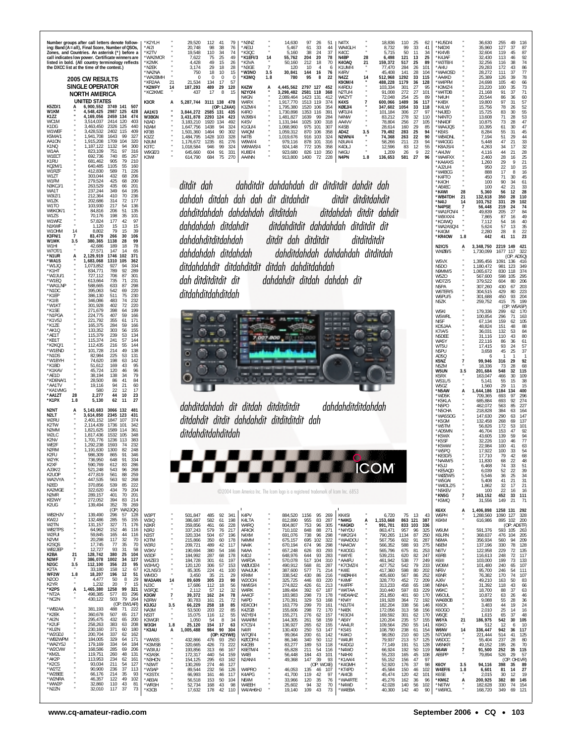Number groups after call letters denote following: Band (A = all), Final Score, Number of QSOs, Zones, and Countries. An asterisk (*) before a call indicates low power. Certificate winners are listed in bold. (All country terminology reflects the DXCC list at the time of the contest.)

## 2005 CW RESULTS

### SINGLE OPERATOR

### NORTH AMERICA

#### UNITED STATES

| Call | Band | Score | QSOs | Zones | Countries |
|---|---|---|---|---|---|
| **K5ZD/1** | **A** | **6,900,552** | **3749** | **141** | **507** |
| **W1KM** | " | **4,548,425** | **2987** | **125** | **428** |
| **K1ZZ** | " | **4,169,056** | **2459** | **134** | **474** |
| WC1M | " | 3,514,037 | 2414 | 120 | 403 |
| K1DG | " | 3,463,450 | 2326 | 125 | 440 |
| W1WEF | " | 3,428,532 | 2402 | 115 | 409 |
| K5MA/1 | " | 1,941,708 | 1643 | 99 | 327 |
| AA1ON | " | 1,915,208 | 1709 | 104 | 320 |
| K1NQ | " | 1,187,122 | 1132 | 94 | 300 |
| W1AA | " | 823,109 | 751 | 97 | 316 |
| W1ECT | " | 692,736 | 740 | 85 | 267 |
| K1RU | " | 681,462 | 905 | 79 | 210 |
| KQ2M/1 | " | 640,485 | 1105 | 55 | 160 |
| W1RZF | " | 412,830 | 589 | 71 | 226 |
| W1ZT | " | 303,044 | 432 | 68 | 206 |
| W1FM | " | 279,524 | 425 | 68 | 200 |
| N3KCJ/1 | " | 263,529 | 435 | 66 | 201 |
| WA1T | " | 237,244 | 349 | 64 | 195 |
| W3IZ/1 | " | 212,364 | 410 | 70 | 236 |
| W1ZK | " | 202,686 | 314 | 72 | 177 |
| W1TO | " | 103,930 | 217 | 54 | 136 |
| W6KOK/1 | " | 84,816 | 206 | 51 | 135 |
| W1ZS | " | 70,176 | 198 | 35 | 101 |
| W1WFZ | " | 57,824 | 177 | 42 | 97 |
| N1KWF | " | 1,120 | 15 | 13 | 15 |
| W1OHM | 14 | 8,802 | 79 | 15 | 39 |
| **K3FN/1** | **7** | **83,479** | **266** | **30** | **106** |
| **W1MK** | **3.5** | **380,365** | **1138** | **28** | **99** |
| W1HI | " | 42,686 | 189 | 18 | 78 |
| W7OT/1 | " | 27,571 | 147 | 14 | 65 |
| ***N1UR** | **A** | **2,129,919** | **1746** | **102** | **371** |
| ***WA1S** | " | **1,683,068** | **1310** | **105** | **362** |
| *W1JQ | " | 1,073,852 | 927 | 94 | 334 |
| *K1HT | " | 834,771 | 789 | 92 | 289 |
| *W2JU/1 | " | 727,112 | 706 | 87 | 301 |
| *W1EQ | " | 613,664 | 735 | 71 | 231 |
| *WA1LNP | " | 588,665 | 633 | 87 | 298 |
| *N1DC | " | 395,063 | 542 | 69 | 220 |
| *K1EP | " | 386,130 | 511 | 75 | 230 |
| *K1IB | " | 346,086 | 483 | 74 | 232 |
| *W1KT | " | 301,928 | 402 | 72 | 220 |
| *K1SE | " | 271,679 | 398 | 64 | 199 |
| *N1PGA | " | 224,775 | 407 | 59 | 166 |
| *K1VSJ | " | 221,792 | 355 | 61 | 171 |
| *K1ZE | " | 165,375 | 284 | 59 | 166 |
| *AK1Q | " | 133,352 | 303 | 56 | 155 |
| *AE1T | " | 115,379 | 239 | 53 | 134 |
| *KB1T | " | 115,374 | 241 | 57 | 144 |
| *K2KQ/1 | " | 112,435 | 216 | 55 | 144 |
| *W1END | " | 101,728 | 214 | 49 | 138 |
| *N1DS | " | 82,984 | 225 | 53 | 131 |
| *W1BYH | " | 74,620 | 198 | 63 | 142 |
| *K1BD | " | 51,612 | 169 | 43 | 95 |
| *K1KAV | " | 45,724 | 120 | 46 | 96 |
| *AE1D | " | 38,194 | 138 | 34 | 79 |
| *KD6NA/1 | " | 28,500 | 86 | 41 | 84 |
| *AA1TV | " | 19,116 | 94 | 21 | 60 |
| *KA1VMG | " | 580 | 22 | 12 | 17 |
| ***AA1ZT** | **28** | **2,277** | **44** | **10** | **23** |
| ***K1PX** | **1.8** | **5,130** | **62** | **11** | **27** |
| **N2NT** | **A** | **5,143,683** | **3066** | **132** | **481** |
| **N2LT** | " | **3,614,850** | **2345** | **123** | **431** |
| W2RU | " | 2,401,152 | 1847 | 107 | 374 |
| K2TW | " | 2,114,439 | 1736 | 101 | 342 |
| N2MM | " | 1,821,625 | 1589 | 114 | 361 |
| W2LC | " | 1,817,436 | 1532 | 105 | 348 |
| K2NV | " | 1,701,776 | 1236 | 113 | 383 |
| WE2F | " | 1,292,238 | 1593 | 74 | 232 |
| N2RM | " | 1,191,630 | 1300 | 82 | 248 |
| K2FU | " | 986,309 | 865 | 91 | 346 |
| W2YK | " | 736,950 | 648 | 91 | 334 |
| K2XF | " | 590,769 | 612 | 83 | 286 |
| AJ3K/2 | " | 521,248 | 543 | 96 | 268 |
| K2UOP | " | 477,819 | 561 | 88 | 259 |
| WA2VYA | " | 447,535 | 563 | 92 | 268 |
| N2ED | " | 370,856 | 539 | 85 | 222 |
| KA2MGE | " | 322,620 | 434 | 79 | 204 |
| N2MR | " | 289,157 | 401 | 70 | 201 |
| KE2WY | " | 272,052 | 394 | 83 | 214 |
| K2UG | " | 139,494 | 352 | 78 | 269 |
| (OP: WA2JQK) | | | | | |
| WB2HJV | " | 139,490 | 296 | 57 | 128 |
| KW2J | " | 132,486 | 285 | 55 | 155 |
| W2TN | " | 131,157 | 327 | 71 | 176 |
| WB2TPS | " | 64,962 | 152 | 46 | 116 |
| W2FUI | " | 59,845 | 165 | 44 | 116 |
| N2VM | " | 20,298 | 117 | 32 | 70 |
| K2SQS | " | 17,745 | 77 | 35 | 70 |
| WB2JEP | " | 12,727 | 93 | 31 | 58 |
| **K2BA** | **21** | **128,742** | **380** | **25** | **104** |
| **N2MF** | **7** | **386,078** | **1002** | **34** | **127** |
| **N2GC** | **3.5** | **112,100** | **356** | **23** | **95** |
| K2TA | " | 33,180 | 158 | 12 | 67 |
| **WF2W** | **1.8** | **18,207** | **196** | **12** | **51** |
| N2OO | " | 4,477 | 50 | 8 | 29 |
| K2YR | " | 1,232 | 20 | 7 | 15 |
| ***K2PS** | **A** | **1,465,380** | **1258** | **99** | **321** |
| *NT2A | " | 498,385 | 577 | 83 | 296 |
| *NC2N | " | 430,122 | 503 | 79 | 264 |
| (OP: EW1AR) | | | | | |
| *WB2AA | " | 381,193 | 488 | 71 | 222 |
| *K2EK | " | 360,678 | 507 | 65 | 217 |
| *AI2N | " | 295,475 | 432 | 65 | 200 |
| *K2UF | " | 258,263 | 383 | 63 | 208 |
| *KU2N | " | 230,160 | 371 | 60 | 180 |
| *W2GDJ | " | 200,704 | 337 | 62 | 162 |
| *WB2WPM | " | 184,005 | 329 | 64 | 171 |
| *WA2YSJ | " | 179,169 | 334 | 64 | 184 |
| *W2CVW | " | 168,586 | 285 | 69 | 206 |
| *KM2L | " | 119,751 | 260 | 48 | 131 |
| *AK2P | " | 113,953 | 234 | 62 | 161 |
| *K2CS | " | 93,034 | 211 | 54 | 127 |
| *W2TZ | " | 90,900 | 236 | 37 | 113 |
| *W2BEE | " | 66,176 | 214 | 35 | 93 |
| *W2NRA | " | 46,357 | 122 | 49 | 102 |
| *WW2P | " | 32,860 | 110 | 43 | 81 |
| *N2ZN | " | 32,010 | 117 | 37 | 73 |
| *K2YLH | " | 29,520 | 112 | 41 | 79 |
| *AI2I | " | 20,748 | 98 | 38 | 76 |
| *K2TV | " | 19,548 | 110 | 34 | 74 |
| *WA2MCR | " | 7,622 | 75 | 25 | 49 |
| *K2MK | " | 4,428 | 49 | 15 | 26 |
| *N2EK | " | 3,174 | 29 | 18 | 28 |
| *NA2NA | " | 750 | 18 | 10 | 15 |
| *WA2BMH | " | 0 | 0 | 0 | 0 |
| *KR2AA | 21 | 21,534 | 134 | 17 | 57 |
| ***K2MFY** | **14** | **187,293** | **489** | **29** | **120** |
| *KC2KME | " | 437 | 17 | 8 | 15 |
| **K3CR** | **A** | **5,287,744** | **3111** | **138** | **478** |
| (OP: LZ4AX) | | | | | |
| **AA1K/3** | " | **3,844,272** | **2585** | **131** | **435** |
| **W3BGN** | " | **3,431,878** | **2293** | **124** | **423** |
| N3AD | " | 3,183,210 | 1920 | 134 | 492 |
| N3AM | " | 1,647,756 | 1438 | 94 | 324 |
| KF3B | " | 1,501,360 | 1464 | 90 | 302 |
| K3ZZ | " | 1,484,795 | 1428 | 103 | 328 |
| N3UM | " | 1,176,672 | 1235 | 81 | 276 |
| K3TC | " | 1,018,584 | 946 | 99 | 324 |
| W9GE/3 | " | 645,660 | 604 | 91 | 331 |
| K3WI | " | 614,790 | 684 | 75 | 270 |
| W3PT | " | 501,847 | 485 | 92 | 341 |
| W3IQ | " | 386,687 | 582 | 61 | 198 |
| N3KR | " | 359,856 | 461 | 66 | 228 |
| N3RJ | " | 337,243 | 579 | 76 | 217 |
| N3ST | " | 320,334 | 504 | 67 | 196 |
| K3TM | " | 215,866 | 350 | 60 | 178 |
| W3RJ | " | 209,721 | 489 | 42 | 117 |
| W3KV | " | 190,694 | 380 | 54 | 166 |
| W3DF | " | 184,992 | 287 | 68 | 178 |
| W4ZE/3 | " | 184,728 | 301 | 61 | 197 |
| W3HVQ | " | 120,120 | 306 | 57 | 153 |
| K2LNS/3 | " | 85,305 | 224 | 41 | 100 |
| WM3O | " | 3,450 | 35 | 21 | 29 |
| **WA3AAN** | **14** | **89,609** | **305** | **23** | **90** |
| NJ3C | " | 17,686 | 112 | 18 | 56 |
| W3FQE | " | 2,112 | 57 | 12 | 32 |
| **K3GW** | **7** | **39,372** | **162** | **24** | **78** |
| N3RW | " | 30,783 | 161 | 21 | 72 |
| K3JGJ | 3.5 | 66,229 | 258 | 18 | 85 |
| NA3M | " | 53,500 | 203 | 22 | 85 |
| NS3T | " | 15,075 | 116 | 12 | 55 |
| K3WGR | " | 1,050 | 54 | 8 | 34 |
| **W3GH** | **1.8** | **25,120** | **154** | **17** | **63** |
| ***K3AU** | **A** | **1,005,488** | **984** | **90** | **304** |
| (OP: K2YWE) | | | | | |
| *WW3S | " | 432,866 | 476 | 93 | 250 |
| *K3MSB | " | 320,665 | 426 | 73 | 222 |
| *W3IUU | " | 193,856 | 313 | 66 | 167 |
| *K3ASK | " | 172,317 | 440 | 54 | 159 |
| *N3HCN | " | 154,125 | 295 | 63 | 162 |
| *N3WT | " | 130,269 | 274 | 46 | 127 |
| *W3AP | " | 89,544 | 232 | 56 | 126 |
| *K3STX | " | 66,993 | 161 | 46 | 117 |
| *AB3AI | " | 56,518 | 153 | 50 | 104 |
| *WR3H | " | 52,734 | 168 | 43 | 98 |
| *K3CB | " | 17,632 | 178 | 42 | 110 |
| *N3NZ | " | 14,630 | 97 | 26 | 51 |
| *AE3J | " | 5,467 | 61 | 33 | 44 |
| *K3QC | " | 5,160 | 38 | 24 | 37 |
| ***K1EFI/3** | **14** | **55,762** | **204** | **20** | **78** |
| *K3VA | " | 50,160 | 212 | 18 | 70 |
| *N3GE | 7 | 120 | 10 | 4 | 6 |
| ***W3NO** | **3.5** | **30,841** | **144** | **16** | **76** |
| ***K3MQ** | **1.8** | **780** | **95** | **8** | **22** |
| **K4ZW** | **A** | **4,445,562** | **2797** | **127** | **452** |
| **N2YO/4** | " | **3,298,482** | **2581** | **118** | **368** |
| N4GN | " | 2,089,464 | 1423 | 131 | 412 |
| W4RX | " | 1,917,770 | 1513 | 119 | 374 |
| K3ZM/4 | " | 1,795,380 | 1520 | 106 | 354 |
| K4RO | " | 1,730,898 | 1353 | 116 | 391 |
| WJ9B/4 | " | 1,481,827 | 1639 | 99 | 284 |
| K4SV | " | 1,131,944 | 1025 | 100 | 318 |
| K1GU/4 | " | 1,068,960 | 975 | 101 | 307 |
| W4QM | " | 1,059,312 | 870 | 106 | 358 |
| N4TB | " | 1,019,676 | 916 | 103 | 324 |
| W9WI/4 | " | 979,116 | 878 | 101 | 316 |
| W6NWS/4 | " | 924,148 | 772 | 105 | 358 |
| KU8E/4 | " | 923,680 | 826 | 110 | 350 |
| AA4NN | " | 913,800 | 1400 | 72 | 228 |
| K4PV | " | 884,520 | 1156 | 95 | 269 |
| K4LTA | " | 812,890 | 955 | 83 | 287 |
| W4RQ | " | 804,807 | 753 | 96 | 305 |
| AF4OX | " | 710,162 | 848 | 88 | 271 |
| N4XM | " | 691,076 | 738 | 96 | 298 |
| N4MM | " | 675,157 | 695 | 102 | 322 |
| NA4K | " | 670,194 | 674 | 96 | 298 |
| N4AA | " | 657,248 | 626 | 83 | 293 |
| K4DJ | " | 648,976 | 644 | 93 | 283 |
| W4FDA | " | 570,078 | 517 | 104 | 310 |
| WØUCE/4 | " | 490,912 | 568 | 81 | 287 |
| WA4JUK | " | 387,600 | 577 | 71 | 214 |
| KR4M | " | 338,542 | 430 | 86 | 216 |
| W2OO/4 | " | 325,725 | 446 | 83 | 220 |
| NW6S/4 | " | 274,822 | 426 | 61 | 213 |
| W4RK | " | 189,484 | 392 | 67 | 187 |
| AA4CF | " | 183,983 | 298 | 73 | 178 |
| N4PD | " | 170,391 | 329 | 53 | 168 |
| KE4OOH | " | 163,779 | 299 | 70 | 161 |
| K4ZGB | " | 155,606 | 298 | 72 | 170 |
| W2YE/4 | " | 155,271 | 276 | 62 | 157 |
| W4ARM | " | 144,305 | 261 | 58 | 159 |
| N4IR | " | 136,927 | 265 | 62 | 155 |
| W7QF/4 | " | 130,400 | 250 | 53 | 147 |
| KØZOP/4 | " | 99,064 | 200 | 61 | 142 |
| K4CEB | " | 86,346 | 340 | 50 | 112 |
| K6ETM/4 | " | 83,277 | 189 | 53 | 118 |
| W4EI | " | 65,828 | 211 | 54 | 116 |
| N2AN/4 | " | 56,448 | 184 | 43 | 101 |
| | " | 49,368 | 147 | 39 | 93 |
| (OP: WC4E) | | | | | |
| W4PRO | " | 46,053 | 135 | 46 | 107 |
| K4APG | " | 41,700 | 119 | 42 | 97 |
| NE4M | " | 33,966 | 120 | 35 | 76 |
| W4EEH | " | 25,602 | 94 | 32 | 70 |
| W4/AH6HJ | " | 19,140 | 109 | 43 | 73 |
| N4TX | " | 18,836 | 110 | 25 | 62 |
| WA4GLH | " | 8,732 | 99 | 33 | 41 |
| K4CC | " | 5,715 | 50 | 11 | 34 |
| **N4BP** | **28** | **6,498** | **121** | **13** | **25** |
| **K4OAQ** | **21** | **159,372** | **517** | **25** | **89** |
| K1UM/4 | " | 77,470 | 284 | 26 | 101 |
| K4RV | " | 45,408 | 141 | 28 | 104 |
| **N4ZZ** | **14** | **512,968** | **1292** | **33** | **115** |
| **K9OM/4** | " | **488,228** | **1179** | **36** | **128** |
| K4RDU | " | 103,334 | 301 | 27 | 95 |
| N2TU/4 | " | 91,008 | 272 | 27 | 101 |
| W4ZYT | " | 72,048 | 254 | 25 | 89 |
| **K4XS** | **7** | **600,066** | **1489** | **36** | **117** |
| **KØEJ/4** | " | **347,602** | **1054** | **33** | **118** |
| WF3J/4 | " | 101,184 | 306 | 27 | 97 |
| N4NW | " | 83,212 | 278 | 32 | 110 |
| AA4VV | " | 78,804 | 256 | 27 | 105 |
| K4SB | " | 28,614 | 160 | 29 | 85 |
| **AD4Z** | **3.5** | **79,492** | **283** | **25** | **94** |
| **N2WN/4** | " | **74,368** | **263** | **22** | **90** |
| N3UA/4 | " | 58,266 | 211 | 23 | 94 |
| K4DLJ | " | 12,596 | 83 | 12 | 55 |
| N4GU | " | 1,209 | 26 | 9 | 22 |
| **N4PN** | **1.8** | **136,653** | **581** | **27** | **96** |
| KK4SI | " | 6,720 | 75 | 13 | 43 |
| ***N4KG** | **A** | **1,153,668** | **863** | **121** | **387** |
| ***K4GKD** | " | **991,701** | **833** | **103** | **336** |
| *N4YDU | " | 863,471 | 957 | 96 | 325 |
| *WK2G/4 | " | 790,265 | 1134 | 87 | 250 |
| *WA4DOU | " | 567,756 | 602 | 91 | 287 |
| *NA4OW | " | 566,352 | 588 | 93 | 275 |
| *K4OGG | " | 565,796 | 675 | 81 | 253 |
| *W4YE | " | 539,231 | 620 | 82 | 247 |
| *AA4FU | " | 461,942 | 538 | 77 | 249 |
| *K7CMZ/4 | " | 427,752 | 542 | 79 | 233 |
| *K4IE | " | 417,360 | 598 | 80 | 202 |
| *WØAH/4 | " | 405,600 | 567 | 86 | 252 |
| *K4MF | " | 328,770 | 452 | 72 | 209 |
| *K4FPF | " | 313,233 | 458 | 65 | 198 |
| *WA1VVA | " | 310,440 | 597 | 83 | 229 |
| *WD4AHZ | " | 251,850 | 401 | 60 | 170 |
| *KN4Y | " | 191,928 | 364 | 72 | 192 |
| *N3JT/4 | " | 182,204 | 338 | 56 | 146 |
| *N4EK | " | 172,056 | 313 | 58 | 158 |
| *KI3O/4 | " | 169,592 | 301 | 62 | 170 |
| *AE4Y | " | 120,204 | 235 | 57 | 155 |
| *AA4LR | " | 109,564 | 250 | 55 | 141 |
| *KS4S | " | 108,790 | 238 | 61 | 154 |
| *K4KO | " | 98,050 | 210 | 60 | 125 |
| *W4UR | " | 79,937 | 213 | 57 | 125 |
| *K4DGJ | " | 77,149 | 191 | 51 | 128 |
| *N4WO | " | 66,924 | 192 | 50 | 119 |
| *N4HXI | " | 55,233 | 165 | 45 | 108 |
| *K1AA/4 | " | 55,152 | 156 | 47 | 97 |
| *K4GMH | " | 52,920 | 176 | 37 | 98 |
| *KT4PD | " | 45,584 | 150 | 46 | 102 |
| *AI4CB | " | 45,474 | 120 | 42 | 101 |
| *WA4RTE | " | 45,276 | 162 | 36 | 96 |
| *N4WD | " | 42,028 | 140 | 56 | 102 |
| *W4EBA | " | 40,300 | 142 | 40 | 90 |
| *KU5D/4 | " | 36,630 | 255 | 49 | 116 |
| *N4DXI | " | 35,960 | 127 | 37 | 87 |
| *KI4VB | " | 32,604 | 119 | 45 | 87 |
| *K4JAF | " | 32,430 | 113 | 46 | 92 |
| *W3TB/4 | " | 32,256 | 116 | 38 | 74 |
| *AI4U | " | 29,283 | 172 | 43 | 86 |
| *WA4OSD | " | 28,272 | 111 | 37 | 77 |
| *AA4KD | " | 25,389 | 126 | 39 | 78 |
| *W4PFM | " | 24,698 | 105 | 40 | 66 |
| *K3MZ/4 | " | 23,220 | 100 | 35 | 73 |
| *W4TDB | " | 21,168 | 91 | 37 | 71 |
| *N4UH | " | 20,544 | 86 | 36 | 60 |
| *K4BX | " | 19,800 | 97 | 31 | 57 |
| *K4LW | " | 15,756 | 78 | 26 | 52 |
| *N4JED | " | 15,725 | 83 | 30 | 55 |
| *N4NTO | " | 13,608 | 71 | 28 | 53 |
| *NN4DF | " | 10,875 | 73 | 28 | 47 |
| *WA4JQS | " | 10,395 | 61 | 30 | 47 |
| *KE4S | " | 8,284 | 55 | 31 | 45 |
| *WB4DNL | " | 7,194 | 51 | 29 | 44 |
| *W4OGG | " | 5,448 | 47 | 21 | 33 |
| *K8AJS/4 | " | 4,263 | 34 | 17 | 32 |
| *AI4JW | " | 4,116 | 44 | 21 | 28 |
| *WA4FXX | " | 2,460 | 28 | 16 | 25 |
| *KA4AXS | " | 1,260 | 29 | 9 | 21 |
| *AJ2U/4 | " | 950 | 22 | 10 | 15 |
| *W4BCG | " | 888 | 17 | 8 | 16 |
| *K4FTO | " | 450 | 71 | 30 | 45 |
| *K4OH | " | 100 | 90 | 34 | 61 |
| *AE4EC | " | 100 | 42 | 21 | 33 |
| ***K4WI** | **28** | **5,360** | **56** | **12** | **28** |
| ***WB4TDH** | **21** | **132,618** | **350** | **28** | **110** |
| ***N4IJ** | **14** | **103,752** | **331** | **29** | **102** |
| ***N4PSE** | **7** | **56,448** | **219** | **24** | **74** |
| *WA1FCN/4 | " | 49,839 | 205 | 27 | 84 |
| *W9IXX/4 | " | 7,865 | 87 | 16 | 49 |
| *KC4WQ | " | 7,112 | 54 | 16 | 40 |
| *WA2ASQ/4 | " | 5,624 | 57 | 13 | 35 |
| *K4GM | " | 2,280 | 28 | 8 | 22 |
| ***KR4OW** | **1.8** | **442** | **41** | **11** | **23** |
| **N2IC/5** | **A** | **3,348,750** | **2219** | **149** | **421** |
| WX2B/5 | " | 1,730,099 | 1677 | 117 | 322 |
| (OP: AD5Q) | | | | | |
| W5VX | " | 1,395,456 | 1091 | 136 | 416 |
| N5DO | " | 1,180,472 | 981 | 123 | 349 |
| N8MM/5 | " | 1,065,672 | 830 | 118 | 374 |
| W5ZO | " | 567,600 | 598 | 105 | 295 |
| WD7Z/5 | " | 579,522 | 604 | 80 | 206 |
| N5PA | " | 307,260 | 430 | 67 | 203 |
| W6TER/5 | " | 304,515 | 429 | 80 | 223 |
| W6PU/5 | " | 301,688 | 450 | 93 | 204 |
| N5ZK | " | 259,752 | 415 | 75 | 199 |
| (OP: W5ASP) | | | | | |
| W5KI | " | 179,336 | 299 | 62 | 170 |
| W5WRL | " | 100,854 | 296 | 71 | 163 |
| NI5F | " | 67,134 | 159 | 62 | 105 |
| KD5JAA | " | 48,824 | 151 | 48 | 88 |
| K7IA/5 | " | 36,031 | 132 | 53 | 84 |
| N5DEE | " | 31,116 | 110 | 43 | 80 |
| WA5Y | " | 22,116 | 86 | 36 | 61 |
| WT5U | " | 17,415 | 93 | 24 | 57 |
| N5PU | " | 3,658 | 45 | 25 | 37 |
| AD5Q | " | 6 | 1 | 1 | 1 |
| **K5NZ** | **7** | **99,946** | **316** | **29** | **92** |
| N5ZM | " | 18,336 | 73 | 28 | 68 |
| **W5UN** | **3.5** | **201,684** | **548** | **32** | **115** |
| K5RX | " | 163,047 | 466 | 30 | 109 |
| WS1L/5 | " | 5,141 | 55 | 15 | 38 |
| W5GZ | " | 1,560 | 29 | 11 | 15 |
| ***N5AW** | **A** | **1,644,186** | **1184** | **134** | **400** |
| *WD5K | " | 709,365 | 693 | 97 | 296 |
| *K5KLA | " | 685,884 | 693 | 92 | 274 |
| *N5PO | " | 462,072 | 563 | 85 | 227 |
| *N5OHA | " | 218,828 | 384 | 63 | 164 |
| *WA5SOG | " | 147,630 | 290 | 63 | 147 |
| *K5GM | " | 132,458 | 268 | 69 | 137 |
| *W5TM | " | 56,826 | 172 | 53 | 101 |
| *AD5MN | " | 46,704 | 153 | 47 | 92 |
| *K5WX | " | 43,605 | 139 | 59 | 94 |
| *K5SF | " | 32,226 | 110 | 46 | 77 |
| *K5WW | " | 22,984 | 100 | 41 | 63 |
| *W5PO | " | 17,922 | 100 | 33 | 54 |
| *KE3D/5 | " | 17,710 | 79 | 42 | 68 |
| *NA4M/5 | " | 11,830 | 68 | 22 | 48 |
| *K5JJ | " | 6,468 | 74 | 33 | 51 |
| *KE5AQD | " | 6,039 | 52 | 22 | 39 |
| *WØZW/5 | " | 5,546 | 36 | 25 | 34 |
| *W5GAI | " | 5,408 | 41 | 21 | 31 |
| *W4DLZ/5 | " | 1,862 | 32 | 17 | 21 |
| *N5KEV | " | 100 | 22 | 16 | 16 |
| ***KN5G** | **7** | **163,152** | **452** | **33** | **111** |
| *K5MQ | " | 31,556 | 149 | 21 | 71 |
| **K6XX** | **A** | **1,406,898** | **1258** | **131** | **292** |
| W6PH | " | 1,288,560 | 1090 | 127 | 328 |
| K6KM | " | 616,986 | 895 | 102 | 200 |
| (OP: AD6TF) | | | | | |
| W6UM | " | 591,376 | 593 | 105 | 263 |
| K6LRN | " | 368,637 | 476 | 104 | 205 |
| N6MA | " | 356,934 | 560 | 94 | 209 |
| N6EM | " | 137,196 | 330 | 78 | 128 |
| N6TV | " | 122,958 | 229 | 72 | 135 |
| K6RB | " | 116,613 | 248 | 72 | 117 |
| K6III | " | 103,000 | 199 | 73 | 133 |
| WO6M | " | 101,480 | 240 | 65 | 107 |
| NF6V | " | 95,700 | 246 | 54 | 111 |
| K6NR | " | 76,382 | 170 | 74 | 107 |
| AJ6V | " | 49,210 | 163 | 50 | 83 |
| N6NIA | " | 31,392 | 118 | 43 | 66 |
| W6KC | " | 18,700 | 88 | 37 | 63 |
| W6OUL | " | 10,872 | 63 | 26 | 46 |
| WA6BOB | " | 9,088 | 55 | 28 | 36 |
| KI6OK | " | 3,483 | 44 | 19 | 24 |
| K6OGO | " | 2,010 | 25 | 14 | 16 |
| W6QE | " | 1,615 | 65 | 37 | 48 |
| **W6YA** | **21** | **186,975** | **542** | **30** | **105** |
| K6KO | " | 512 | 12 | 6 | 10 |
| **W6NV** | **14** | **336,447** | **942** | **36** | **117** |
| N7OW/6 | " | 221,444 | 514 | 41 | 125 |
| W6DCC | " | 55,404 | 237 | 28 | 80 |
| W6NKR | " | 49,152 | 195 | 26 | 70 |
| **N6AW** | **7** | **91,500** | **252** | **35** | **115** |
| AE6PP | " | 79,894 | 526 | 29 | 57 |
| (OP: OH1VR) | | | | | |
| **K6OY** | **3.5** | **94,116** | **398** | **35** | **89** |
| **W4EF/6** | **1.8** | **6,601** | **81** | **14** | **27** |
| K6SE | " | 2,015 | 30 | 12 | 19 |
| ***KM6Z** | **A** | **200,925** | **382** | **80** | **145** |
| *N6TW | " | 182,628 | 330 | 74 | 154 |
| *W6RCL | " | 168,720 | 349 | 69 | 121 |

*ditdit dah dahditdit dahdahdah dit ditditdit dahdit dah dahdah ditdah dah dah dit ditdahdit ditdit ditditdahdit dahditdahdah dahdahdah ditditdah ditdahdah ditdit dahdit dahdahdah ditdahdit ditdahditdit dahdahdah ditditdit dit dahdahditditdahdah ditdit dah ditditdit ditditditdit dahdahdah ditdahdah dahditdahdah dahdahdah ditditdah ditdahdahdit ditdahditdit ditdah dahditdahdah dah ditditditdit dit dahdahdit ditdah dahdah dit ditdahditdahditdah*

*dahditdahdah dit ditdah ditditditdit dahdahditditdahdah ditdahdit ditdit dahdahdit ditditditdit dah ditdahditdahditdah*

ICOM

©2004 Icom America Inc. The Icom logo is a registered trademark of Icom Inc. 6853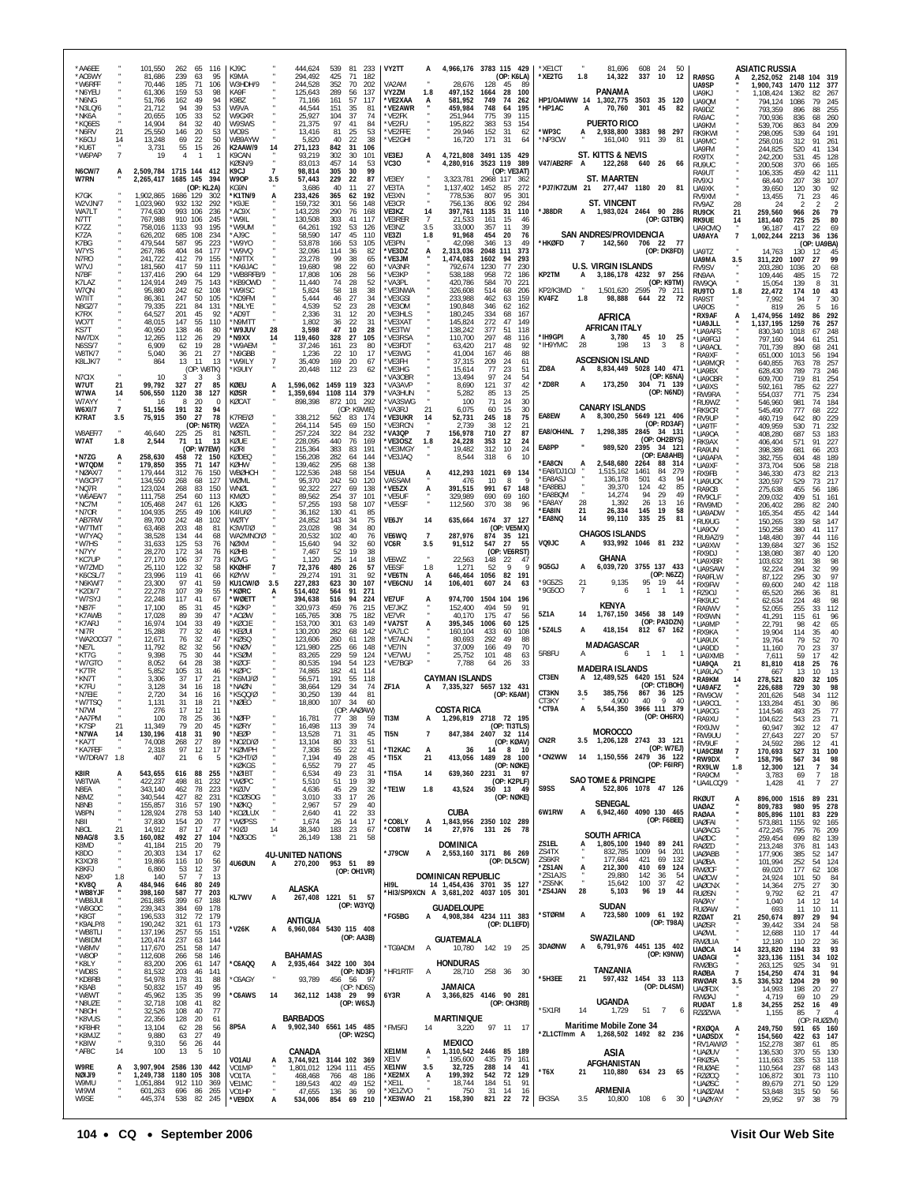*AA6EE " 101,550 262 65 116
*AC6WY " 81,686 239 63 95
*W6RFF " 70,446 185 71 106
*N6YEU " 61,306 159 53 98
*N6NG " 51,766 162 49 94
*N3LQ/6 " 21,712 94 39 53
*NK6A " 20,655 105 33 52
*KQ6ES " 14,904 84 32 40
*N6RV 21 25,550 146 20 53
*K6OU 14 13,248 69 22 50
*KU6T " 3,731 55 15 26
*W6PAP 7 19 4 1 1

N6CW/7 A 2,509,784 1715 144 412
W7RN " 2,265,417 1685 145 394
(OP: KL2A)
K7GK " 1,902,865 1686 129 302
WZVJN/7 " 1,023,960 932 132 292
WA7LT " 774,630 993 106 236
N7TT " 767,988 910 106 245
K7ZZ " 758,016 1133 93 195
K7ZA " 626,202 685 108 234
K7BG " 479,544 587 95 223
W7YS " 267,786 404 84 177
N7RO " 241,722 412 79 155
W7VJ " 181,560 417 59 111
N7BF " 137,416 290 64 129
K7LAZ " 124,914 249 75 143
W7QN " 95,880 242 62 108
W7IT " 86,361 247 50 105
N8GZ/7 " 79,335 221 84 131
K7RX " 64,527 201 45 92
WO7T " 48,015 147 55 110
KS7T " 40,950 138 46 80
NW7DX " 12,265 112 26 29
N6SS/7 " 6,909 62 19 28
W6TK/7 " 5,040 36 21 27
K8LJK/7 " 864 13 11 13
(OP: W6TK)
N7CX " 10 3 3 3
W7UT 21 99,792 327 27 85
W7WA 14 506,550 1120 38 127
W7AYY " 16 8 20 0
W6XI/7 7 51,156 191 32 94
K7RAT 3.5 75,915 350 27 78
(OP: N6TR)
W8AEF/7 " 46,640 225 25 81
W7AT 1.8 2,544 71 11 13
(OP: W7EW)
*N7ZG A 258,630 458 72 150
*W7QDM " 179,850 355 71 147
*N2AX/7 " 179,444 312 76 150
*W3CP/7 " 134,550 268 68 127
*NQ7R " 123,024 268 83 150
*W6AEA/7 " 111,758 254 60 113
*NC7M " 105,468 247 61 126
*N7OR " 104,935 255 49 106
*AB7RW " 89,700 242 48 102
*W7TMT " 63,468 203 48 81
*W7YAQ " 38,528 134 44 68
*W7HS " 31,633 125 53 76
*N7YY " 28,270 172 34 76
*KC7UP " 27,170 106 37 73
*W7ZMD " 25,110 122 32 58
*K6CSL/7 " 23,996 119 41 66
*N6KW/7 " 23,300 97 41 59
*K2DI/7 " 22,278 107 39 55
*W7SYJ " 22,248 117 41 67
*NB7F " 17,100 85 31 45
*K7AWB " 17,028 89 39 47
*K7ARJ " 16,974 104 33 49
*NI7R " 15,288 77 32 46
*WA2OCG/7 " 12,671 76 32 47
*NE7L " 11,792 82 32 56
*KT7G " 9,398 75 30 44
*W7GTO " 8,052 64 28 38
*K7TR " 5,852 105 31 46
*KN7T " 3,306 37 17 21
*K7FU " 3,128 34 16 18
*N7EIE " 2,720 34 16 18
*W7TSQ " 1,131 31 18 21
*N7WI " 276 17 12 11
*AA7PM " 100 78 25 36
*K7SP 21 11,349 79 20 45
*N7WA 14 130,196 418 31 90
*KA7T " 74,008 268 27 89
*KA7EF " 2,318 97 12 17
*W7DRA/7 1.8 407 21 6 5

K8IR A 543,655 616 88 255
W8TWA " 422,237 498 81 232
N8EA " 343,140 462 78 223
N8MZ " 340,544 427 82 231
N8NB " 155,857 316 57 190
W8PN " 128,924 278 53 140
N8II " 37,830 154 20 77
N8OL 21 14,912 87 17 47
N9AG/8 3.5 160,082 492 27 104
K8MD " 41,184 215 20 79
K8DO " 20,303 134 17 62
K3XO/8 " 19,866 116 10 56
K8KFJ " 6,860 53 12 37
N8XP 1.8 140 57 7 13
*KV8Q A 484,946 646 80 249
*WB8YJF " 398,160 587 77 203
*WB8JUI " 261,885 399 67 188
*W8GOC " 239,343 384 69 178
*K8GT " 196,533 312 72 179
*K9ALP/8 " 190,242 321 61 173
*WB8TLI " 137,196 257 55 151
*W8IDM " 120,474 237 63 144
*W8MV " 117,670 251 58 147
*W8OP " 112,608 266 58 146
*K8LY " 83,200 206 61 147
*WD8S " 81,532 203 46 141
*KD8RB " 54,978 178 31 88
*K8AB " 50,832 157 49 95
*W8WT " 45,962 135 35 99
*N8UZE " 32,718 108 41 82
*N8OH " 32,526 108 40 77
*K8VUS " 22,356 128 20 61
*KF8HR " 13,104 62 28 56
*K8MJZ " 9,880 63 27 49
*K8IW " 9,310 56 26 44
*AF8C 14 100 13 5 10

W9RE A 3,907,904 2586 130 442
N9IJ/9 " 1,249,738 1180 105 308
W9MU " 1,051,884 912 110 319
W9IWI " 601,263 696 86 265
W9SE " 445,374 538 82 245

KJ9C " 444,624 539 81 233
K9MA " 294,492 425 71 182
W3HDH/9 " 244,528 352 70 202
KA9F " 125,643 289 56 137
K9BZ " 71,166 161 57 117
W9VA " 44,544 151 35 81
W9GXR " 25,927 104 37 74
W9SWS " 21,375 97 41 84
WC9S " 13,416 81 25 53
WB9AYW " 5,820 40 22 38
K2AAW/9 14 271,123 842 31 106
K9CAN " 93,219 302 30 101
KØSN/9 " 83,013 457 14 53
K9CJ 7 98,814 305 30 99
W9OP 3.5 57,443 229 22 87
KG9N " 3,686 40 11 27
*K1TN/9 A 233,426 365 62 192
*K9JE " 159,732 301 56 148
*AC9X " 143,228 290 76 168
*W9IL " 130,508 303 41 117
*W9UM " 64,261 192 53 126
*AJ9C " 58,590 147 45 110
*W9YO " 53,878 166 53 105
*W9VQ " 32,096 114 36 82
*N9TTX " 23,278 99 38 65
*KA9JAC " 19,680 98 22 60
*WB8RFB/9 " 17,808 106 28 56
*KB9OWD " 11,440 74 28 52
*W9ISC " 5,824 58 18 38
*KD9FM " 5,444 46 27 34
*N9LYE " 4,539 52 23 28
*AD9T " 2,336 31 12 20
*N9MTT " 1,802 36 22 31
*W9JUV 28 3,598 47 10 28
*N9XX 14 119,460 328 27 105
*W9AEM " 37,246 161 23 80
*NA9BB " 15,477 67 26 67
*W9ILY 7 35,409 169 20 67
*K9UIY " 20,448 112 23 62

KØEU A 1,596,062 1459 119 323
KØSR " 1,359,694 1108 114 379
KØCAT " 898,398 872 101 292
(OP: K9MIE)
K7REVØ " 338,212 562 83 174
WØZA " 264,114 545 69 150
NØSTL " 257,224 322 84 232
KØUE " 228,095 440 76 169
KØRI " 215,364 383 83 191
KØDEQ " 156,208 282 64 144
KØHW " 139,462 295 68 138
WBØHCH " 122,536 248 58 154
WØML " 95,370 242 50 120
WNØL " 92,322 227 69 138
KMØO " 89,562 254 37 101
KJØG " 57,255 193 58 107
K4IUØ " 36,162 130 41 85
WØTY " 24,852 143 34 75
K3WT/Ø " 23,028 98 34 80
WA2MNO/Ø " 20,532 102 40 76
NØXM " 15,640 94 32 60
KØHB " 7,467 52 19 38
KØVG " 1,120 25 14 18
KKØHF 7 72,376 480 26 57
KØYW " 29,274 191 31 92
KU1CW/Ø 3.5 227,283 623 30 107
*KØRC A 514,402 564 91 271
*WØETT " 394,638 516 94 224
*KØKP " 320,973 459 76 215
*ACØW " 165,765 308 75 182
*KØCIE " 153,700 301 63 149
*KBØJJ " 130,200 282 68 142
*KØSQ " 123,606 260 61 128
*KNØV " 121,980 225 66 148
*KSØM " 83,265 229 59 124
*KØCF " 80,535 194 54 123
*KØPC " 74,865 182 41 114
*K6MJ/Ø " 56,571 191 55 118
*NAØN " 38,664 129 34 74
*K5QQ/Ø " 30,250 139 44 81
*NØEO " 18,800 107 34 60
(OP: AAØAW)
*NØFP " 16,781 77 38 59
*KØRY " 16,498 113 39 74
*NEØP " 13,528 71 31 45
*NCØD/Ø " 13,104 80 33 51
*KØMPH " 7,308 55 22 41
*K2HT/Ø " 7,194 49 28 45
*KØKGS " 6,552 79 27 45
*NØIBT " 6,534 49 23 31
*WØPC " 5,510 51 19 39
*KØJV " 4,636 45 29 32
*KØØSG " 3,010 33 17 26
*NØKQ " 2,967 57 29 40
*KØØLUX " 2,640 41 22 33
*WØPSS " 1,674 26 14 17
*KIØJ 14 38,340 183 23 67
*NØGOS " 26,149 138 21 58

**4U-UNITED NATIONS**
4U6ØUN A 270,200 953 51 89
(OP: OH1VR)

**ALASKA**
KL7WV A 267,408 1221 51 57
(OP: W3YQ)

**ANTIGUA**
*V26K A 6,960,084 5430 115 408
(OP: AA3B)

**BAHAMAS**
C6AQQ A 2,935,464 3422 100 304
(OP: ND3F)
C6AGY " 93,789 456 56 97
(OP: ND6S)
*C6AWS 14 362,112 1438 29 99
(OP: W6SJ)

**BARBADOS**
8P5A A 9,902,340 6561 145 485
(OP: W2SC)

**CANADA**
VO1AU A 3,744,921 3144 102 369
VO1MP " 1,801,012 1294 111 455
VO1TA " 468,468 766 48 186
VE1MC " 189,543 402 49 152
VO1HP " 47,655 136 36 99
*VE9DX A 534,006 854 69 210

VY2TT A 4,966,176 3783 115 429
(OP: K6LA)
VA2AM " 28,676 128 45 89
VY2ZM 1.8 497,152 1664 28 100
*VE2XAA A 581,952 749 74 262
*VE2AWR " 459,984 748 64 195
*VE2FK " 251,944 775 39 115
*VE2FU " 195,822 383 53 154
*VE2FFE " 29,946 152 31 62
*VE2GHI " 16,720 171 31 64

VE3EJ A 4,721,808 3491 135 429
VC3O " 4,280,916 3523 119 389
(OP: VE3AT)
VE3EY " 3,323,781 2968 117 362
VE3TA " 1,137,402 1452 85 272
VE3XN " 778,536 807 95 301
VE3CR " 756,136 806 92 284
VE3KZ 14 397,761 1135 31 110
VE3RER 7 21,533 161 15 46
VE3NZ 3.5 33,000 357 11 39
VE3ZI 1.8 91,968 454 20 76
VE3PN " 42,098 346 13 49
*VE3DZ A 2,313,036 2048 111 373
*VE3JM " 1,474,083 1602 94 293
*VA3NR " 792,674 1230 77 230
*VE3KP " 538,188 958 72 186
*VA3PL " 420,786 584 70 221
*VE3NWA " 326,608 514 68 206
*VE3GSO " 233,988 462 63 159
*VE3OM " 190,848 346 62 162
*VE3HLS " 180,245 334 68 167
*VE3XAT " 145,824 272 47 149
*VE3TW " 138,242 377 51 118
*VE3RSA " 110,700 297 48 116
*VE3FDT " 63,420 217 48 92
*VE3WG " 41,004 167 46 88
*VE3FH " 37,315 209 24 61
*VE3HG " 15,614 77 23 51
*VA3OBR " 13,494 97 24 54
*VA3AVP " 8,690 121 37 42
*VA3HUN " 5,282 85 13 25
*VA3SWG " 100 71 24 30
*VA3RJ 21 6,075 60 15 30
*VE3UKR 14 52,731 245 18 75
*VE3RCN " 2,739 38 12 21
*VA3QP 7 156,978 710 27 87
*VE3OSZ 1.8 24,228 353 12 24
*VE3MGY " 19,482 312 10 24
*VE3JAQ " 8,544 318 6 10

VE5UA A 412,293 1021 69 134
VA5SAM " 476 10 8 9
*VE5ZX A 391,515 991 67 148
*VE5UF " 329,989 690 69 180
*VE5SF " 112,560 370 38 96

VE6JY 14 635,664 1674 37 127
(OP: VE5MX)
VE6WQ 7 287,976 874 35 121
VC6R 3.5 91,512 547 27 55
(OP: VE6RST)
VE6WZ " 22,563 148 22 47
VE6SF 1.8 1,271 52 9 9
*VE6TN A 646,464 1056 82 191
*VE6CNU 14 106,401 607 24 63

VE7UF A 974,700 1504 104 196
VE7JKZ " 152,400 494 59 91
VE7VR " 40,170 175 47 56
*VA7ST A 395,345 1006 60 125
*VA7LC " 160,104 433 60 108
*VE7ALN " 80,693 292 49 88
*VE7IN " 37,009 166 49 70
*VE7WU " 25,752 101 48 63
*VE7BGP " 7,788 64 26 33

**CAYMAN ISLANDS**
ZF1A A 7,335,327 5657 132 431
(OP: K6AM)

**COSTA RICA**
TI3M A 1,296,819 2718 72 195
(OP: TI3TLS)
TI5N 7 847,384 2407 32 114
(OP: KØAV)
*TI2KAC A 36 14 8 10
*TI5X 21 413,056 1489 28 100
(OP: NØKE)
*TI5A 14 639,360 2231 31 97
(OP: K2PLF)
*TE1W 1.8 43,524 350 13 49
(OP: NØKE)

**CUBA**
*CO8LY A 1,843,956 2350 102 289
*CO8TW 14 27,976 131 26 78

**DOMINICA**
*J79CW A 2,553,160 3171 86 269
(OP: DL5CW)

**DOMINICAN REPUBLIC**
HI9L 14 1,454,436 3701 35 127
*HI3/SP9XCN A 3,681,202 4037 105 301

**GUADELOUPE**
*FG5BG A 4,908,384 4234 111 383
(OP: DL1EFD)

**GUATEMALA**
*TG9ADM A 10,780 142 19 25

**HONDURAS**
*HR1RTF A 28,710 258 36 30

**JAMAICA**
6Y3R A 3,366,825 4146 90 281
(OP: OH3RB)

**MARTINIQUE**
*FM5FJ 14 3,220 97 11 17

**MEXICO**
XE1MM A 1,310,542 2446 85 189
XE1V " 195,600 435 79 161
XE1NW 3.5 32,725 288 14 41
*XE2MX A 199,392 542 72 129
*XE1L " 18,744 150 51 91
*XE1ZVO " 750 31 14 16
*XE3WAO 21 158,390 821 22 72

*XE1CT " 81,696 608 24 50
*XE2TG 1.8 14,322 337 10 12

**PANAMA**
HP1/OA4WW 14 1,302,775 3503 35 120
*HP1AC A 70,760 301 45 82

**PUERTO RICO**
*WP3C A 2,938,800 3383 98 297
*NP3CW " 161,040 911 39 81

**ST. KITTS & NEVIS**
V47/AB2RF A 122,268 640 26 66

**ST. MAARTEN**
*PJ7/K7ZUM 21 277,447 1180 20 81

**ST. VINCENT**
*J88DR A 1,983,024 2464 90 286
(OP: G3TBK)

**SAN ANDRES/PROVIDENCIA**
*HKØFD 7 142,560 706 22 77
(OP: DK8FD)

**U.S. VIRGIN ISLANDS**
KP2TM A 3,186,178 4232 97 256
(OP: K9TM)
KP2/K3MD " 1,501,620 2595 79 211
KV4FZ 1.8 98,888 644 22 72

**AFRICA**

**AFRICAN ITALY**
*IH9GPI A 3,780 45 10 25
*IH9YMC 28 198 13 3 8

**ASCENSION ISLAND**
ZD8A A 8,834,449 5028 140 471
(OP: K6NA)
*ZD8R A 173,250 304 71 139
(OP: N6ND)

**CANARY ISLANDS**
EA8EW A 8,300,250 5649 121 406
(OP: RD3AF)
EA8/OH4NL 7 1,298,385 2845 34 131
(OP: OH2BYS)
EA8PP " 989,520 2395 34 121
(OP: EA8AHB)
*EA8CN A 2,548,680 2264 88 314
*EA8/DJ1OJ " 1,515,162 1461 84 279
*EA8ASJ " 136,178 501 43 94
*EA8BBJ " 39,370 124 42 85
*EA8BQM " 14,274 94 29 49
*EA8AY 28 1,392 26 13 16
*EA8IN 21 26,334 145 19 58
*EA8NQ 14 99,110 335 25 81

**CHAGOS ISLANDS**
VQ9JC A 933,992 1046 81 232

**GHANA**
9G5GJ A 6,039,720 3755 137 433
(OP: N6ZZ)
*9G5ZS 21 9,135 95 19 44
*9G5OO 7 6 1 1 1

**KENYA**
5Z1A 14 1,767,150 3456 38 149
(OP: PA3DZN)
*5Z4LS A 418,154 812 67 162

**MADAGASCAR**
5R8FU A 6 1 1 1

**MADEIRA ISLANDS**
CT3EN A 12,489,525 6420 151 524
(OP: CT1BOH)
CT3KN 3.5 385,756 867 36 125
CT3KY " 4,900 40 9 40
*CT9A A 5,544,350 3966 111 379
(OP: OH6RX)

**MOROCCO**
CN2R 3.5 1,206,128 2743 33 121
(OP: W7EJ)
*CN2WW 14 1,150,556 2479 36 122
(OP: F6IRF)

**SAO TOME & PRINCIPE**
S9SS A 522,806 1078 47 126

**SENEGAL**
6W1RW A 6,942,460 4090 130 465
(OP: F6BEE)

**SOUTH AFRICA**
ZS1EL A 1,805,100 1940 89 241
ZS4TX " 832,785 1009 94 201
ZS6KR " 177,684 421 69 132
*ZS1AN A 212,300 410 69 124
*ZS1AJS " 29,880 142 36 54
*ZS6NK " 15,642 100 37 42
*ZS4JAN 28 5,103 96 19 44

**SUDAN**
*STØRM A 723,580 1009 61 192
(OP: T98A)

**SWAZILAND**
3DAØNW A 6,791,976 4451 135 402
(OP: K9NW)

**TANZANIA**
*5H3EE 21 597,432 1454 33 113
(OP: DL4SM)

**UGANDA**
*5X1RI 14 1,729 51 7 6

**Maritime Mobile Zone 34**
*ZL1CT/mm A 1,268,502 1492 82 236

**ASIA**

**AFGHANISTAN**
*T6X 21 110,880 634 23 65

**ARMENIA**
EK3SA 3.5 10,800 108 6 30

**ASIATIC RUSSIA**
RA9SG A 2,252,052 2148 104 319
UA9SP " 1,900,743 1470 112 377
UA9KJ " 1,108,424 1362 82 267
UA9QM " 794,124 1086 79 245
RA9DZ " 793,359 896 88 255
RA9AC " 700,936 836 68 260
UA9KM " 539,706 863 84 209
RK9KWI " 298,095 539 64 191
UA9MC " 258,016 312 91 261
UA9FM " 244,825 520 41 134
RX9TX " 242,200 531 45 128
RU9UC " 200,508 370 66 165
RA9UT " 106,335 459 42 111
RV9XJ " 68,440 207 38 107
UA9XK " 39,650 120 30 92
RV9XM " 13,455 71 23 46
RV9AZ 28 24 2 2 2
RU9CK 21 259,560 966 26 79
RK9UE 14 181,440 725 25 80
UA9CMQ " 96,187 417 22 69
UA9AYA 7 1,002,244 2213 36 136
(OP: UA9BA)
UA9TZ " 14,763 130 12 45
UA9MA 3.5 311,220 1007 27 99
RV9SV " 203,280 1036 20 68
RN9AA " 109,446 485 15 72
RW9QA " 15,054 139 8 31
RU9TO 1.8 22,472 174 10 43
RA9ST " 7,992 94 7 30
UA9OS " 819 26 5 16
*RX9AF A 1,474,956 1492 86 292
*UA9JLL " 1,137,195 1259 76 257
*UA9AFS " 830,340 1018 67 248
*UA9FGJ " 797,160 944 61 251
*UA9AOL " 701,739 890 68 241
*RA9XF " 651,000 1013 56 194
*UA9MQR " 640,855 763 78 257
*UA9BX " 628,430 789 73 246
*UA9CBR " 609,700 719 81 254
*UA9XS " 592,161 785 62 227
*RW9RA " 554,037 771 75 234
*RU9WZ " 546,960 981 74 184
*RK9CR " 545,490 777 68 222
*RV9UP " 460,719 642 80 229
*UA9TF " 409,959 530 71 232
*UA9OA " 408,280 687 53 183
*RK9AX " 406,404 571 91 227
*RA9UN " 398,389 681 66 203
*UA9APA " 382,755 604 48 189
*UA9XF " 373,704 506 58 218
*RX9FB " 346,330 473 82 213
*UA9UCK " 320,597 529 73 217
*RA9CB " 275,638 455 56 186
*RV9CLF " 209,032 409 51 161
*RW9MD " 206,402 286 82 240
*UA9ADW " 165,354 455 42 144
*RU9UG " 150,265 339 58 147
*UA9OV " 150,258 380 41 117
*RU9AZ/9 " 148,480 397 44 116
*UA9XW " 139,684 327 36 152
*RX9DJ " 138,080 387 40 120
*UA9XBR " 103,632 391 38 98
*UA9SAW " 92,224 294 32 99
*RA9FLW " 87,122 295 30 97
*RX9FW " 69,600 240 42 118
*RZ9OJ " 65,520 266 36 81
*RK9UC " 62,634 224 48 98
*RA9WV " 52,055 255 33 112
*RX9WN " 41,291 115 61 96
*UA9MP " 22,791 98 42 65
*RX9KA " 19,904 114 35 40
*UA9UX " 19,764 79 52 70
*UA9DD " 11,160 70 23 37
*UA9XMB " 7,611 59 17 42
*UA9QA 21 81,810 418 25 76
*UA9LAO " 667 13 10 13
*RA9KM 14 278,521 820 32 105
*UA9AFZ " 226,688 729 30 98
*RW9CW " 201,626 548 34 112
*UA9CCL " 133,284 451 30 86
*UA9OG " 114,546 493 25 77
*RA9XU " 104,622 543 23 71
*RX9JW " 60,947 392 12 47
*RW9UU " 27,643 227 20 57
*RV9UF " 24,592 286 12 41
*UA9CBM 7 170,693 527 31 100
*RW9DX " 158,796 567 34 98
*RX9LW 1.8 12,300 121 7 34
*RA9CM " 3,783 69 7 18
*UA4LCQ/9 " 1,428 41 7 27

RKØUT A 896,000 1516 89 231
UAØAZ " 809,783 980 95 278
RAØAA " 805,896 1101 83 229
UAØFAI " 573,881 1155 92 165
UAØACG " 472,245 795 76 209
UAØC " 259,454 699 82 139
RAØZD " 213,248 376 81 143
UAØABB " 177,906 385 52 147
UAØBA " 101,994 252 54 124
RWØCF " 69,020 177 62 108
UAØCW " 24,924 101 50 84
UAØCNX " 14,364 275 27 30
RUØSN " 9,792 62 21 47
RAØAY " 1,040 14 12 14
RUØAW " 693 11 10 11
RZØAT 21 250,674 897 29 94
UAØSR " 39,442 334 24 58
UAØWL " 12,688 110 17 44
RWØLIA " 12,180 110 22 36
UAØCA 14 323,820 1194 33 93
UAØAGI " 323,136 1151 34 102
RWØBG " 263,125 925 34 91
RAØBA 7 154,250 474 31 94
RWØAR 3.5 336,532 1204 29 90
UAØFDX " 14,993 198 20 27
RWØAJ " 4,719 69 10 29
RUØAT 1.8 34,255 252 16 49
RZØØWA " 1,155 85 7 4
(OP: RUØZM)
*RXØQA A 249,750 591 65 160
*UAØSDX " 154,560 422 63 147
*RV1AW/Ø " 152,278 387 61 85
*UAØUV " 136,530 370 55 130
*RKØSA " 111,663 353 53 118
*RUØAE " 110,564 237 68 143
*RZØCQ " 106,872 301 73 110
*UAØSC " 89,679 271 50 129
*UAØZAM " 53,848 315 50 56
*UAØYAY " 29,952 97 38 79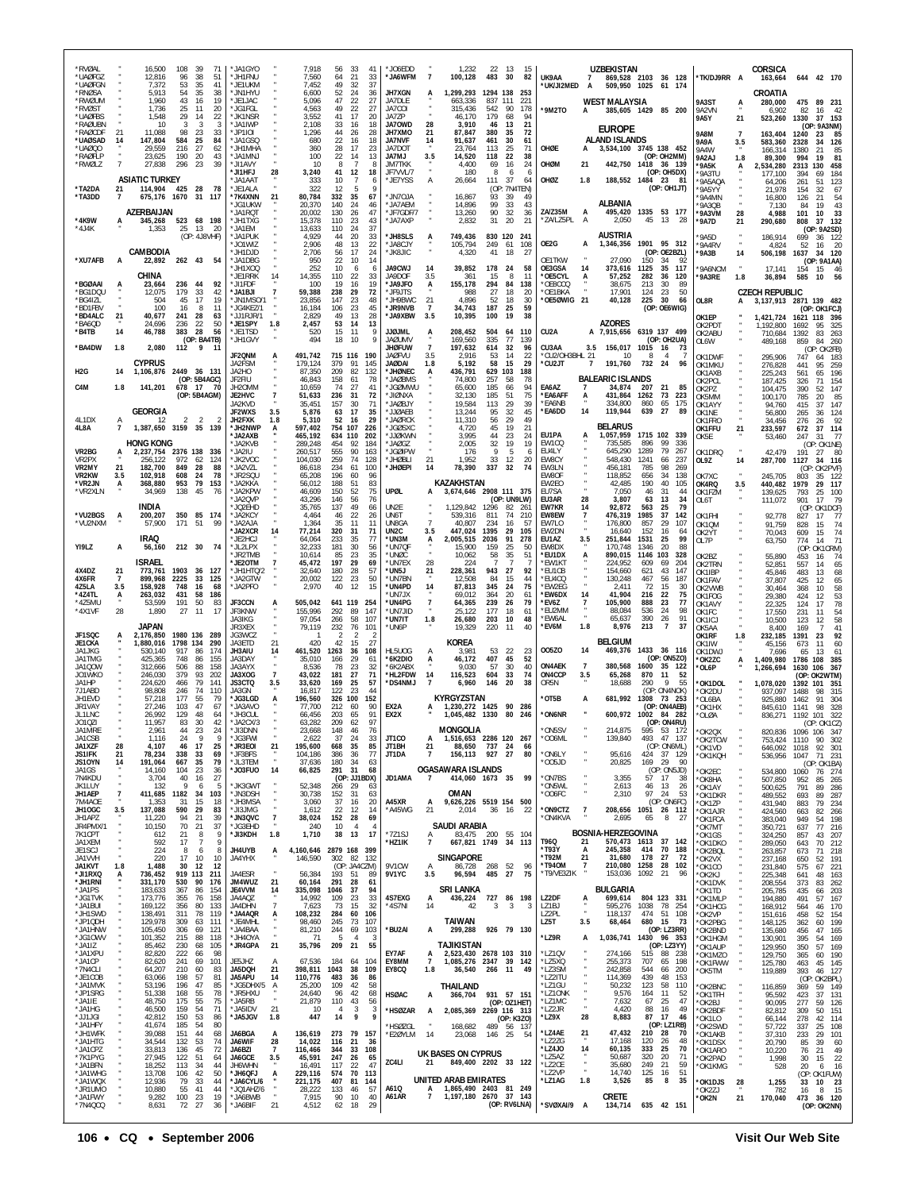| Call | Band | Score | QSOs | Zones | Countries |
|---|---|---|---|---|---|
| *RV0AL | " | 16,500 | 108 | 39 | 71 |
| *UA0FGZ | " | 12,816 | 96 | 38 | 51 |
| *UA0FGN | " | 7,372 | 53 | 35 | 41 |
| *RN0SA | " | 5,913 | 54 | 35 | 38 |
| *RW0UM | " | 1,960 | 43 | 16 | 19 |
| *RV0ST | " | 1,736 | 25 | 11 | 20 |
| *UA0FBS | " | 1,548 | 29 | 14 | 22 |
| *RA0UBN | " | 10 | 3 | 3 | 3 |
| *RA0CDF | 21 | 11,088 | 98 | 23 | 33 |
| *UA0SAD | 14 | 147,804 | 584 | 25 | 84 |
| *UA0QO | " | 29,559 | 216 | 27 | 62 |
| *RA0FLP | " | 23,625 | 190 | 20 | 43 |
| *RW0LZ | 7 | 27,838 | 296 | 23 | 39 |
| **ASIATIC TURKEY** | | | | | |
| *TA2DA | 21 | 114,904 | 425 | 28 | 78 |
| *TA3DD | 7 | 675,176 | 1670 | 31 | 117 |
| **AZERBAIJAN** | | | | | |
| *4K9W | A | 345,268 | 523 | 68 | 198 |
| *4J4K | " | 1,353 | 25 | 13 | 20 |
| (OP: 4J8VHF) | | | | | |
| **CAMBODIA** | | | | | |
| *XU7AFB | A | 22,892 | 262 | 43 | 54 |
| **CHINA** | | | | | |
| *BG0AAI | A | 23,664 | 236 | 44 | 92 |
| *BG1DQU | " | 12,075 | 179 | 33 | 42 |
| *BG4IZL | " | 504 | 45 | 17 | 19 |
| *BD1FBV | " | 100 | 16 | 8 | 11 |
| *BD4ALC | 21 | 40,677 | 241 | 28 | 63 |
| *BA6QD | " | 24,696 | 236 | 22 | 50 |
| *B4TB | 14 | 46,788 | 383 | 28 | 56 |
| (OP: BA4TB) | | | | | |
| *BA4DW | 1.8 | 2,080 | 112 | 9 | 11 |
| **CYPRUS** | | | | | |
| H2G | 14 | 1,106,876 | 2449 | 36 | 131 |
| (OP: 5B4AGC) | | | | | |
| C4M | 1.8 | 141,201 | 678 | 17 | 70 |
| (OP: 5B4AGM) | | | | | |
| **GEORGIA** | | | | | |
| 4L1DX | A | 12 | 2 | 2 | 2 |
| 4L8A | 7 | 1,387,650 | 3159 | 35 | 139 |
| **HONG KONG** | | | | | |
| VR2BG | A | 2,237,754 | 2376 | 138 | 336 |
| VR2PX | " | 256,122 | 972 | 62 | 124 |
| VR2MY | 21 | 182,700 | 849 | 28 | 88 |
| VR2KW | 3.5 | 102,918 | 608 | 24 | 78 |
| *VR2JN | A | 368,880 | 953 | 79 | 153 |
| *VR2XLN | " | 34,969 | 138 | 45 | 76 |
| **INDIA** | | | | | |
| *VU2BGS | A | 200,207 | 350 | 85 | 174 |
| *VU2NXM | " | 57,900 | 171 | 51 | 99 |
| **IRAQ** | | | | | |
| YI9LZ | A | 56,160 | 212 | 30 | 74 |
| **ISRAEL** | | | | | |
| 4X4DZ | 21 | 773,761 | 1903 | 36 | 127 |
| 4X6FR | 7 | 899,968 | 2225 | 33 | 125 |
| 4Z5LA | 3.5 | 158,928 | 748 | 16 | 68 |
| *4Z4TL | A | 263,032 | 431 | 58 | 186 |
| *4Z5MU | " | 53,599 | 191 | 50 | 83 |
| *4X1VF | 28 | 1,890 | 27 | 11 | 17 |
| **JAPAN** | | | | | |
| JF1SQC | A | 2,176,850 | 1980 | 136 | 289 |
| JE1CKA | " | 1,880,016 | 1798 | 134 | 290 |
| JA1JKG | " | 530,140 | 917 | 86 | 174 |
| JA1TMG | " | 425,365 | 748 | 86 | 155 |
| JA1QOW | " | 312,666 | 506 | 88 | 158 |
| JO1WKO | " | 246,030 | 379 | 93 | 202 |
| JA1HP | " | 224,620 | 466 | 79 | 141 |
| 7J1ABD | " | 98,808 | 246 | 74 | 110 |
| JH1EVD | " | 57,218 | 177 | 55 | 79 |
| JR1VAY | " | 27,246 | 103 | 47 | 67 |
| JL1LNC | " | 26,992 | 129 | 48 | 64 |
| JQ1AZI | " | 11,957 | 83 | 30 | 42 |
| JA1MRE | " | 2,961 | 44 | 23 | 24 |
| JA1CSB | " | 1,116 | 24 | 9 | 9 |
| JA1XZF | 28 | 4,107 | 46 | 17 | 25 |
| JS1IFK | 21 | 78,234 | 338 | 33 | 69 |
| JS1OYN | 14 | 191,064 | 667 | 35 | 79 |
| JA1GS | " | 14,160 | 104 | 23 | 36 |
| 7N4KDU | " | 3,704 | 40 | 16 | 27 |
| JK1LUY | " | 132 | 9 | 6 | 5 |
| JH1AEP | 7 | 411,685 | 1182 | 34 | 103 |
| 7M4ACE | " | 1,353 | 31 | 15 | 18 |
| JH1OGC | 3.5 | 137,088 | 590 | 29 | 83 |
| JH1APZ | " | 11,220 | 94 | 21 | 39 |
| JR4PMX/1 | " | 10,150 | 70 | 21 | 37 |
| 7K1CPT | " | 612 | 21 | 8 | 9 |
| JA1XEM | " | 592 | 17 | 7 | 9 |
| JE1SCJ | " | 224 | 8 | 6 | 8 |
| JA1VVH | " | 220 | 17 | 10 | 10 |
| JA1KVT | 1.8 | 1,488 | 30 | 12 | 12 |
| *JI1RXQ | A | 736,452 | 919 | 113 | 211 |
| *JH1RNI | " | 331,170 | 530 | 90 | 176 |
| *JA1PS | " | 183,633 | 367 | 86 | 154 |
| *JG1TVK | " | 173,776 | 355 | 76 | 168 |
| *JA1BUI | " | 169,122 | 356 | 80 | 133 |
| *JH1SWD | " | 138,491 | 311 | 78 | 119 |
| *JP1QDH | " | 129,978 | 309 | 63 | 111 |
| *JA1HNW | " | 105,450 | 306 | 69 | 121 |
| *JG1OWV | " | 101,352 | 215 | 88 | 118 |
| *JA1IZ | " | 85,462 | 230 | 68 | 105 |
| *JA1XPU | " | 82,820 | 222 | 66 | 98 |
| *JA1CP | " | 82,620 | 241 | 69 | 101 |
| *7N4CLI | " | 64,207 | 210 | 60 | 83 |
| *JE1COB | " | 63,066 | 198 | 57 | 81 |
| *JA1MVK | " | 53,196 | 196 | 47 | 85 |
| *JP1SRG | " | 51,338 | 168 | 55 | 78 |
| *JA1IE | " | 48,750 | 175 | 55 | 75 |
| *JA1HG | " | 46,500 | 159 | 54 | 71 |
| *JJ1JGI | " | 42,812 | 150 | 53 | 86 |
| *JA1HFY | " | 41,674 | 185 | 54 | 80 |
| *JH1WFK | " | 39,088 | 151 | 44 | 68 |
| *JA1HTG | " | 34,544 | 132 | 53 | 74 |
| *JA1CPZ | " | 33,813 | 136 | 45 | 72 |
| *7K1PYG | " | 27,945 | 122 | 51 | 64 |
| *JA1BFN | " | 18,252 | 113 | 34 | 44 |
| *JA1WHG | " | 13,708 | 106 | 42 | 50 |
| *JA1WQX | " | 12,936 | 79 | 33 | 44 |
| *JR1UMO | " | 10,880 | 55 | 41 | 44 |
| *JF1RWY | " | 9,282 | 100 | 23 | 39 |
| *7N4QCQ | " | 8,631 | 72 | 27 | 36 |
| *JA1GYO | " | 7,918 | 56 | 33 | 41 |
| *JH1FNU | " | 7,560 | 64 | 21 | 33 |
| *JE1UKM | " | 7,452 | 49 | 32 | 37 |
| *JN1HYU | " | 6,600 | 52 | 24 | 36 |
| *JE1JAC | " | 5,096 | 47 | 22 | 27 |
| *JG1FGL | " | 4,563 | 49 | 22 | 17 |
| *JK1NSR | " | 3,552 | 41 | 17 | 20 |
| *JA1IVY | " | 2,108 | 33 | 16 | 18 |
| *JP1ICH | " | 1,296 | 44 | 26 | 28 |
| *JA1GSQ | " | 680 | 22 | 16 | 18 |
| *JH1MHA | " | 360 | 28 | 17 | 23 |
| *JA1MNJ | " | 100 | 22 | 14 | 13 |
| *JA1AVY | " | 10 | 8 | 7 | 8 |
| *JI1HFJ | 28 | 3,240 | 41 | 12 | 18 |
| *JA1AAT | " | 333 | 10 | 7 | 6 |
| *JE1ALA | " | 322 | 12 | 5 | 9 |
| *7K4XNN | 21 | 80,784 | 332 | 35 | 67 |
| *JG1UKW | " | 20,370 | 140 | 24 | 46 |
| *JA1RQT | " | 20,002 | 130 | 26 | 47 |
| *JH1TXG | " | 15,378 | 110 | 23 | 43 |
| *JA1EM | " | 13,633 | 110 | 24 | 37 |
| *JA1PUK | " | 4,929 | 44 | 20 | 33 |
| *JO1WIZ | " | 2,906 | 48 | 13 | 22 |
| *JH1DJD | " | 2,706 | 56 | 17 | 24 |
| *JA1DBG | " | 950 | 22 | 10 | 14 |
| *JH1XOQ | " | 252 | 10 | 6 | 6 |
| *JE1RRK | 14 | 14,355 | 110 | 22 | 33 |
| *JI1FDF | " | 100 | 19 | 16 | 19 |
| *JA1BJI | 7 | 59,388 | 238 | 29 | 72 |
| *JN1MSO/1 | " | 23,856 | 147 | 23 | 48 |
| *JG4KEZ/1 | " | 16,184 | 106 | 23 | 45 |
| *JJ1RJR/1 | " | 2,829 | 49 | 13 | 28 |
| *JE1SPY | 1.8 | 2,457 | 53 | 14 | 13 |
| *JE1TSD | " | 520 | 15 | 11 | 9 |
| *JH1GVY | " | 494 | 18 | 10 | 9 |
| JF2QNM | A | 491,742 | 715 | 116 | 190 |
| JA2FSM | " | 179,124 | 379 | 91 | 145 |
| JA2HO | " | 87,350 | 209 | 82 | 132 |
| JF2FIU | " | 46,843 | 158 | 61 | 78 |
| JH2CMH | " | 10,659 | 74 | 27 | 41 |
| JE2HVC | 7 | 51,633 | 236 | 31 | 72 |
| JA2KVD | " | 35,451 | 157 | 30 | 71 |
| JF2WXS | 3.5 | 5,876 | 63 | 17 | 35 |
| JH2FXK | 1.8 | 5,310 | 52 | 16 | 29 |
| *JH2NWP | A | 597,402 | 754 | 107 | 226 |
| *JA2AXB | " | 465,192 | 634 | 110 | 202 |
| *JA2KVB | " | 289,248 | 454 | 92 | 184 |
| *JA2IU | " | 260,517 | 555 | 90 | 163 |
| *JK2VOC | " | 104,030 | 259 | 74 | 128 |
| *JA2VZL | " | 86,618 | 234 | 61 | 100 |
| *JR2SQU | " | 65,208 | 196 | 60 | 96 |
| *JA2KKA | " | 56,012 | 188 | 51 | 83 |
| *JA2KPW | " | 46,609 | 150 | 52 | 75 |
| *JA2QVP | " | 43,296 | 146 | 56 | 76 |
| *JQ2EHD | " | 35,765 | 137 | 49 | 66 |
| *JA2KCY | " | 4,464 | 46 | 22 | 26 |
| *JA2AJA | " | 1,364 | 35 | 11 | 11 |
| *JA2XCR | 14 | 77,214 | 320 | 31 | 71 |
| *JE2HCJ | " | 64,064 | 233 | 35 | 77 |
| *JL2LPX | " | 32,233 | 181 | 30 | 56 |
| *JR2TMB | " | 10,614 | 85 | 23 | 35 |
| *JE2OTM | 7 | 45,472 | 197 | 29 | 69 |
| *JH1HTQ/2 | " | 32,640 | 180 | 28 | 57 |
| *JA2GTW | " | 20,002 | 122 | 23 | 50 |
| *JA2PFO | " | 2,970 | 40 | 12 | 15 |
| JF3CCN | A | 505,042 | 641 | 119 | 254 |
| JF3KNW | " | 155,996 | 292 | 89 | 147 |
| JA3IKG | " | 97,054 | 266 | 58 | 107 |
| JR3XEX | " | 79,119 | 232 | 76 | 101 |
| JG3WCZ | " | 1 | 2 | 2 | 2 |
| JA3ETD | 21 | 420 | 42 | 15 | 27 |
| JH3AIU | 14 | 461,520 | 1263 | 36 | 108 |
| JA3DAY | " | 35,010 | 166 | 29 | 61 |
| JA3AYX | " | 8,536 | 78 | 23 | 32 |
| JA3XOG | 7 | 43,022 | 181 | 27 | 71 |
| JS3CTQ | 3.5 | 33,620 | 169 | 25 | 57 |
| JA3GN | " | 16,817 | 122 | 23 | 44 |
| *JG3LGD | A | 196,560 | 326 | 100 | 152 |
| *JA3AVO | " | 77,700 | 212 | 60 | 90 |
| *JH3CUL | " | 66,456 | 203 | 61 | 95 |
| *JA2CX/3 | " | 63,282 | 209 | 62 | 97 |
| *JI3DNN | " | 23,668 | 148 | 46 | 76 |
| *JG3FWI | " | 2,622 | 37 | 24 | 33 |
| *JR3EOI | 21 | 195,600 | 668 | 35 | 85 |
| *JF3BFS | " | 104,186 | 386 | 36 | 77 |
| *JL3TEM | " | 37,636 | 180 | 34 | 63 |
| *JO3FUO | 14 | 66,825 | 291 | 31 | 68 |
| (OP: JJ1BDX) | | | | | |
| *JK3GWT | " | 52,348 | 258 | 29 | 63 |
| *JN3DSH | " | 30,738 | 152 | 31 | 63 |
| *JH3MSA | " | 3,060 | 37 | 16 | 20 |
| *JI3JMG | " | 1,612 | 22 | 14 | 14 |
| *JN3QVC | 7 | 38,024 | 152 | 28 | 69 |
| *JG3EHD | " | 240 | 10 | 4 | 4 |
| *JI3KDH | 1.8 | 1,710 | 38 | 13 | 17 |
| JH4UYB | A | 4,160,646 | 2879 | 168 | 399 |
| JA4YHX | " | 146,590 | 302 | 82 | 132 |
| (OP: JA4CZM) | | | | | |
| JA4ESR | " | 56,384 | 193 | 51 | 89 |
| JM4WUZ | 21 | 60,164 | 291 | 28 | 61 |
| JE4VVM | 14 | 335,098 | 1046 | 37 | 94 |
| JA4AQZ | " | 14,992 | 109 | 23 | 33 |
| JA4DHN | 7 | 7,623 | 73 | 15 | 32 |
| *JA4AQR | A | 108,232 | 284 | 60 | 106 |
| *JE4HHL | " | 98,460 | 245 | 73 | 107 |
| *JA4BAA | " | 81,210 | 244 | 69 | 103 |
| *JH4OYA | " | 71 | 5 | 4 | 3 |
| *JR4GPA | 21 | 35,796 | 209 | 21 | 55 |
| JA5FDH | A | 67,536 | 184 | 64 | 104 |
| JA5CDU | 21 | 398,811 | 1043 | 38 | 109 |
| JA5APU | 14 | 110,776 | 483 | 36 | 86 |
| *JG5DHX/5 | A | 25,200 | 109 | 42 | 58 |
| *JR5HXU | " | 24,640 | 96 | 42 | 68 |
| *JA5RB | " | 21,879 | 110 | 43 | 56 |
| *JA5JGV | 1.8 | 447 | 14 | 9 | 9 |
| JA6BGA | A | 136,619 | 273 | 79 | 157 |
| JA6WIF | 28 | 14,022 | 116 | 21 | 36 |
| JA6BZI | 7 | 116,466 | 344 | 33 | 108 |
| JA6GCE | 3.5 | 45,591 | 247 | 26 | 65 |
| JH6WHN | " | 16,491 | 117 | 22 | 47 |
| *JH6QFJ | A | 229,116 | 574 | 70 | 113 |
| *JA6CYL/6 | " | 221,175 | 407 | 81 | 144 |
| *JQ1AHZ/6 | " | 28,222 | 133 | 46 | 57 |
| *JA6BWB | " | 7,915 | 90 | 10 | 40 |
| *JA6BIF | 21 | 4,512 | 62 | 18 | 29 |
| *JO6EDD | " | 1,232 | 22 | 13 | 15 |
| *JA6WFM | 7 | 100,128 | 483 | 30 | 82 |
| *JH7XGN | A | 1,299,293 | 1294 | 138 | 253 |
| JA7DLE | " | 663,336 | 837 | 111 | 221 |
| JA7COI | " | 315,436 | 542 | 90 | 178 |
| JA7ZP | " | 46,170 | 179 | 68 | 94 |
| JA7OWD | 28 | 3,910 | 46 | 13 | 21 |
| JH7XMO | 21 | 87,847 | 380 | 35 | 72 |
| JA7NVF | 14 | 91,637 | 461 | 30 | 61 |
| JA7DOT | " | 23,764 | 113 | 25 | 71 |
| JA7MJ | 3.5 | 14,520 | 118 | 22 | 38 |
| JM7TKK | " | 4,400 | 69 | 16 | 24 |
| JF7VVL/7 | " | 180 | 8 | 6 | 6 |
| *JE7YSS | A | 26,664 | 111 | 37 | 64 |
| (OP: 7N4TEN) | | | | | |
| *JN7OJA | " | 16,867 | 93 | 39 | 49 |
| *JA7AEM | " | 14,896 | 99 | 33 | 43 |
| *JF7GDF/7 | " | 13,260 | 90 | 32 | 36 |
| *JA7AXP | " | 2,832 | 31 | 20 | 21 |
| *JH8SLS | A | 749,436 | 830 | 120 | 241 |
| *JA8CJY | " | 105,794 | 249 | 61 | 108 |
| *JK8JIC | " | 4,320 | 41 | 18 | 27 |
| JA9CWJ | 14 | 39,852 | 178 | 24 | 58 |
| JA9DCF | 3.5 | 361 | 15 | 8 | 11 |
| *JA9JFO | A | 155,178 | 294 | 84 | 138 |
| *JF9JTS | " | 988 | 27 | 18 | 20 |
| *JH9BWC | 21 | 4,896 | 52 | 18 | 30 |
| *JR9NVB | 7 | 34,743 | 187 | 25 | 59 |
| *JA9XBW | 3.5 | 10,395 | 100 | 19 | 38 |
| JJ0JML | A | 208,452 | 504 | 64 | 110 |
| JA0UMV | " | 169,560 | 335 | 77 | 139 |
| JH0FUW | 7 | 197,632 | 614 | 32 | 96 |
| JA0FVU | 3.5 | 2,916 | 53 | 14 | 22 |
| JA0DAI | 1.8 | 5,192 | 58 | 15 | 29 |
| *JH0NEC | A | 436,791 | 629 | 103 | 188 |
| *JA0BMS | " | 74,800 | 257 | 58 | 78 |
| *JG0MWU | " | 65,600 | 185 | 66 | 94 |
| *JI0NXA | " | 32,130 | 185 | 51 | 75 |
| *JA0BJY | " | 19,584 | 113 | 29 | 39 |
| *JJ0AEB | " | 13,244 | 95 | 32 | 45 |
| *JA0ROX | " | 11,310 | 56 | 29 | 49 |
| *JG0SXC | " | 4,720 | 45 | 19 | 21 |
| *JJ0KWN | " | 3,995 | 44 | 23 | 24 |
| *JA0GZ | " | 2,005 | 32 | 19 | 19 |
| *JG0IPW | " | 176 | 9 | 5 | 6 |
| *JH0BLI | 21 | 1,952 | 33 | 12 | 20 |
| *JH0EPI | 14 | 78,390 | 337 | 32 | 74 |
| **KAZAKHSTAN** | | | | | |
| UP0L | A | 3,674,646 | 2908 | 111 | 375 |
| (OP: UN9LW) | | | | | |
| UN2E | " | 1,129,842 | 1296 | 82 | 261 |
| UN6T | " | 539,316 | 811 | 74 | 210 |
| UN8GA | 7 | 40,807 | 234 | 16 | 57 |
| UN2C | 3.5 | 447,024 | 1395 | 29 | 105 |
| *UN3M | A | 2,005,515 | 2036 | 91 | 278 |
| *UN7QF | " | 15,900 | 159 | 25 | 50 |
| *UN0C | " | 10,062 | 58 | 35 | 51 |
| *UN7EX | 28 | 224 | 7 | 7 | 7 |
| *UN5J | 21 | 228,361 | 943 | 27 | 92 |
| *UN7BN | " | 12,508 | 84 | 15 | 44 |
| *UN4PD | 14 | 87,813 | 345 | 24 | 75 |
| *UN7JX | " | 69,012 | 364 | 20 | 61 |
| *UN4PG | 7 | 64,365 | 239 | 26 | 79 |
| *UN7JID | " | 25,122 | 177 | 18 | 61 |
| *UN7IT | 1.8 | 26,680 | 203 | 10 | 48 |
| *UN6P | " | 19,329 | 220 | 11 | 40 |
| **KOREA** | | | | | |
| HL5UOG | A | 3,981 | 53 | 22 | 23 |
| *6K2DIO | A | 46,172 | 407 | 45 | 52 |
| *6K2ABX | " | 9,030 | 57 | 30 | 40 |
| *HL2FDW | 14 | 116,523 | 604 | 33 | 74 |
| *DS4NMJ | 7 | 6,960 | 146 | 20 | 38 |
| **KYRGYZSTAN** | | | | | |
| EX2A | A | 1,230,272 | 1425 | 90 | 286 |
| EX2X | " | 1,045,482 | 1330 | 80 | 246 |
| **MONGOLIA** | | | | | |
| JT1CO | A | 1,516,653 | 2286 | 120 | 267 |
| JT1BH | 21 | 88,650 | 737 | 24 | 66 |
| JT1DA | 7 | 156,113 | 927 | 27 | 80 |
| **OGASAWARA ISLANDS** | | | | | |
| JD1AMA | 7 | 414,060 | 1673 | 35 | 99 |
| **OMAN** | | | | | |
| A45XR | A | 9,626,226 | 5519 | 154 | 500 |
| *A45WG | 21 | 2,014 | 36 | 16 | 22 |
| **SAUDI ARABIA** | | | | | |
| *7Z1SJ | A | 83,475 | 200 | 55 | 104 |
| *HZ1IK | 7 | 667,821 | 1749 | 34 | 113 |
| **SINGAPORE** | | | | | |
| 9V1CW | A | 86,728 | 268 | 52 | 96 |
| 9V1YC | 3.5 | 96,594 | 485 | 27 | 75 |
| **SRI LANKA** | | | | | |
| 4S7EXG | A | 436,224 | 727 | 86 | 198 |
| *4S7NI | 14 | 42 | 3 | 3 | 3 |
| **TAIWAN** | | | | | |
| *BU2AI | A | 299,288 | 926 | 79 | 130 |
| **TAJIKISTAN** | | | | | |
| EY7AF | A | 2,523,430 | 2678 | 103 | 310 |
| EY8MM | 7 | 1,085,276 | 2347 | 39 | 142 |
| EY8CQ | 1.8 | 36,540 | 266 | 11 | 49 |
| **THAILAND** | | | | | |
| HS0AC | A | 366,704 | 931 | 57 | 151 |
| (OP: OZ1HET) | | | | | |
| *HS0ZAR | A | 2,085,369 | 2269 | 116 | 313 |
| (OP: K3ZO) | | | | | |
| *HS0ZGQ | " | 168,682 | 489 | 56 | 137 |
| *E2DYLM | 14 | 23,068 | 146 | 25 | 54 |
| **UK BASES ON CYPRUS** | | | | | |
| ZC4LI | 21 | 849,400 | 2202 | 33 | 122 |
| **UNITED ARAB EMIRATES** | | | | | |
| A61Q | A | 1,865,490 | 2403 | 81 | 249 |
| A61AR | 7 | 1,197,180 | 2670 | 37 | 143 |
| (OP: RV6LNA) | | | | | |
| **UZBEKISTAN** | | | | | |
| UK9AA | 7 | 869,528 | 2103 | 36 | 128 |
| *UK/JI2MED | A | 509,950 | 1025 | 61 | 174 |
| **WEST MALAYSIA** | | | | | |
| *9M2TO | A | 385,605 | 1429 | 85 | 200 |
| **EUROPE** | | | | | |
| **ALAND ISLANDS** | | | | | |
| OH0E | A | 3,534,100 | 3745 | 138 | 452 |
| (OP: OH2MM) | | | | | |
| OH0M | 21 | 442,750 | 1418 | 36 | 139 |
| (OP: OH5DX) | | | | | |
| OH0Z | 1.8 | 188,552 | 1484 | 23 | 81 |
| (OP: OH1JT) | | | | | |
| **ALBANIA** | | | | | |
| ZA/Z35M | A | 495,420 | 1335 | 53 | 177 |
| *ZA/LZ5PL | A | 2,050 | 45 | 13 | 28 |
| **AUSTRIA** | | | | | |
| OE2G | A | 1,346,356 | 1901 | 95 | 312 |
| (OP: OE2BZL) | | | | | |
| OE1TKW | " | 27,090 | 150 | 34 | 92 |
| OE3GSA | 14 | 373,616 | 1125 | 35 | 117 |
| *OE5CYL | A | 57,252 | 282 | 36 | 120 |
| *OE8CCQ | " | 38,675 | 213 | 30 | 89 |
| *OE1BKA | " | 17,901 | 124 | 23 | 50 |
| *OE5WWG | 21 | 40,128 | 225 | 30 | 66 |
| **AZORES** | | | | | |
| CU2A | A | 7,915,656 | 6319 | 137 | 499 |
| (OP: OH2UA) | | | | | |
| CU3AA | 3.5 | 156,017 | 1015 | 16 | 73 |
| *CU2/OH3BHL | 21 | 10 | 8 | 4 | 7 |
| *CU2JT | 7 | 191,760 | 732 | 24 | 96 |
| **BALEARIC ISLANDS** | | | | | |
| EA6AZ | 7 | 34,874 | 207 | 21 | 85 |
| *EA6AFF | A | 431,864 | 1262 | 73 | 223 |
| *EA6NB | " | 334,800 | 860 | 65 | 175 |
| *EA6DD | 14 | 119,944 | 639 | 27 | 89 |
| **BELARUS** | | | | | |
| EU1PA | A | 1,057,959 | 1715 | 102 | 339 |
| EW1CQ | " | 735,585 | 896 | 99 | 336 |
| EU4LY | " | 645,290 | 1289 | 79 | 267 |
| EW8CY | " | 548,430 | 1241 | 66 | 237 |
| EW3LN | " | 456,181 | 785 | 98 | 269 |
| EW8OF | " | 118,852 | 656 | 34 | 138 |
| EW2EO | " | 42,485 | 190 | 40 | 105 |
| EU7SA | " | 7,050 | 46 | 31 | 44 |
| EU3AR | 28 | 3,807 | 63 | 13 | 34 |
| EW7KR | 14 | 92,872 | 563 | 25 | 79 |
| EW8EW | 7 | 476,319 | 1985 | 37 | 142 |
| EW7LO | " | 176,800 | 857 | 29 | 107 |
| EW2DN | " | 16,640 | 152 | 16 | 64 |
| EU1AZ | 3.5 | 251,844 | 1531 | 25 | 99 |
| EW8DX | " | 170,748 | 1346 | 20 | 88 |
| *EU1DX | A | 890,015 | 1146 | 103 | 328 |
| *EW1KT | " | 224,952 | 609 | 69 | 204 |
| *EU1CB | " | 154,660 | 621 | 43 | 147 |
| *EU4CQ | " | 130,248 | 467 | 56 | 187 |
| *EW2EG | " | 2,411 | 72 | 15 | 30 |
| *EW6DX | 14 | 41,904 | 216 | 22 | 75 |
| *EV6Z | 7 | 105,900 | 888 | 23 | 77 |
| *EU2MM | " | 88,084 | 536 | 24 | 98 |
| *EW6AL | " | 65,637 | 390 | 26 | 91 |
| *EV6M | 1.8 | 8,976 | 213 | 7 | 37 |
| **BELGIUM** | | | | | |
| OO5ZO | 14 | 469,376 | 1433 | 36 | 116 |
| (OP: ON5ZO) | | | | | |
| ON4AEK | 7 | 380,568 | 1600 | 35 | 122 |
| ON4CCP | 3.5 | 65,268 | 870 | 11 | 52 |
| OR5N | " | 18,688 | 290 | 9 | 55 |
| (OP: ON4NOK) | | | | | |
| *OT5B | A | 681,992 | 1308 | 73 | 253 |
| (OP: ON4AEB) | | | | | |
| *ON6NR | " | 600,972 | 1002 | 84 | 282 |
| (OP: ON4RU) | | | | | |
| *ON5SV | " | 214,875 | 595 | 53 | 172 |
| *OO6ML | " | 139,840 | 493 | 47 | 137 |
| (OP: ON6ML) | | | | | |
| *ON6LY | " | 95,616 | 424 | 37 | 129 |
| *OO5JD | " | 20,825 | 169 | 29 | 90 |
| (OP: ON5JD) | | | | | |
| *ON7BS | " | 3,355 | 57 | 17 | 38 |
| *ON5WL | " | 2,613 | 46 | 13 | 26 |
| *OO6FC | " | 2,310 | 97 | 24 | 53 |
| (OP: ON6FC) | | | | | |
| *ON9CTZ | 7 | 208,656 | 1051 | 26 | 112 |
| *ON4KVA | " | 2,695 | 65 | 8 | 27 |
| **BOSNIA-HERZEGOVINA** | | | | | |
| T96Q | 21 | 570,473 | 1613 | 37 | 142 |
| *T93Y | A | 245,358 | 414 | 70 | 188 |
| *T92M | 21 | 31,680 | 178 | 27 | 72 |
| *T94OM | 7 | 210,080 | 1258 | 28 | 102 |
| *T9/VE3ZIK | " | 153,036 | 1092 | 21 | 96 |
| **BULGARIA** | | | | | |
| LZ2DF | A | 699,614 | 804 | 123 | 331 |
| LZ1BJ | " | 595,276 | 1038 | 78 | 254 |
| LZ2PL | " | 118,137 | 474 | 51 | 108 |
| LZ5T | 3.5 | 68,464 | 680 | 15 | 73 |
| (OP: LZ3RR) | | | | | |
| *LZ9R | A | 1,036,741 | 1430 | 96 | 353 |
| (OP: LZ3YY) | | | | | |
| *LZ1QV | " | 274,166 | 515 | 88 | 238 |
| *LZ5XQ | " | 255,373 | 707 | 65 | 198 |
| *LZ3SM | " | 242,858 | 544 | 66 | 200 |
| *LZ2TU | " | 114,369 | 439 | 48 | 153 |
| *LZ1GU | " | 50,232 | 123 | 58 | 110 |
| *LZ1ONK | " | 9,576 | 164 | 11 | 52 |
| *LZ1MC | " | 7,632 | 67 | 25 | 47 |
| *LZ2JR | " | 4,420 | 88 | 16 | 49 |
| *LZ9X | 28 | 8,883 | 87 | 17 | 46 |
| (OP: LZ1RB) | | | | | |
| *LZ4AE | 21 | 47,432 | 210 | 28 | 70 |
| *LZ2ZG | " | 17,168 | 120 | 26 | 48 |
| *LZ4JO | 14 | 60,135 | 335 | 32 | 103 |
| *LZ3AZ | " | 50,687 | 320 | 20 | 71 |
| *LZ2CE | " | 35,680 | 249 | 21 | 59 |
| *LZ2VP | " | 14,740 | 125 | 16 | 51 |
| *LZ1AG | 1.8 | 3,526 | 85 | 8 | 35 |
| **CRETE** | | | | | |
| *SV0XAI/9 | A | 134,714 | 635 | 42 | 151 |
| **CORSICA** | | | | | |
| *TK/DJ9RR | A | 163,664 | 644 | 42 | 170 |
| **CROATIA** | | | | | |
| 9A3ST | A | 280,000 | 475 | 89 | 231 |
| 9A2VN | " | 6,902 | 82 | 16 | 42 |
| 9A5Y | 21 | 523,260 | 1330 | 37 | 153 |
| (OP: 9A3NM) | | | | | |
| 9A8M | 7 | 163,404 | 1240 | 23 | 85 |
| 9A9A | 3.5 | 583,360 | 2328 | 34 | 126 |
| 9A4W | " | 166,314 | 1380 | 21 | 85 |
| 9A2AJ | 1.8 | 89,300 | 994 | 19 | 81 |
| *9A5K | A | 2,534,280 | 2313 | 130 | 458 |
| *9A3TU | " | 177,100 | 394 | 69 | 184 |
| *9A5AQA | " | 64,206 | 261 | 51 | 123 |
| *9A5YY | " | 21,978 | 154 | 32 | 67 |
| *9A4MN | " | 16,800 | 126 | 21 | 54 |
| *9A3QB | " | 7,130 | 84 | 19 | 43 |
| *9A3VM | 28 | 4,988 | 101 | 10 | 33 |
| *9A7D | 21 | 290,680 | 808 | 37 | 132 |
| (OP: 9A2SD) | | | | | |
| *9A5D | " | 186,914 | 699 | 36 | 122 |
| *9A4RV | " | 4,824 | 52 | 16 | 20 |
| *9A3B | 14 | 506,198 | 1637 | 34 | 120 |
| (OP: 9A1AA) | | | | | |
| *9A6NCM | " | 17,141 | 154 | 15 | 46 |
| *9A3RE | 1.8 | 36,894 | 585 | 10 | 56 |
| **CZECH REPUBLIC** | | | | | |
| OL8R | A | 3,137,913 | 2871 | 139 | 482 |
| (OP: OK1FCJ) | | | | | |
| OK1EP | " | 1,421,724 | 1621 | 118 | 396 |
| OK2PDT | " | 1,192,800 | 1682 | 95 | 325 |
| OK2ABU | " | 710,684 | 1392 | 83 | 263 |
| OL6W | " | 489,168 | 859 | 84 | 260 |
| (OP: OK2FB) | | | | | |
| OK1DWF | " | 295,906 | 747 | 64 | 183 |
| OK1MKU | " | 276,828 | 441 | 95 | 259 |
| OK1AXB | " | 225,243 | 561 | 65 | 196 |
| OK2PCL | " | 187,425 | 326 | 71 | 154 |
| OK2PZ | " | 104,475 | 390 | 52 | 147 |
| OK5MM | " | 100,170 | 785 | 20 | 85 |
| OK1AYY | " | 94,760 | 415 | 37 | 147 |
| OK1NE | " | 56,800 | 265 | 36 | 124 |
| OK1FRO | " | 34,456 | 276 | 26 | 92 |
| OK1FFU | 21 | 233,597 | 672 | 37 | 114 |
| OK5E | " | 53,460 | 247 | 31 | 77 |
| (OP: OK1NE) | | | | | |
| OK1DRQ | " | 42,479 | 191 | 27 | 80 |
| OL9Z | 14 | 287,700 | 1127 | 34 | 116 |
| (OP: OK2PVF) | | | | | |
| OK7XC | " | 245,705 | 803 | 35 | 122 |
| OK4RQ | 3.5 | 440,482 | 1979 | 29 | 117 |
| OK1FZM | " | 139,625 | 793 | 25 | 100 |
| OL6T | " | 111,072 | 901 | 17 | 79 |
| (OP: OK1DCF) | | | | | |
| OK1FHI | " | 92,778 | 827 | 17 | 77 |
| OK1QM | " | 91,759 | 828 | 15 | 74 |
| OK2YT | " | 70,043 | 609 | 15 | 74 |
| OL7P | " | 63,750 | 774 | 14 | 71 |
| (OP: OK1CRM) | | | | | |
| OK2BZ | " | 55,890 | 453 | 16 | 74 |
| OK2TRN | " | 52,851 | 557 | 14 | 65 |
| OK1IBP | " | 45,846 | 483 | 13 | 68 |
| OK1FAV | " | 37,807 | 425 | 12 | 65 |
| OK2VWB | " | 30,464 | 368 | 10 | 58 |
| OK1FOG | " | 29,380 | 424 | 12 | 53 |
| OK1AVY | " | 22,325 | 124 | 17 | 78 |
| OK1FC | " | 17,550 | 231 | 11 | 54 |
| OK1CJ | " | 10,500 | 123 | 12 | 58 |
| OK5AA | " | 8,400 | 169 | 7 | 41 |
| OK1RF | 1.8 | 232,185 | 1391 | 23 | 92 |
| OK1IW | " | 45,156 | 673 | 11 | 60 |
| OK1DWJ | " | 7,696 | 65 | 13 | 61 |
| *OK2ZC | A | 1,409,980 | 1786 | 108 | 385 |
| *OL6P | " | 1,266,694 | 1630 | 106 | 367 |
| (OP: OK2WTM) | | | | | |
| *OK1DOL | " | 1,078,020 | 1392 | 101 | 351 |
| *OK2DU | " | 937,097 | 1488 | 98 | 315 |
| *OL6BA | " | 925,880 | 1462 | 91 | 304 |
| *OK1HX | " | 845,610 | 1141 | 98 | 328 |
| *OL0A | " | 836,271 | 1192 | 101 | 322 |
| (OP: OK1CZ) | | | | | |
| *OK2QX | " | 820,836 | 1096 | 106 | 347 |
| *OK2TOW | " | 753,424 | 1110 | 90 | 302 |
| *OK1VD | " | 646,092 | 1018 | 92 | 301 |
| *OK1KQH | " | 536,956 | 1047 | 71 | 231 |
| (OP: OK1BA) | | | | | |
| *OK2EC | " | 534,800 | 1060 | 76 | 274 |
| *OK8HA | " | 507,850 | 952 | 85 | 265 |
| *OK1AY | " | 500,625 | 791 | 89 | 286 |
| *OK1DKR | " | 489,552 | 693 | 89 | 287 |
| *OK1ZP | " | 431,940 | 883 | 79 | 234 |
| *OK1AJR | " | 424,560 | 663 | 82 | 266 |
| *OK1FCA | " | 383,040 | 949 | 54 | 198 |
| *OK7MT | " | 350,721 | 637 | 77 | 216 |
| *OK1GS | " | 324,250 | 857 | 43 | 207 |
| *OK1DKO | " | 289,050 | 643 | 70 | 212 |
| *OK2BQL | " | 263,857 | 673 | 71 | 218 |
| *OK2VX | " | 237,168 | 650 | 52 | 191 |
| *OK1CD | " | 231,840 | 575 | 67 | 221 |
| *OK2KJ | " | 225,348 | 641 | 48 | 163 |
| *OK1DVK | " | 208,554 | 373 | 83 | 262 |
| *OK1TD | " | 205,785 | 435 | 66 | 203 |
| *OK1MLP | " | 194,880 | 491 | 57 | 167 |
| *OK1HCG | " | 168,912 | 564 | 46 | 170 |
| *OK2VP | " | 151,616 | 458 | 52 | 154 |
| *OK2PBG | " | 148,125 | 362 | 60 | 199 |
| *OK2BND | " | 135,680 | 456 | 47 | 165 |
| *OK1HGM | " | 130,901 | 395 | 54 | 169 |
| *OK1AUP | " | 129,950 | 350 | 57 | 169 |
| *OK1MZO | " | 129,750 | 365 | 60 | 190 |
| *OK1FWW | " | 125,780 | 463 | 45 | 145 |
| *OK5TM | " | 119,889 | 393 | 46 | 127 |
| (OP: OK2BPL) | | | | | |
| *OK2BNC | " | 116,859 | 369 | 59 | 149 |
| *OK1TFH | " | 95,592 | 423 | 37 | 131 |
| *OK2BJ | " | 90,095 | 277 | 59 | 126 |
| *OK2BDF | " | 82,812 | 309 | 50 | 151 |
| *OK1LO | " | 66,144 | 278 | 42 | 114 |
| *OK2SWD | " | 57,722 | 332 | 25 | 108 |
| *OK1AKB | " | 37,310 | 233 | 29 | 101 |
| *OK1DSX | " | 20,790 | 85 | 39 | 60 |
| *OK1ARO | " | 10,220 | 76 | 21 | 49 |
| *OK2PAD | " | 1,998 | 10 | 15 | 22 |
| *OK1KMG | " | 528 | 20 | 6 | 16 |
| (OP: OK1FUW) | | | | | |
| *OK1DJS | 28 | 1,255 | 33 | 10 | 23 |
| *OK2ZJ | " | 782 | 16 | 8 | 15 |
| *OK2N | 21 | 170,040 | 473 | 36 | 120 |
| (OP: OK2NN) | | | | | |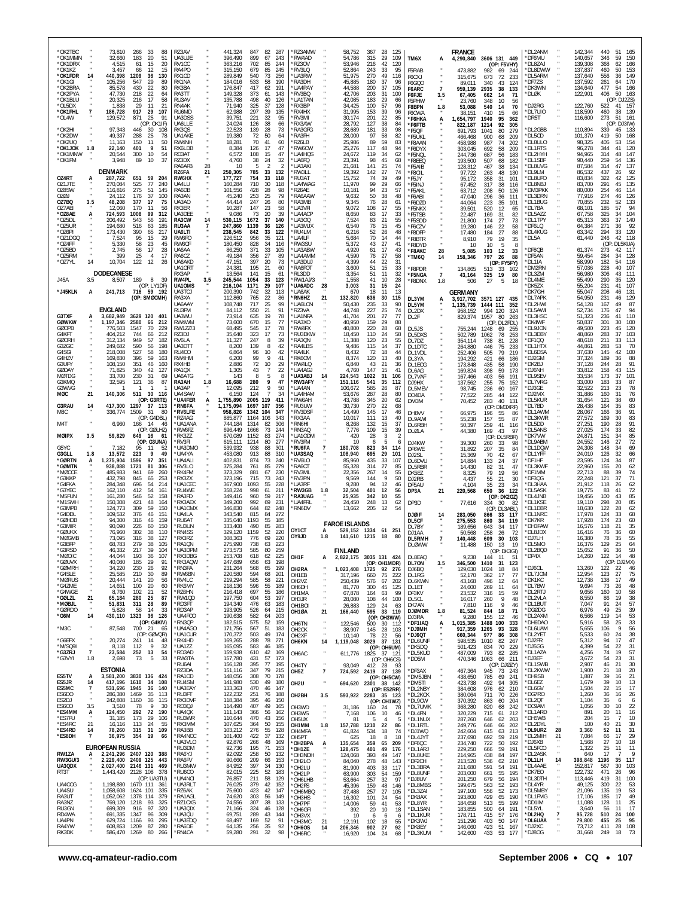| Call | Band | Score | QSOs | Zones | Countries |
|---|---|---|---|---|---|
| *OK2TBC | " | 73,810 | 266 | 33 | 88 |
| *OK1MMN | " | 32,660 | 183 | 20 | 51 |
| *OK1DRX | " | 4,515 | 61 | 15 | 20 |
| *OK1KZ | " | 3,457 | 66 | 12 | 15 |
| *OK1FDR | 14 | 440,398 | 1209 | 36 | 130 |
| *OK1GI | " | 105,256 | 547 | 29 | 89 |
| *OK2BRA | " | 85,578 | 430 | 22 | 80 |
| *OK2PYA | " | 47,730 | 218 | 22 | 64 |
| *OK1BLU | " | 20,325 | 216 | 17 | 58 |
| *OL5DX | " | 1,838 | 29 | 11 | 21 |
| *OK1FHL | 7 | 186,728 | 917 | 29 | 107 |
| *OL4W | " | 129,572 | 871 | 25 | 91 |
| (OP: OK1IF) | | | | | |
| *OK2HI | " | 97,343 | 446 | 30 | 108 |
| *OK2DW | " | 49,337 | 288 | 25 | 78 |
| *OK2UQ | " | 11,163 | 150 | 11 | 30 |
| *OK1JOK | 1.8 | 22,140 | 401 | 9 | 51 |
| *OK1MNW | " | 20,544 | 300 | 10 | 54 |
| *OK1FM | " | 3,948 | 89 | 10 | 37 |

**DENMARK**

| Call | Band | Score | QSOs | Zones | Countries |
|---|---|---|---|---|---|
| OZ4RT | A | 287,722 | 651 | 59 | 204 |
| OZ1JTE | " | 270,084 | 525 | 77 | 240 |
| OZ8SW | " | 116,816 | 275 | 51 | 145 |
| OZ0J | " | 24,112 | 176 | 37 | 100 |
| OZ7BQ | 3.5 | 48,208 | 377 | 17 | 75 |
| OZ7AEI | " | 12,060 | 170 | 11 | 56 |
| *OZ8AE | A | 724,593 | 1008 | 99 | 312 |
| *OZ5DL | " | 206,492 | 543 | 56 | 191 |
| *OZ5UR | " | 194,680 | 516 | 63 | 185 |
| *OZ6PI | " | 173,430 | 390 | 65 | 217 |
| *OZ1DGQ | " | 7,524 | 95 | 15 | 29 |
| *OZ4FF | " | 5,330 | 58 | 23 | 45 |
| *OZ5BD | " | 2,745 | 56 | 17 | 28 |
| *OZ5RM | " | 399 | 25 | 4 | 17 |
| *OZ7YL | 14 | 10,704 | 122 | 12 | 26 |

**DODECANESE**

| Call | Band | Score | QSOs | Zones | Countries |
|---|---|---|---|---|---|
| J45A | 3.5 | 8,507 | 189 | 8 | 39 |
| (OP: LY1DF) | | | | | |
| *J45KLN | A | 241,713 | 716 | 59 | 192 |
| (OP: SM0CMH) | | | | | |

**ENGLAND**

| Call | Band | Score | QSOs | Zones | Countries |
|---|---|---|---|---|---|
| G3TXF | A | 3,682,949 | 3629 | 120 | 401 |
| G0WKW | " | 1,197,346 | 2580 | 66 | 212 |
| G0OPB | " | 776,503 | 1547 | 70 | 229 |
| G4KFT | " | 404,212 | 744 | 66 | 212 |
| G0ORH | " | 312,134 | 949 | 57 | 182 |
| G3ZGC | " | 249,682 | 590 | 56 | 198 |
| G4SGI | " | 218,008 | 527 | 58 | 180 |
| G4HZV | " | 169,830 | 396 | 59 | 163 |
| G3UFY | " | 108,150 | 351 | 46 | 160 |
| G0DAY | " | 71,825 | 340 | 42 | 127 |
| M0TDG | " | 33,700 | 230 | 31 | 69 |
| G3KMQ | " | 32,595 | 121 | 36 | 87 |
| G3WVG | " | 1 | 1 | 1 | 1 |
| M0C | 21 | 140,306 | 511 | 30 | 116 |
| (OP: G3RTE) | | | | | |
| G3RAU | 14 | 417,300 | 1297 | 37 | 113 |
| M8C | " | 336,774 | 1509 | 31 | 80 |
| (OP: G4DRS) | | | | | |
| M4T | " | 6,960 | 166 | 14 | 46 |
| (OP: G0LHZ) | | | | | |
| M0IPX | 3.5 | 59,829 | 649 | 16 | 61 |
| (OP: G3UNA) | | | | | |
| G5YC | " | 7,182 | 95 | 11 | 52 |
| G3GLL | 1.8 | 13,572 | 223 | 9 | 49 |
| *G0RTN | A | 1,275,904 | 1596 | 97 | 351 |
| *G0MTN | " | 938,088 | 1721 | 81 | 306 |
| *M0CCE | " | 485,933 | 941 | 69 | 260 |
| *G3KKP | " | 432,798 | 845 | 65 | 253 |
| *G4FKA | " | 284,348 | 696 | 54 | 214 |
| *G3YEC | " | 162,110 | 412 | 54 | 161 |
| *M5RUN | " | 161,280 | 546 | 52 | 158 |
| *M1SMH | " | 150,308 | 421 | 48 | 164 |
| *G3WPB | " | 124,773 | 309 | 59 | 150 |
| *G4DDL | " | 109,532 | 376 | 46 | 151 |
| *G0HDB | " | 94,300 | 316 | 46 | 159 |
| *G3MIR | " | 90,090 | 226 | 60 | 150 |
| *G0UKX | " | 76,960 | 302 | 38 | 110 |
| *M0GMB | " | 73,095 | 316 | 38 | 127 |
| *G3BFP | " | 68,783 | 279 | 38 | 105 |
| *G3RSD | " | 46,332 | 217 | 39 | 104 |
| *M0CIC | " | 44,094 | 193 | 36 | 107 |
| *G0UVX | " | 40,080 | 185 | 29 | 91 |
| *G0MRH | " | 34,220 | 236 | 26 | 92 |
| *G4SLE | " | 25,585 | 210 | 30 | 89 |
| *M0RUS | " | 20,444 | 141 | 20 | 56 |
| *G4ZME | " | 14,651 | 100 | 20 | 60 |
| *G4WGE | " | 8,760 | 102 | 21 | 52 |
| *G0LZL | 21 | 65,184 | 280 | 25 | 87 |
| *M0BJL | " | 51,831 | 311 | 28 | 89 |
| *G0RDO | " | 5,828 | 58 | 14 | 33 |
| *G6M | 14 | 430,110 | 1323 | 36 | 126 |
| (OP: G4KIV) | | | | | |
| *M3C | " | 87,548 | 700 | 21 | 65 |
| (OP: G0WQR) | | | | | |
| *G6EFX | " | 20,274 | 241 | 14 | 48 |
| *M/SQ9I | " | 8,118 | 112 | 9 | 32 |
| *G3ZRJ | 7 | 23,584 | 252 | 13 | 54 |
| *G3VYI | 1.8 | 2,698 | 73 | 5 | 33 |

**ESTONIA**

| Call | Band | Score | QSOs | Zones | Countries |
|---|---|---|---|---|---|
| ES5TV | A | 3,581,200 | 3830 | 136 | 424 |
| ES5JR | 14 | 417,196 | 1610 | 34 | 108 |
| ES5MC | 7 | 531,696 | 1945 | 36 | 140 |
| ES6DO | " | 286,380 | 1469 | 35 | 113 |
| ES2DJ | " | 242,808 | 1160 | 36 | 115 |
| ES6CO | 3.5 | 3,510 | 78 | 9 | 30 |
| *ES4MM | A | 124,450 | 292 | 72 | 190 |
| *ES7FU | " | 31,185 | 173 | 29 | 106 |
| *ES4RC | 21 | 16,116 | 113 | 24 | 55 |
| *ES4RD | 14 | 78,260 | 315 | 31 | 109 |
| *ES8DH | 7 | 36,975 | 354 | 19 | 66 |

**EUROPEAN RUSSIA**

| Call | Band | Score | QSOs | Zones | Countries |
|---|---|---|---|---|---|
| RW1ZA | A | 2,241,296 | 2407 | 120 | 388 |
| RW3GU/3 | " | 2,229,400 | 2409 | 125 | 443 |
| UA3QDX | " | 2,027,400 | 2146 | 131 | 469 |
| RT3T | " | 1,443,420 | 2128 | 108 | 378 |
| (OP: UA3TU) | | | | | |
| UA4CCG | " | 1,198,880 | 1670 | 111 | 361 |
| UA4SU | " | 1,058,608 | 1624 | 101 | 335 |
| RA3UT | " | 1,052,062 | 1378 | 114 | 379 |
| RA3NZ | " | 769,120 | 1218 | 93 | 325 |
| RU3GN | " | 699,309 | 976 | 97 | 320 |
| RD4WA | " | 691,335 | 1347 | 96 | 309 |
| UA4PN | " | 629,724 | 1166 | 93 | 295 |
| RA4YW | " | 608,853 | 1209 | 87 | 282 |
| RK3DK | " | 586,470 | 1269 | 80 | 266 |
| RZ3AV | " | 441,324 | 847 | 82 | 287 |
| UA3UJE | " | 396,490 | 899 | 67 | 243 |
| RV1CC | " | 363,216 | 702 | 85 | 244 |
| RA4PO | " | 315,150 | 679 | 85 | 245 |
| RX1CD | " | 289,849 | 540 | 73 | 256 |
| RK1NA | " | 184,016 | 533 | 58 | 190 |
| RK3BA | " | 176,847 | 417 | 62 | 191 |
| RA3TT | " | 149,328 | 373 | 61 | 143 |
| RA3AV | " | 135,788 | 498 | 40 | 126 |
| RN4AK | " | 71,940 | 325 | 37 | 128 |
| RU6MD | " | 62,988 | 297 | 39 | 135 |
| UA3DSS | " | 39,751 | 221 | 32 | 95 |
| UA6LLE | " | 24,024 | 126 | 38 | 66 |
| RK3QS | " | 22,523 | 139 | 28 | 73 |
| UA1AKE | " | 19,380 | 72 | 50 | 64 |
| RW4NH | " | 18,281 | 70 | 41 | 60 |
| RX6LDB | " | 8,384 | 126 | 17 | 47 |
| RD3AT | " | 6,572 | 108 | 15 | 47 |
| RZ3DX | " | 4,760 | 38 | 24 | 32 |
| RA6AFB | 28 | 10 | 5 | 2 | 2 |
| RZ6FA | 21 | 250,305 | 785 | 33 | 132 |
| RW6HX | " | 177,727 | 754 | 33 | 118 |
| UA4LU | " | 160,284 | 710 | 30 | 118 |
| RA6DB | " | 101,556 | 428 | 28 | 96 |
| RA3AN | " | 45,240 | 253 | 25 | 79 |
| UA3AO | " | 44,414 | 247 | 26 | 80 |
| RK3ER | " | 10,287 | 147 | 23 | 58 |
| UA3DEE | " | 9,086 | 73 | 20 | 39 |
| RA3CW | 14 | 530,115 | 1672 | 37 | 140 |
| RU3AA | 7 | 247,860 | 1139 | 36 | 126 |
| UA6LTI | " | 238,545 | 842 | 33 | 122 |
| RW6FO | " | 226,512 | 956 | 35 | 121 |
| RW6CF | " | 180,450 | 828 | 34 | 116 |
| UA6AA | " | 86,250 | 371 | 33 | 105 |
| RA6CZ | " | 49,184 | 356 | 27 | 89 |
| UA6AKD | " | 47,151 | 397 | 20 | 73 |
| UA1ORT | " | 24,381 | 195 | 21 | 60 |
| RX3AP | " | 13,564 | 141 | 15 | 61 |
| RW4PL | 3.5 | 245,544 | 1054 | 33 | 123 |
| UA1OMS | " | 216,104 | 1171 | 29 | 107 |
| UA3TCJ | " | 200,390 | 742 | 32 | 113 |
| RA3XA | " | 112,860 | 765 | 22 | 86 |
| UA6AAY | " | 108,748 | 717 | 25 | 99 |
| RU3FM | " | 84,112 | 550 | 21 | 91 |
| UA3WU | " | 73,914 | 635 | 19 | 78 |
| RW4WM | " | 73,600 | 670 | 15 | 77 |
| RW1ZZ/3 | " | 68,495 | 545 | 17 | 78 |
| RZ3DJ | " | 35,640 | 323 | 17 | 73 |
| RV6LA | " | 11,327 | 247 | 8 | 39 |
| UA3DTT | " | 8,200 | 139 | 8 | 42 |
| RU4CO | " | 6,864 | 96 | 10 | 42 |
| RW4HM | " | 6,200 | 99 | 9 | 41 |
| RX4HB | " | 2,886 | 72 | 10 | 29 |
| RA1QX | " | 1,305 | 43 | 7 | 22 |
| UA6ATG | " | 143 | 8 | 5 | 8 |
| RA3AH | 1.8 | 16,688 | 280 | 9 | 47 |
| UA3AP | " | 12,095 | 212 | 9 | 50 |
| UA4SAW | " | 6,150 | 124 | 7 | 34 |
| *UA4FER | A | 1,755,890 | 2005 | 119 | 411 |
| *RN6FA | " | 1,175,094 | 1697 | 107 | 356 |
| *RV6LFE | " | 958,826 | 1342 | 104 | 347 |
| *RZ4AG | " | 885,877 | 1164 | 106 | 343 |
| *UA1ANA | " | 744,184 | 1314 | 82 | 306 |
| *RW6FZ | " | 696,449 | 1666 | 73 | 244 |
| *RK3ZZ | " | 670,089 | 1152 | 83 | 274 |
| *RV3R | " | 615,111 | 1214 | 80 | 277 |
| *UA3DMO | " | 539,932 | 938 | 88 | 301 |
| *UA4YA | " | 453,080 | 913 | 88 | 310 |
| *UA4ALI | " | 402,831 | 874 | 73 | 240 |
| *RV3LO | " | 375,284 | 761 | 85 | 279 |
| *RK4FM | " | 373,329 | 881 | 67 | 230 |
| *RX3ZX | " | 373,196 | 715 | 73 | 243 |
| *UA1CEC | " | 367,900 | 1093 | 52 | 228 |
| *RU4WE | " | 358,224 | 998 | 61 | 211 |
| *RA3FD | " | 349,416 | 960 | 59 | 217 |
| *RX3AEX | " | 349,200 | 992 | 69 | 231 |
| *UA1OMX | " | 346,830 | 644 | 82 | 248 |
| *UA4LA | " | 343,540 | 815 | 84 | 272 |
| *RU6AT | " | 335,040 | 1193 | 55 | 185 |
| *RU3UN | " | 333,408 | 490 | 85 | 283 |
| *RN4SS | " | 329,120 | 1159 | 52 | 200 |
| *RX3RZ | " | 308,363 | 776 | 69 | 220 |
| *RA1QN | " | 275,990 | 738 | 63 | 223 |
| *UA3DPM | " | 273,573 | 585 | 80 | 259 |
| *RX3DBG | " | 253,708 | 618 | 62 | 225 |
| *RK3AQW | " | 247,689 | 656 | 63 | 198 |
| *RK3FA | " | 231,264 | 568 | 65 | 199 |
| *RW6BN | " | 220,580 | 594 | 68 | 201 |
| *RV4LC | " | 219,294 | 585 | 58 | 221 |
| *RK6MY | " | 218,136 | 596 | 55 | 189 |
| *RZ6HN | " | 216,418 | 697 | 55 | 186 |
| *RW1QD | " | 197,750 | 604 | 53 | 197 |
| *RD3FT | " | 194,340 | 476 | 63 | 183 |
| *RD3AP | " | 193,905 | 526 | 64 | 215 |
| *UA4FCO | " | 190,638 | 582 | 64 | 203 |
| *RN3QP | " | 182,515 | 575 | 52 | 159 |
| *UA4AGO | " | 171,756 | 567 | 51 | 183 |
| *UA1CUR | " | 170,372 | 503 | 49 | 174 |
| *RK4HD | " | 169,265 | 288 | 78 | 271 |
| *UA1ZZ | " | 165,095 | 583 | 46 | 185 |
| *RD3AD | " | 159,938 | 610 | 42 | 169 |
| *RW3TA | " | 157,780 | 431 | 57 | 173 |
| *RU6AI | " | 156,128 | 395 | 77 | 195 |
| *RZ3DA | " | 151,116 | 347 | 79 | 215 |
| *RA1CO | " | 148,056 | 336 | 70 | 178 |
| *RU4SM | " | 141,980 | 530 | 49 | 180 |
| *UA3EAY | " | 133,363 | 470 | 46 | 147 |
| *RU3FT | " | 122,232 | 251 | 76 | 188 |
| *RX3DVF | " | 118,384 | 395 | 46 | 150 |
| *RD3QJ | " | 114,490 | 407 | 49 | 165 |
| *UA4QK | " | 111,143 | 366 | 56 | 162 |
| *UA3RAR | " | 110,644 | 401 | 43 | 156 |
| *RX3MM | " | 107,625 | 364 | 55 | 150 |
| *RA3BB | " | 103,212 | 276 | 55 | 128 |
| *RA4NCC | " | 101,400 | 422 | 37 | 132 |
| *UA3VLO | " | 92,876 | 266 | 48 | 169 |
| *RU3DM | " | 92,736 | 195 | 71 | 153 |
| *RA6YJ | " | 92,092 | 258 | 50 | 132 |
| *RA6FV | " | 90,666 | 209 | 66 | 153 |
| *RU3MW | " | 84,952 | 397 | 34 | 130 |
| *RU6CO | " | 82,215 | 340 | 42 | 123 |
| *UA4NCI | " | 76,857 | 211 | 52 | 129 |
| *UA3RLT | " | 76,025 | 379 | 42 | 133 |
| *RZ6AK | " | 75,600 | 423 | 42 | 147 |
| *UA3QIX | " | 71,166 | 346 | 42 | 156 |
| *RA3Q | " | 69,751 | 289 | 42 | 144 |
| *UA3EDQ | " | 68,497 | 329 | 43 | 120 |
| *RA6DE | " | 64,135 | 256 | 35 | 96 |
| *RN4CA | " | 59,280 | 291 | 32 | 98 |
| *RZ3AMW | " | 58,752 | 367 | 28 | 125 |
| *RW4AO | " | 54,786 | 315 | 29 | 109 |
| *RZ3OV | " | 53,946 | 216 | 42 | 120 |
| *RV3LQ | " | 52,864 | 243 | 33 | 95 |
| *UA3RW | " | 51,975 | 270 | 49 | 116 |
| *RA3DH | " | 45,885 | 180 | 37 | 96 |
| *UA4PAY | " | 44,588 | 200 | 37 | 105 |
| *RV3BQ | " | 42,706 | 203 | 31 | 100 |
| *UA1TAN | " | 42,085 | 183 | 29 | 66 |
| *RX3BP | " | 34,425 | 100 | 57 | 96 |
| *RX4HX | " | 31,995 | 153 | 39 | 96 |
| *RV3MI | " | 30,174 | 201 | 22 | 85 |
| *RX6AW | " | 28,792 | 127 | 38 | 84 |
| *RA3GFG | " | 28,689 | 181 | 33 | 98 |
| *RA3FH | " | 28,000 | 97 | 58 | 82 |
| *RZ6LB | " | 25,986 | 89 | 59 | 83 |
| *RW6CW | " | 25,276 | 117 | 48 | 94 |
| *UA4HQS | " | 24,672 | 119 | 34 | 62 |
| *UA6FQ | " | 23,391 | 98 | 45 | 68 |
| *UA3AKI | " | 21,681 | 141 | 25 | 74 |
| *RW3LL | " | 19,392 | 142 | 27 | 74 |
| *RU3AT | " | 15,752 | 74 | 39 | 49 |
| *UA4WAG | " | 11,970 | 99 | 29 | 66 |
| *RZ6AE | " | 10,181 | 94 | 23 | 57 |
| *RA6AAW | " | 9,632 | 50 | 38 | 48 |
| *RA3MB | " | 9,345 | 76 | 28 | 61 |
| *UA3VFI | " | 9,072 | 108 | 17 | 55 |
| *UA4ACP | " | 8,650 | 83 | 17 | 33 |
| *UA3OQ | " | 7,524 | 83 | 21 | 55 |
| *UA3MJX | " | 6,540 | 76 | 15 | 45 |
| *RU4LM | " | 6,216 | 52 | 26 | 48 |
| *UA4LF | " | 5,684 | 70 | 14 | 44 |
| *RW3SU | " | 5,372 | 43 | 27 | 41 |
| *UA3ABW | " | 4,920 | 61 | 17 | 43 |
| *UA4AMM | " | 4,590 | 76 | 27 | 58 |
| *UA3DUJ | " | 4,399 | 44 | 22 | 31 |
| *RA6FOT | " | 3,600 | 51 | 15 | 33 |
| *RL3DD | " | 3,354 | 51 | 11 | 32 |
| *RW1AJ/3 | " | 1,558 | 41 | 10 | 28 |
| *UA6ADC | 28 | 3,003 | 31 | 15 | 24 |
| *UA6AK | " | 670 | 18 | 11 | 13 |
| *RN6HZ | 21 | 132,820 | 636 | 30 | 115 |
| *UA6LCN | " | 50,430 | 235 | 33 | 90 |
| *RZ3VA | " | 44,748 | 227 | 25 | 74 |
| *UA1NFA | " | 41,704 | 201 | 27 | 77 |
| *RA3XO | " | 40,950 | 159 | 29 | 88 |
| *RW4FX | " | 40,800 | 220 | 28 | 68 |
| *RU3DKW | " | 18,450 | 110 | 24 | 58 |
| *RA3QN | " | 11,388 | 120 | 23 | 55 |
| *RA4LBS | " | 9,486 | 115 | 14 | 37 |
| *RA4LK | " | 8,432 | 72 | 18 | 44 |
| *RK6CM | " | 8,374 | 120 | 13 | 40 |
| *RW4LQ | " | 6,840 | 43 | 21 | 36 |
| *UA4AGJ | " | 4,760 | 147 | 15 | 41 |
| *UA3ABJ | 14 | 224,543 | 1022 | 31 | 106 |
| *RW3AFY | " | 151,116 | 541 | 35 | 112 |
| *UA4AN | " | 106,672 | 585 | 26 | 87 |
| *RW4AV | " | 62,972 | 422 | 21 | 70 |
| *RU3UW | " | 30,730 | 270 | 22 | 68 |
| *RV3DSF | " | 14,490 | 145 | 17 | 46 |
| *RX3AA | " | 10,017 | 111 | 13 | 40 |
| *RN6HI | " | 8,268 | 132 | 15 | 37 |
| *RN3AQ | " | 7,776 | 109 | 15 | 39 |
| *UA1CDM | " | 420 | 28 | 3 | 2 |
| *RV3FM | " | 10 | 5 | 5 | 5 |
| *RU6FA | 7 | 180,708 | 823 | 34 | 114 |
| *UA3SAQ | " | 108,940 | 695 | 29 | 101 |
| *RV6LO | " | 85,960 | 435 | 33 | 107 |
| *RA6CT | " | 55,328 | 314 | 27 | 85 |
| *RV3ML | " | 22,356 | 267 | 14 | 55 |
| *RV3PN | " | 9,569 | 144 | 9 | 50 |
| *UA3RF | " | 9,280 | 94 | 12 | 46 |
| *RW3GB | 1.8 | 32,504 | 401 | 12 | 56 |
| *RA3UAG | " | 25,935 | 342 | 10 | 55 |
| *UA4FRL | " | 24,450 | 248 | 13 | 62 |
| *RN6DV | " | 13,662 | 205 | 12 | 54 |

**FAROE ISLANDS**

| Call | Band | Score | QSOs | Zones | Countries |
|---|---|---|---|---|---|
| OY1CT | A | 529,152 | 1334 | 61 | 251 |
| OY9JD | 1.8 | 141,610 | 1215 | 18 | 80 |

**FINLAND**

| Call | Band | Score | QSOs | Zones | Countries |
|---|---|---|---|---|---|
| OH1F | A | 2,822,175 | 3035 | 131 | 424 |
| (OP: OH1MDR) | | | | | |
| OH2RA | " | 1,023,408 | 1725 | 92 | 276 |
| OH1EB | " | 317,196 | 660 | 75 | 222 |
| OH2VZ | " | 250,439 | 576 | 67 | 202 |
| OH6DH | " | 81,700 | 300 | 45 | 125 |
| OH1MA | " | 67,878 | 164 | 63 | 99 |
| OH3JR | " | 28,080 | 108 | 44 | 100 |
| OH1BOI | " | 26,883 | 129 | 24 | 63 |
| OH1OA | 21 | 166,440 | 595 | 33 | 119 |
| (OP: OH3WW) | | | | | |
| OH6TN | " | 122,546 | 500 | 30 | 112 |
| OH2CK | " | 38,907 | 145 | 28 | 103 |
| OH2XF | " | 10,140 | 78 | 22 | 56 |
| OH6KN | 14 | 1,119,048 | 3029 | 37 | 131 |
| (OP: OH6UM) | | | | | |
| OH6AC | " | 611,776 | 1825 | 37 | 121 |
| (OP: OH6CS) | | | | | |
| OH4TY | " | 93,049 | 412 | 28 | 93 |
| OH5Z | 7 | 724,592 | 2419 | 37 | 139 |
| (OP: OH5CW) | | | | | |
| OH2U | " | 694,620 | 2301 | 38 | 142 |
| (OP: ES2RR) | | | | | |
| OH2BH | 3.5 | 593,922 | 2283 | 35 | 123 |
| (OP: OH1WZ) | | | | | |
| OH3WD | " | 31,186 | 160 | 24 | 78 |
| OH6SJ | " | 7,168 | 106 | 10 | 46 |
| OH5UX | " | 81 | 5 | 4 | 5 |
| OH1MM | 1.8 | 157,788 | 1210 | 22 | 86 |
| OH4MFA | " | 61,824 | 534 | 18 | 74 |
| OH5PT | " | 625 | 18 | 8 | 17 |
| *OH2BPA | A | 135,654 | 359 | 65 | 209 |
| *OH1ZE | " | 128,475 | 401 | 49 | 176 |
| *OH3NDH | " | 124,068 | 393 | 47 | 157 |
| *OH6LU | " | 116,120 | 388 | 43 | 120 |
| *OH2LU | " | 81,900 | 403 | 37 | 138 |
| *OH2FP | " | 71,400 | 326 | 36 | 104 |
| *OH6LHB | " | 53,664 | 257 | 37 | 97 |
| *OH6MB | " | 45,396 | 159 | 48 | 146 |
| *OH7PF | " | 14,000 | 59 | 41 | 55 |
| *OH5TU | " | 11,340 | 86 | 29 | 61 |
| *OH3VX | " | 10 | 1 | 1 | 1 |
| *OH3MC | 28 | 12,191 | 102 | 18 | 59 |
| *OH6OS | 14 | 206,346 | 902 | 27 | 99 |
| (OP: OH6RE) | | | | | |
| *OH6RC | " | 16,920 | 104 | 24 | 68 |

**FRANCE**

| Call | Band | Score | QSOs | Zones | Countries |
|---|---|---|---|---|---|
| TM6X | A | 4,290,840 | 3606 | 131 | 449 |
| (OP: F5VHY) | | | | | |
| F5RAB | " | 473,882 | 982 | 69 | 244 |
| F6CXJ | " | 315,675 | 673 | 72 | 233 |
| F6GQO | " | 89,011 | 340 | 43 | 124 |
| F6ARC | 7 | 959,139 | 2935 | 38 | 133 |
| F6FJE | 3.5 | 67,405 | 662 | 14 | 71 |
| F5PHW | " | 23,760 | 348 | 10 | 56 |
| F8BPN | 1.8 | 53,088 | 540 | 14 | 70 |
| F6OWA | " | 38,151 | 410 | 15 | 66 |
| *F6HKA | A | 1,654,797 | 1940 | 95 | 362 |
| *F6FTB | " | 822,187 | 1214 | 92 | 305 |
| *F5QF | " | 691,793 | 1041 | 80 | 279 |
| *F5UKL | " | 466,468 | 900 | 68 | 209 |
| *F8AAN | " | 458,988 | 987 | 74 | 202 |
| *F6DYX | " | 303,045 | 692 | 58 | 209 |
| *F5NQL | " | 244,736 | 687 | 56 | 183 |
| *F8EEQ | " | 193,500 | 507 | 68 | 182 |
| *F5AIB | " | 128,312 | 467 | 38 | 134 |
| *F8CIL | " | 97,722 | 263 | 48 | 130 |
| *F5JY | " | 95,172 | 358 | 31 | 101 |
| *F5INJ | " | 67,452 | 317 | 38 | 116 |
| *F5AKL | " | 63,712 | 208 | 50 | 126 |
| *F6ABI | " | 47,040 | 296 | 36 | 111 |
| *F6DZD | " | 44,064 | 223 | 35 | 101 |
| *F5NKX | " | 39,501 | 520 | 12 | 65 |
| *F5TSB | " | 22,487 | 169 | 31 | 82 |
| *F5SDD | " | 21,800 | 174 | 27 | 73 |
| *F6CZV | " | 19,280 | 146 | 22 | 58 |
| *F8DFP | " | 17,480 | 184 | 27 | 88 |
| *F8BTR | " | 8,910 | 79 | 19 | 35 |
| *F8DYD | " | 10 | 10 | 5 | 8 |
| *F8AKC | 28 | 5,985 | 103 | 12 | 33 |
| *TM6Q | 14 | 158,346 | 797 | 26 | 88 |
| (OP: FY5FY) | | | | | |
| *F8PDR | " | 134,865 | 513 | 33 | 102 |
| *F5NGA | 7 | 43,164 | 325 | 19 | 80 |
| *F8DNX | 1.8 | 506 | 27 | 5 | 18 |

**GERMANY**

| Call | Band | Score | QSOs | Zones | Countries |
|---|---|---|---|---|---|
| DL3YM | A | 3,917,702 | 3571 | 127 | 435 |
| DL5YM | " | 1,135,739 | 1444 | 111 | 352 |
| DL2DX | " | 958,152 | 994 | 120 | 324 |
| DL2F | " | 829,374 | 1957 | 80 | 263 |
| (OP: DL2FDL) | | | | | |
| DL5JS | " | 755,244 | 1248 | 69 | 255 |
| DL5DXS | " | 502,789 | 1062 | 78 | 253 |
| DL7DZ | " | 354,114 | 738 | 81 | 228 |
| DL1DTC | " | 264,880 | 446 | 75 | 233 |
| DL1VDL | " | 252,406 | 505 | 79 | 219 |
| DL3YA | " | 194,292 | 421 | 66 | 186 |
| DL1ECG | " | 173,848 | 435 | 58 | 190 |
| DL6AG | " | 169,824 | 398 | 59 | 173 |
| DL7VAF | " | 167,466 | 403 | 56 | 191 |
| DJ9HX | " | 137,562 | 255 | 75 | 152 |
| DL5MEV | " | 98,745 | 236 | 60 | 167 |
| DD4DA | " | 77,522 | 285 | 44 | 122 |
| DM3M | " | 70,452 | 283 | 40 | 131 |
| (OP: DM3XRF) | | | | | |
| DH8VV | " | 66,975 | 196 | 55 | 86 |
| DL9AWI | " | 55,238 | 157 | 55 | 87 |
| DL6RBH | " | 50,397 | 259 | 41 | 116 |
| DL0LA | " | 44,380 | 169 | 43 | 97 |
| (OP: DL5RBR) | | | | | |
| DJ4KW | " | 39,300 | 260 | 33 | 98 |
| DF6WE | " | 31,892 | 207 | 35 | 84 |
| DJ2SL | " | 15,369 | 70 | 42 | 67 |
| DL6DVU | " | 14,884 | 133 | 24 | 37 |
| DL5RBR | " | 14,430 | 82 | 31 | 47 |
| DK5EZ | " | 8,325 | 79 | 19 | 56 |
| DJ2RB | " | 4,437 | 55 | 21 | 30 |
| DF5AU | " | 4,104 | 35 | 23 | 34 |
| DP3A | 21 | 220,568 | 650 | 36 | 122 |
| (OP: DK2GZ) | | | | | |
| DP3D | " | 77,616 | 334 | 30 | 82 |
| (OP: DL3ABL) | | | | | |
| DJ0IF | 14 | 283,050 | 866 | 33 | 117 |
| DL5CF | " | 275,553 | 860 | 34 | 119 |
| DL7BY | " | 189,656 | 643 | 34 | 117 |
| DJ1AA | " | 50,568 | 258 | 26 | 72 |
| DL5RMH | 7 | 140,448 | 609 | 30 | 103 |
| DL0WW | " | 11,488 | 150 | 13 | 19 |
| (OP: DK3GI) | | | | | |
| DL8EAQ | " | 9,238 | 144 | 11 | 51 |
| DL7ON | 3.5 | 346,500 | 1410 | 31 | 123 |
| DJ6BQ | " | 129,030 | 1024 | 18 | 84 |
| DL1RG | " | 52,170 | 362 | 17 | 77 |
| DL6KWN | " | 43,168 | 496 | 12 | 64 |
| DL1ET | " | 24,600 | 269 | 11 | 64 |
| DF3KV | " | 23,532 | 316 | 15 | 59 |
| DL5CL | " | 16,017 | 260 | 9 | 48 |
| DK7AN | " | 7,810 | 116 | 9 | 46 |
| DJ0MDR | 1.8 | 81,524 | 844 | 18 | 71 |
| DJ3RA | " | 9,280 | 155 | 12 | 46 |
| *DF1IAQ | A | 1,015,385 | 1488 | 100 | 333 |
| *DJ9MH | " | 917,359 | 1265 | 93 | 328 |
| *DJ9QT | " | 660,344 | 977 | 86 | 308 |
| *DL6UNF | " | 598,535 | 1010 | 82 | 267 |
| *DK5DQ | " | 501,423 | 834 | 70 | 229 |
| *DL5KUD | " | 487,009 | 793 | 82 | 285 |
| *DD5M | " | 470,346 | 1063 | 66 | 211 |
| (OP: DJ0ZY) | | | | | |
| *DF3AX | " | 467,364 | 945 | 73 | 243 |
| *DM5TI | " | 423,738 | 492 | 94 | 305 |
| *DL2NBY | " | 384,608 | 976 | 62 | 210 |
| *DL2KQ | " | 380,064 | 711 | 70 | 226 |
| *DL9GW | " | 370,392 | 863 | 60 | 204 |
| *DL7UMK | " | 368,280 | 820 | 68 | 242 |
| *DL4FN | " | 320,229 | 715 | 61 | 212 |
| *DL1NUX | " | 287,260 | 646 | 62 | 203 |
| *DL1RTL | " | 249,776 | 646 | 66 | 202 |
| *DJ1WQ | " | 242,604 | 615 | 63 | 213 |
| *DL4JYT | " | 237,690 | 692 | 59 | 219 |
| *DJ6XB | " | 234,740 | 722 | 50 | 192 |
| *DL1ARJ | " | 229,250 | 666 | 59 | 191 |
| *DL8UKE | " | 214,965 | 438 | 84 | 197 |
| *DF2CH | " | 213,520 | 536 | 62 | 210 |
| *DL3BRA | " | 211,680 | 591 | 54 | 191 |
| *DL8UNF | " | 203,000 | 661 | 55 | 195 |
| *DJ8UV | " | 201,250 | 679 | 57 | 193 |
| *DL4YR | " | 199,675 | 563 | 52 | 193 |
| *DL3ZAI | " | 197,100 | 566 | 55 | 170 |
| *DL8MBS | " | 196,920 | 569 | 55 | 172 |
| *DL1SNH | " | 193,855 | 611 | 49 | 169 |
| *DL1KUR | " | 178,711 | 415 | 57 | 176 |
| *DK3WJ | " | 151,296 | 403 | 48 | 144 |
| *DL8EY | " | 146,850 | 421 | 52 | 158 |
| *DL5MHR | " | 145,480 | 442 | 50 | 165 |
| *DL3KUM | " | 142,600 | 433 | 53 | 177 |
| *DL2ANM | " | 142,344 | 440 | 51 | 165 |
| *DF6MU | " | 140,657 | 346 | 59 | 150 |
| *DL8ZAJ | " | 139,308 | 368 | 62 | 166 |
| *DL8DWW | " | 137,837 | 460 | 50 | 153 |
| *DL5ARM | " | 137,640 | 556 | 36 | 149 |
| *DF7ZS | " | 137,592 | 261 | 64 | 170 |
| *DK3WN | " | 134,640 | 477 | 54 | 166 |
| *DL0K | " | 122,901 | 406 | 50 | 163 |
| (OP: DJ2ZS) | | | | | |
| *DJ2RG | " | 122,760 | 522 | 41 | 157 |
| *DL7UIO | " | 118,590 | 460 | 38 | 139 |
| *DR5T | " | 116,600 | 273 | 51 | 161 |
| (OP: DJ3IW) | | | | | |
| *DL2GBB | " | 110,894 | 339 | 45 | 133 |
| *DL5CD | " | 101,370 | 419 | 50 | 168 |
| *DL8ULO | " | 98,325 | 405 | 53 | 154 |
| *DL1RTS | " | 96,278 | 344 | 41 | 120 |
| *DL2HYH | " | 94,965 | 314 | 48 | 147 |
| *DL1SBF | " | 90,440 | 259 | 54 | 136 |
| *DL8UVG | " | 87,584 | 314 | 47 | 137 |
| *DL9LM | " | 86,532 | 437 | 26 | 92 |
| *DL8UFO | " | 83,834 | 322 | 42 | 125 |
| *DL8NBJ | " | 83,700 | 291 | 45 | 135 |
| *DM3PKK | " | 80,000 | 254 | 46 | 114 |
| *DL3DRN | " | 77,916 | 274 | 46 | 126 |
| *DL1BUG | " | 70,855 | 232 | 52 | 133 |
| *DL7BA | " | 68,101 | 185 | 57 | 94 |
| *DL5AZZ | " | 67,758 | 325 | 34 | 104 |
| *DL1TPY | " | 65,313 | 363 | 37 | 140 |
| *DF8LQ | " | 64,384 | 271 | 36 | 92 |
| *DL4KUG | " | 63,342 | 294 | 33 | 120 |
| *DL5A | " | 61,440 | 246 | 42 | 118 |
| (OP: DL5KUA) | | | | | |
| *DF8QB | " | 61,374 | 273 | 42 | 117 |
| *DF5AN | " | 59,454 | 284 | 34 | 128 |
| *DL1IA | " | 58,990 | 182 | 54 | 116 |
| *DM2RN | " | 57,038 | 228 | 40 | 107 |
| *DL3ZM | " | 56,980 | 306 | 43 | 111 |
| *DL4ME | " | 55,490 | 290 | 35 | 120 |
| *DK5ZX | " | 55,204 | 231 | 41 | 107 |
| *DK7GH | " | 55,047 | 208 | 46 | 131 |
| *DL7APK | " | 54,950 | 231 | 46 | 129 |
| *DL2HWI | " | 54,128 | 167 | 49 | 87 |
| *DL5AWI | " | 52,734 | 176 | 47 | 94 |
| *DL3HSC | " | 51,323 | 236 | 41 | 110 |
| *DK4WF | " | 50,837 | 301 | 30 | 100 |
| *DL9JON | " | 49,500 | 223 | 45 | 120 |
| *DL3DBY | " | 48,860 | 283 | 37 | 103 |
| *DF1QQ | " | 48,618 | 211 | 33 | 113 |
| *DL1HTX | " | 44,861 | 283 | 53 | 70 |
| *DL6DSA | " | 37,630 | 145 | 42 | 100 |
| *DJ2GM | " | 37,324 | 189 | 36 | 88 |
| *DK2BJ | " | 37,128 | 244 | 28 | 91 |
| *DJ6NH | " | 33,812 | 158 | 43 | 115 |
| *DL9SEV | " | 33,534 | 173 | 37 | 101 |
| *DL7VRG | " | 33,000 | 183 | 33 | 87 |
| *DJ3GE | " | 32,522 | 213 | 23 | 78 |
| *DJ2MX | " | 31,886 | 160 | 31 | 76 |
| *DL5KUR | " | 31,654 | 121 | 38 | 60 |
| *DL7BD | " | 28,438 | 164 | 35 | 83 |
| *DL1AWM | " | 28,067 | 166 | 36 | 91 |
| *DL3KWR | " | 27,572 | 169 | 30 | 83 |
| *DL5DD | " | 27,251 | 190 | 28 | 91 |
| *DL5ANS | " | 27,025 | 174 | 33 | 82 |
| *DK7VW | " | 24,871 | 151 | 34 | 85 |
| *DL9ABM | " | 24,552 | 146 | 27 | 72 |
| *DL1DQW | " | 24,308 | 148 | 34 | 69 |
| *DL1YFF | " | 24,010 | 126 | 32 | 66 |
| *DF1HF | " | 23,595 | 124 | 34 | 87 |
| *DL3KWF | " | 22,960 | 155 | 20 | 62 |
| *DF1MM | " | 22,713 | 88 | 39 | 74 |
| *DF3QG | " | 22,248 | 121 | 37 | 71 |
| *DL3HAA | " | 21,912 | 118 | 26 | 62 |
| *DL5ASK | " | 19,775 | 83 | 41 | 72 |
| *DL4JNB | " | 19,456 | 100 | 43 | 85 |
| *DL1KSE | " | 19,110 | 298 | 20 | 85 |
| *DL1DBR | " | 18,630 | 122 | 28 | 62 |
| *DL1NRC | " | 17,978 | 124 | 33 | 68 |
| *DK7KR | " | 17,928 | 174 | 23 | 60 |
| *DH3FAW | " | 16,576 | 118 | 21 | 35 |
| *DL8JDX | " | 16,416 | 76 | 36 | 60 |
| *DJ7LH | " | 16,380 | 78 | 35 | 55 |
| *DL5MO | " | 16,376 | 129 | 25 | 64 |
| *DL2BQD | " | 15,652 | 91 | 36 | 50 |
| *DP4X | " | 14,260 | 122 | 14 | 38 |
| (OP: DJ2MX) | | | | | |
| *DJ6OL | " | 13,260 | 122 | 22 | 46 |
| *DL7JOM | " | 12,954 | 123 | 27 | 75 |
| *DK1KC | " | 12,738 | 138 | 17 | 49 |
| *DL7BW | " | 9,694 | 73 | 26 | 48 |
| *DL2RTJ | " | 9,656 | 160 | 10 | 58 |
| *DL2VLA | " | 8,550 | 86 | 19 | 38 |
| *DL1BUT | " | 7,047 | 91 | 24 | 57 |
| *DG0DG | " | 6,976 | 49 | 25 | 39 |
| *DL2AXM | " | 6,566 | 119 | 14 | 53 |
| *DH6DAO | " | 5,916 | 58 | 25 | 33 |
| *DL6UAM | " | 5,655 | 106 | 9 | 56 |
| *DL2YET | " | 5,533 | 60 | 24 | 38 |
| *DJ2FR | " | 5,312 | 94 | 17 | 47 |
| *DJ5GG | " | 4,399 | 54 | 22 | 31 |
| *DL1AZA | " | 4,256 | 74 | 19 | 57 |
| *DJ3EF | " | 3,672 | 54 | 23 | 31 |
| *DL1SWB | " | 2,907 | 46 | 21 | 30 |
| *DL2KWW | " | 1,900 | 21 | 18 | 20 |
| *DH8SB | " | 1,887 | 39 | 16 | 21 |
| *DL6EZ | " | 1,679 | 39 | 10 | 13 |
| *DL6GV | " | 1,504 | 22 | 15 | 17 |
| *DG7RO | " | 1,260 | 36 | 16 | 26 |
| *DL2QT | " | 1,104 | 35 | 6 | 6 |
| *DO3AM | " | 1,056 | 30 | 10 | 22 |
| *DL1ARD | " | 891 | 20 | 11 | 16 |
| *DH6WB | " | 204 | 15 | 7 | 5 |
| *DL1DUX | " | 120 | 6 | 5 | 5 |
| *DL9URZ | 28 | 3,360 | 52 | 11 | 31 |
| *DL6GC | " | 1,440 | 32 | 10 | 26 |
| *DL5FCO | " | 1,322 | 25 | 11 | 11 |
| *DL2ASK | " | 640 | 17 | 7 | 9 |
| *DL1LH | 14 | 398,848 | 1196 | 35 | 117 |
| *DL4AAE | " | 152,817 | 567 | 30 | 101 |
| *DK7EO | " | 122,728 | 553 | 30 | 97 |
| *DK3DTH | " | 113,446 | 419 | 31 | 100 |
| *DL4YR | " | 49,120 | 225 | 30 | 80 |
| *DL5MBY | " | 21,096 | 157 | 25 | 51 |
| *DL1FMG | " | 17,106 | 185 | 17 | 49 |
| *DD1IM | " | 11,088 | 123 | 15 | 41 |
| *DL1SYL | " | 3,640 | 56 | 11 | 17 |
| *DL2HQ | 7 | 95,728 | 510 | 24 | 100 |
| *DL6UAA | " | 79,800 | 455 | 25 | 95 |
| *DJ2XC | " | 73,712 | 411 | 28 | 88 |
| *DJ8OG | " | 31,668 | 249 | 18 | 73 |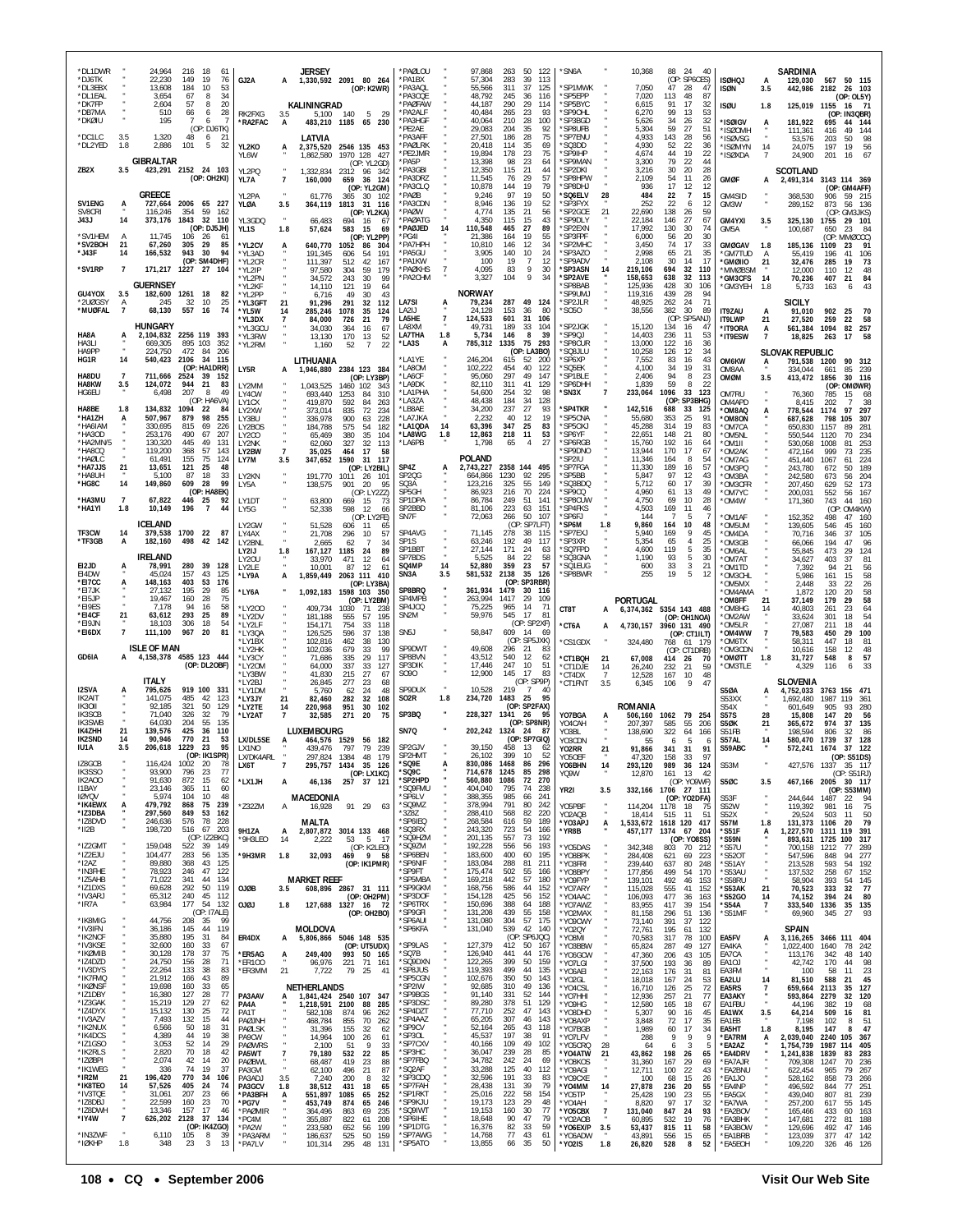*DL1DWR " 24,964 216 18 61
*DJ6TK " 22,230 149 19 76
*DL3EBX " 13,608 184 10 53
*DL1EAL " 3,654 67 8 34
*DK7FP " 2,604 57 8 20
*DB7MA " 510 66 6 28
*DK0IU " 195 7 6 7
(OP: DJ6TK)
*DC1LC 3.5 1,320 48 6 21
*DL2YED 1.8 2,886 101 5 32

**GIBRALTAR**

ZB2X 3.5 423,291 2152 24 103
(OP: OH2KI)

**GREECE**

SV1ENG A 727,664 2006 65 227
SV8CRI " 116,246 354 59 162
J43J 14 373,176 1843 32 110
(OP: DJ5JH)
*SV1HEM A 11,745 106 26 61
*SV2BOH 21 67,260 305 29 85
*J43F 14 166,532 943 30 94
(OP: SM4DHF)
*SV1RP 7 171,217 1227 27 104

**GUERNSEY**

GU4YOX 3.5 182,600 1261 18 82
*2U0GSY A 245 32 10 25
*MU0FAL 7 68,130 557 16 74

**HUNGARY**

HA8A A 2,104,832 2256 119 393
HA3LI " 669,305 895 103 352
HA9PP " 224,750 472 84 206
HG1R 14 540,423 2106 34 115
(OP: HA1DRR)
HA8DU 7 711,666 2524 39 152
HA8KW 3.5 124,072 944 21 83
HG6EU " 6,498 207 8 49
(OP: HA6VA)
HA8BE 1.8 134,832 1094 22 84
*HA1ZH A 507,967 879 98 255
*HA6IAM " 330,695 815 69 226
*HA3OD " 253,176 490 67 207
*HA2MN/5 " 130,320 445 49 131
*HA8OQ " 119,200 368 57 143
*HA0LC " 61,491 155 75 124
*HA7JJS 21 13,651 121 25 48
*HA8UH " 5,100 87 18 33
*HG8C 14 149,860 609 28 99
(OP: HA8EK)
*HA3MU 7 67,822 446 25 92
*HA1YI 1.8 10,149 196 7 44

**ICELAND**

TF3CW 14 379,538 1700 22 87
*TF3GB A 182,160 498 42 142

**IRELAND**

EI2JD A 78,991 280 39 128
EI4DW " 45,024 157 43 125
*EI7CC A 148,163 403 53 176
*EI7JK " 27,132 195 29 85
*EI5JP " 19,467 160 28 75
*EI9ES " 7,178 94 16 58
*EI4CF 21 63,612 293 25 89
*EI9JN " 18,103 306 18 54
*EI6DX 7 111,100 967 20 81

**ISLE OF MAN**

GD6IA A 4,158,378 4585 123 444
(OP: DL2OBF)

**ITALY**

I2SVA A 795,626 919 100 331
IK2AIT " 141,075 485 42 123
IK3OII " 92,185 321 50 129
IK3SCB " 71,040 326 32 79
IK3SWB " 64,030 204 55 135
IK4ZHH 21 139,576 425 36 110
IK2SND 14 90,946 770 21 53
IU1A 3.5 206,618 1229 23 95
(OP: IK1SPR)
IZ8GCB " 116,424 1002 20 78
IK3SSO " 93,900 796 23 77
IK2AOO " 91,630 872 15 62
I1BAY " 23,146 365 11 60
I0YQV " 5,974 104 10 48
*IK4EWX A 479,792 868 75 239
*IZ3DBA " 297,560 849 53 162
*IZ8DVD " 246,636 576 78 228
*II2B " 198,720 516 67 203
(OP: IZ2BKC)
*IZ2GMT " 159,048 522 39 149
*IZ2EJU " 104,477 283 56 135
*I2AZ " 89,880 368 43 125
*IN3FHE " 78,923 246 47 122
*IZ5AHB " 71,022 341 44 134
*IZ1DXS " 69,628 292 50 119
*IV3ARJ " 65,312 240 45 112
*IR7A " 63,984 177 54 132
(OP: I7ALE)
*IK8MIG " 44,756 208 35 99
*IV3IFN " 36,186 145 44 119
*IK2NCF " 35,880 195 31 84
*IV3KSE " 32,600 160 33 67
*IK2MHB " 30,128 178 37 75
*IZ4DZD " 24,750 156 28 71
*IV3DYS " 22,264 133 38 83
*IK7FMQ " 21,912 166 43 89
*IK2NSF " 19,698 160 33 65
*IZ1DBY " 16,380 127 28 77
*IZ3GAK " 15,219 129 27 62
*IZ4DYX " 15,132 130 25 72
*IV3AZV " 7,493 132 15 44
*IK2NUX " 6,566 50 18 31
*IK4DCS " 4,389 44 19 38
*IZ1GSO " 3,053 52 14 29
*IK2RLS " 2,820 70 18 42
*IZ8BPI " 2,074 42 14 20
*IK1WEG " 336 74 19 37
*IR2M 21 196,420 770 34 106
*IK8TEO 14 57,526 405 24 74
*IV3TQE " 31,061 207 23 66
*IZ8DEJ " 22,599 160 23 70
*IZ8DWH " 13,346 157 17 46
*IY4W 7 626,202 2128 37 134
(OP: IK4ZGO)
*IN3ZWF " 6,110 105 8 39
*I0KHP 1.8 348 23 3 13

**JERSEY**

GJ2A A 1,330,592 2091 80 264
(OP: K2WR)

**KALININGRAD**

RK2FXG 3.5 5,100 140 5 29
*RA2FAC A 483,210 1185 65 230

**LATVIA**

YL2KO A 2,375,520 2546 135 453
YL6W " 1,862,580 1970 128 427
(OP: YL2GD)
YL2PQ " 1,332,834 2312 96 342
YL7A 7 160,000 659 36 124
(OP: YL2GM)
YL2PA " 61,776 365 30 102
YL0A 3.5 364,119 1813 31 116
(OP: YL2KA)
YL3GDQ " 66,483 694 16 67
YL1S 1.8 57,624 583 15 69
(OP: YL2PP)
*YL2CV A 640,770 1052 86 304
*YL3AD " 191,345 606 54 191
*YL2CR " 111,397 512 42 167
*YL2IP " 97,580 304 59 179
*YL2PN " 34,572 243 30 99
*YL2KF " 14,110 121 19 64
*YL2PP " 6,716 49 30 43
*YL3GFT 21 91,296 291 32 112
*YL5W 14 285,246 1078 35 124
*YL3DX 7 84,000 726 21 79
*YL3GCU " 34,030 364 16 67
*YL3RW " 13,130 170 13 52
*YL2RM " 1,160 52 7 22

**LITHUANIA**

LY5R A 1,946,880 2384 123 384
(OP: LY3BP)
LY2MM " 1,043,525 1460 102 343
LY4DW " 693,440 1253 84 310
LY1CX " 419,870 592 84 263
LY2XW " 373,014 835 72 234
LY3BU " 336,978 900 63 228
LY2BOS " 184,788 575 54 182
LY2CO " 65,469 380 35 104
LY2NK " 62,060 327 32 113
LY2BW 7 35,025 464 17 58
LY7M 3.5 347,652 1590 31 117
(OP: LY2BIL)
LY2KN " 191,770 1011 26 101
LY5A " 138,575 901 20 95
(OP: LY2ZZ)
LY1DT " 63,800 669 15 73
LY5G " 52,338 598 12 66
(OP: LY2FE)
LY2GW " 51,528 606 11 65
LY4AX " 21,708 296 10 57
LY2BNL " 2,665 62 7 34
LY2IJ 1.8 167,127 1185 24 89
LY2OU " 33,970 471 12 64
LY2LE " 10,001 87 12 61
*LY9A A 1,859,449 2063 111 410
(OP: LY3BA)
*LY6A " 1,092,183 1598 103 350
(OP: LY2BM)
*LY2OO " 409,734 1030 71 238
*LY2DV " 181,188 555 57 195
*LY2LF " 154,171 754 33 118
*LY3QA " 126,525 596 37 138
*LY1BX " 102,816 462 38 130
*LY2HK " 102,036 679 33 99
*LY3CY " 71,686 335 29 117
*LY2OM " 64,000 337 33 127
*LY3BW " 41,830 215 27 67
*LY2BJ " 26,845 277 23 68
*LY1DM " 5,760 62 24 48
*LY3JY 21 82,460 282 32 108
*LY2TE 14 220,968 951 30 102
*LY2AT 7 32,585 271 20 75

**LUXEMBOURG**

LX/DL5SE A 464,576 1529 56 182
LX1NO " 439,476 797 79 239
LX/DK4ARL " 297,824 1384 48 179
LX6T 7 295,757 1434 35 126
(OP: LX1KC)
*LX1JH A 46,136 257 37 121

**MACEDONIA**

*Z32ZM A 16,928 91 29 63

**MALTA**

9H1ZA A 2,807,872 3014 133 468
*9H3LEO 14 2,222 53 5 17
(OP: K2LEO)
*9H3MR 1.8 32,093 469 9 58
(OP: IK1PMR)

**MARKET REEF**

OJ0B 3.5 608,896 2867 31 111
(OP: OH2PM)
OJ0J 1.8 127,688 1327 16 72
(OP: OH2BO)

**MOLDOVA**

ER4DX A 5,806,866 5046 148 535
(OP: UT5UDX)
*ER5AG A 249,400 993 50 165
*ER1OO " 96,976 221 71 161
*ER3MM 21 7,722 79 25 41

**NETHERLANDS**

PA3AAV A 1,841,424 2540 107 347
PA4A " 1,218,591 2100 88 285
PA1T " 582,108 874 96 262
PA0JNH " 468,784 855 70 262
PA0LSK " 31,396 155 32 62
PA9CW " 14,964 100 26 61
PA0WRS " 2,100 51 9 33
PA5WT 7 79,180 532 22 85
PA0BWL " 68,487 419 23 88
PA3GM " 62,100 496 21 87
PA3ADJ 3.5 7,240 200 8 32
PA3GCV 1.8 38,512 431 18 65
*PA3BFH A 551,897 1085 65 252
*PG7V " 453,749 874 65 246
*PA0MIR " 364,496 863 69 235
*PC4M " 355,887 822 61 208
*PA2W " 233,580 652 56 199
*PA3ARM " 186,637 525 50 159
*PA7LV " 101,314 295 48 131

*PA0LOU " 97,868 263 50 122
*PA1BX " 57,304 283 39 113
*PA3AQL " 55,566 311 37 125
*PA3CQE " 48,792 245 36 116
*PA0FAW " 44,187 290 29 114
*PA2ALF " 40,484 265 23 93
*PA3HGF " 40,064 210 28 100
*PE2AE " 29,083 204 35 92
*PA3AFF " 27,501 186 28 75
*PA0LRK " 20,418 114 35 69
*PE2JMR " 19,894 178 23 75
*PA5P " 13,398 98 23 64
*PA3GBI " 12,350 115 21 44
*PA3DRZ " 11,545 76 29 57
*PA3CLQ " 10,878 144 19 79
*PA0B " 9,246 97 19 50
*PA3CDN " 8,946 136 19 52
*PA0W " 4,774 135 21 56
*PA0ATG " 4,350 115 15 43
*PA0JED 14 110,548 465 27 89
*PG4I " 21,386 164 19 55
*PA7HPH " 10,810 146 12 34
*PA5GU " 3,905 140 10 24
*PA1KW " 100 19 7 12
*PA0KHS 7 4,095 83 9 30
*PA2CHM " 3,327 104 9 34

**NORWAY**

LA7SI A 79,234 287 49 124
LA2U " 24,128 153 36 80
LA5HE 7 124,533 601 31 106
LA8XM " 49,731 189 33 104
LA7THA 1.8 5,734 146 8 39
*LA3S A 785,312 1335 75 293
(OP: LA3BO)
*LA1YE " 246,204 615 52 200
*LA8OM " 102,222 454 40 122
*LA6CF " 95,060 297 49 147
*LA9DK " 82,110 311 41 129
*LA1PHA " 54,600 254 32 98
*LA3ZA " 48,438 184 34 128
*LB8AE " 34,200 237 27 93
*LA7JKA " 2,232 40 12 19
*LA1QDA 14 63,396 347 25 83
*LA6WG 1.8 12,863 218 11 53
*LA6PB " 1,798 65 4 27

**POLAND**

SP4Z A 2,743,227 2358 144 495
SP2QG " 664,866 1230 92 295
SQ8A " 123,216 325 55 149
SP5GH " 86,923 216 70 224
SP1DPA " 86,784 249 51 141
SP2BBD " 81,106 223 63 151
SN7F " 72,063 266 50 107
(OP: SP7LFT)
SP4AVG " 71,145 278 38 115
SP1S " 63,246 192 49 117
SP1BBT " 27,144 171 24 63
SP7BDS " 5,525 84 22 58
SQ4MP 14 52,880 359 23 57
SN3A 3.5 581,532 2138 35 126
(OP: SP3RBR)
SP8BRQ " 361,934 1479 30 116
SP4MPB " 263,994 1417 29 109
SP4JCQ " 75,225 965 14 71
SN2M " 59,976 545 17 81
(OP: SP2XF)
SN5J " 58,847 609 14 69
(OP: SP5JXK)
SP9DWT " 49,608 296 21 83
SP8BVN " 43,512 540 12 62
SP3DIK " 17,446 247 10 51
SO9O " 12,900 145 17 83
(OP: SP9P)
SP9DUX " 10,528 219 7 40
SO2R 1.8 234,720 1483 25 95
(OP: SP2FAX)
SP3BQ " 228,327 1341 26 95
(OP: SP8NR)
SN7Q " 202,242 1324 24 87
(OP: SP7GIQ)
SP2GJV " 39,150 458 13 62
SP2HMT " 26,102 399 10 52
*SQ9E A 830,086 1468 86 296
*SQ9C " 714,678 1245 85 298
*SP2HPD " 560,880 1086 72 270
*SQ8FMU " 404,040 795 74 238
*SP6LV " 388,355 985 66 241
*SQ8MZ " 378,994 791 80 242
*3Z6Z " 288,410 568 82 220
*SP6IEQ " 268,584 616 59 189
*SQ8RX " 243,320 723 54 166
*SQ8HZM " 201,135 557 73 192
*SQ8ZM " 192,228 556 56 193
*SP6BEN " 183,600 400 60 195
*SP6NIF " 183,084 288 81 211
*SP6IFT " 175,474 502 55 166
*SP5MBA " 169,218 442 57 180
*SP9GKM " 168,756 586 44 152
*SP3DOF " 154,128 425 56 152
*SP6TRX " 150,696 388 64 188
*SP9GFI " 131,208 439 55 158
*SP6AUI " 131,080 304 57 175
*SP6KFA " 131,040 539 42 140
(OP: SP6JQC)
*SP9LAS " 127,379 412 50 167
*SQ7B " 126,940 441 44 176
*SQ9DXN " 122,265 399 50 159
*SP8JUS " 119,393 499 44 135
*SP5CGN " 102,676 350 50 143
*SP2IW " 92,685 310 49 136
*SP9BGS " 91,140 331 52 144
*SP3DSC " 89,280 378 51 129
*SP4DZT " 77,710 252 47 143
*SP4AAZ " 65,205 307 46 133
*SP9CV " 52,164 265 43 118
*SP3OL " 45,537 197 38 91
*SP7CXV " 40,166 109 49 102
*SP3HC " 36,047 239 28 85
*SP7FBQ " 34,782 226 32 95
*SP2AE " 33,088 225 30 98
*SP3CDQ " 32,596 191 33 83
*SP7FAH " 28,438 131 33 86
*SP1RKT " 25,016 222 58 75
*SP9KJU " 19,173 123 29 48
*SQ8IWT " 19,153 160 30 77
*SP6IHE " 18,648 90 47 79
*SP1DTG " 16,376 82 33 58
*SP7AWG " 14,768 77 43 61
*SP5ATO " 13,855 66 35 50

*SN6A " 10,368 88 24 40
(OP: SP6CES)
*SP1MWK " 7,050 47 28 47
*SP5EPP " 7,020 113 48 87
*SP5BYC " 6,615 91 17 32
*SP9OHL " 6,270 99 13 53
*SP3BGD " 5,626 34 26 32
*SP8UFB " 5,304 59 27 51
*SP7ENU " 4,933 143 28 56
*SQ9DD " 4,930 52 22 36
*SP9IHP " 4,674 44 19 22
*SP9MAN " 3,300 79 22 44
*SP2DKI " 3,216 30 20 28
*SP8HPW " 2,109 54 11 26
*SP8DHJ " 936 17 12 12
*SQ6ELV 28 484 22 7 15
*SP3FYX " 252 22 6 12
*SP2GCE 21 22,690 138 26 59
*SP9DLY " 22,184 146 27 67
*SP2EXN " 17,992 130 30 74
*SP3FPF " 6,000 56 20 30
*SP2MHC " 3,450 74 17 33
*SP3AZO " 2,998 65 21 35
*SP9ADV " 2,108 30 14 17
*SP3ASN 14 219,106 694 32 110
*SP2AVE " 158,653 638 32 113
*SP6EAB " 125,936 428 30 106
*SP9UMJ " 119,316 439 28 94
*SP2JLR " 48,925 262 24 71
*SO5O " 38,556 382 30 89
(OP: SP5ANJ)
*SP2JGK " 15,120 134 16 47
*SP9QJ " 14,403 236 11 53
*SP8CUR " 13,000 122 16 36
*SQ8JLU " 10,258 126 12 34
*SP6XP " 7,552 83 16 43
*SQ5EK " 4,100 34 19 31
*SP1BLE " 2,406 94 8 23
*SP6DHH " 1,839 59 8 22
*SN3X 7 233,064 1096 33 123
(OP: SP3BHG)
*SP4TKR " 142,516 688 33 125
*SP5CNA " 55,680 353 25 91
*SP5CKJ " 45,288 314 19 83
*SP4YF " 22,651 148 21 80
*SP6RGB " 15,760 192 16 64
*SP9DNO " 13,944 170 17 67
*SP2IU " 11,346 164 8 54
*SP7FGA " 11,330 189 16 57
*SP5BB " 5,847 97 12 43
*SQ8BDQ " 5,712 60 17 39
*SP9CQ " 4,960 61 13 49
*SP8CUW " 4,750 69 10 28
*SP4RKS " 4,503 169 11 46
*SP6FJ " 144 7 5 7
*SP6M 1.8 9,860 164 10 48
*SP7EXJ " 5,940 169 9 45
*SP3XR " 5,354 65 4 25
*SQ7FPD " 4,600 119 5 35
*SQ3GNA " 1,190 93 5 30
*SQ1EUG " 600 33 3 21
*SP6BWR " 255 19 5 12

**PORTUGAL**

CT8T A 6,374,362 5354 143 488
(OP: OH1NOA)
*CT6A A 4,730,157 3960 131 490
(OP: CT1ILT)
*CS1GDX " 324,480 768 61 179
(OP: CT1DRB)
*CT1BQH 21 67,008 414 26 70
*CT1DJE 14 26,240 232 21 59
*CT4DX 7 12,528 167 10 48
*CT1FNT 3.5 6,345 106 9 47

**ROMANIA**

YO7BGA A 506,160 1062 79 254
YO4CAH " 207,397 585 55 206
YO3BL " 138,690 322 64 166
YO3CDN " 55 6 5 6
YO2RR 21 91,866 341 31 91
YO5OEF " 47,320 158 33 97
YO6BHN 14 293,120 989 36 124
YO9W " 12,870 161 13 42
(OP: YO9WF)
YR2I 3.5 332,166 1706 27 111
(OP: YO2DFA)
YO5PBF " 114,204 1178 18 75
YO2AQB " 18,414 515 11 51
*YO3APJ A 1,533,672 1618 120 417
*YR8B " 457,177 1374 67 204
(OP: YO8SS)
*YO5DAS " 342,348 803 70 212
*YO8BPK " 284,408 621 69 223
*YO8FRI " 239,440 637 80 248
*YO8BFF " 177,856 499 54 170
*YO8BFYP " 139,101 492 46 153
*YO7ARY " 115,028 555 41 152
*YO4AAC " 106,093 477 36 163
*YO7AWZ " 83,955 417 39 154
*YO2MAX " 81,158 296 51 136
*YO8OWY " 73,140 391 37 122
*YO8QY " 72,761 195 61 132
*YO8MI " 70,583 317 78 100
*YO8BBW " 65,824 287 49 127
*YO6GCW " 47,360 206 43 105
*YO7LGI " 37,500 193 36 89
*YO6BHM " 22,163 176 31 81
*YO2GL " 18,018 167 24 53
*YO8CSL " 16,770 126 25 72
*YO7HHI " 12,936 257 21 77
*YO8HG " 12,580 165 18 67
*YO8DHD " 5,307 90 16 45
*YO9AGI " 4,484 73 22 37
*YO7BGB " 1,989 60 17 34
*YO7LFV " 288 9 9 9
*YO5CRQ 28 64 6 5 3
*YO4ATW 21 43,862 198 26 65
*YO8KOS " 31,360 165 26 72
*YO9AGI " 12,711 100 22 43
*YO8CXE " 100 68 15 26
*YO4MM 14 27,878 336 22 52
*YO5TP " 25,428 190 23 55
*YO4AH " 8,820 97 17 32
*YO5CBX 7 131,040 847 24 93
*YO2AOB " 60,895 532 19 76
*YO6EXP 3.5 53,437 815 11 58
*YO3AW " 43,891 556 15 47
*YO2IS 1.8 26,820 528 8 52

**SARDINIA**

IS0HQJ A 129,030 567 50 115
IS0N 3.5 442,986 2182 26 103
(OP: OL5Y)
IS0U 1.8 125,019 1155 16 71
(OP: IN3QBR)
*IS0IGV A 181,922 695 44 144
*IS0OMH " 111,361 416 49 144
*IS0VSG " 53,576 203 50 98
*IS0MYN 14 24,075 197 19 56
*IS0XDA 7 24,900 201 16 67

**SCOTLAND**

GM0F A 2,491,314 3143 114 369
(OP: GM4AFF)
GM4SID " 368,530 906 59 215
GM3W " 289,152 873 56 136
(OP: GM3JKS)
GM4YXI 3.5 325,130 1755 29 101
GM5A " 100,687 650 23 84
(OP: MM0CCC)
GM0GAV 1.8 185,136 1109 23 91
*GM7TUD A 55,419 196 41 106
*GM0IIO 21 32,476 285 19 73
*MM0BSM " 12,000 110 12 48
*GM3CFS 14 70,236 407 21 84
*GM3YEH 1.8 5,733 163 6 43

**SICILY**

IT9ZAU A 91,010 902 25 70
IT9LWP 21 27,520 259 22 58
*IT9ORA A 561,384 1094 82 257
*IT9ESW 7 18,825 263 17 58

**SLOVAK REPUBLIC**

OM6KW A 791,538 1200 90 312
OM8AA " 334,044 661 85 239
OM0M 3.5 413,472 1856 30 116
(OP: OM0WR)
OM7RU " 76,360 785 15 68
OM4APD " 8,415 202 7 38
*OM8AQ A 778,544 1174 97 297
*OM8ON " 687,628 798 105 307
*OM7CA " 650,830 1157 89 281
*OM5NL " 550,544 1120 70 234
*OM1II " 530,058 1008 81 253
*OM2AK " 472,164 999 73 235
*OM7AG " 451,440 1067 61 224
*OM3PQ " 243,780 672 50 189
*OM3BA " 242,580 673 56 204
*OM3CFR " 207,450 629 52 173
*OM7YC " 200,031 552 56 167
*OM4W " 171,360 743 44 160
(OP: OM4KW)
*OM1AF " 152,352 498 47 160
*OM5UM " 139,605 546 45 160
*OM4DA " 70,716 346 37 105
*OM3GB " 66,066 194 47 96
*OM6AL " 55,845 473 29 124
*OM7AT " 34,627 403 37 81
*OM1TD " 7,392 94 21 56
*OM3CHL " 5,986 161 15 58
*OM5MX " 2,448 33 22 26
*OM4AMA " 1,872 120 20 58
*OM8FF 21 37,149 179 29 58
*OM8HG 14 40,803 261 23 64
*OM2AW " 33,624 301 18 54
*OM5LR " 27,087 211 18 44
*OM4WW 7 79,583 450 29 100
*OM6TX " 58,311 447 18 81
*OM3CDN " 10,616 158 12 48
*OM0TT 1.8 31,727 548 8 57
*OM3TLE " 4,329 116 6 33

**SLOVENIA**

S50A A 4,752,033 3763 156 471
S53XX " 1,692,480 1987 119 361
S54X " 601,649 905 93 280
S57S 28 15,808 147 20 56
S50K 21 365,672 974 37 135
S51FB " 198,594 806 32 86
S57AL 14 580,470 1739 37 128
S59ABC " 572,241 1674 37 122
(OP: S51DS)
S53M " 427,576 1337 35 117
(OP: S51RJ)
S50C 3.5 467,166 2005 30 117
(OP: S53MM)
S53F " 244,644 1487 22 94
S52W " 119,392 981 16 75
S52X " 29,524 503 11 50
S57M 1.8 131,373 1106 20 79
*S51F A 1,227,570 1311 119 391
*S59N " 893,631 1725 100 317
*S57U " 700,158 1212 77 289
*S52OT " 547,596 848 94 277
*S51AY " 213,528 593 54 192
*S53AU " 137,532 258 67 152
*S58RU " 58,904 393 54 145
*S53AK 21 70,523 333 32 77
*S52GO 14 74,152 394 24 80
*S54A 7 333,540 1336 35 135
*S51MF " 69,960 345 27 93

**SPAIN**

EA5FV A 3,116,265 3466 111 404
EA4KA " 1,022,400 1640 78 242
EA7CA " 113,176 342 48 140
EA1OJ " 42,742 170 44 98
EA3FM " 100 58 11 23
EA2LU 14 81,510 588 21 45
EA5RS 7 659,664 2113 35 127
EA3AKY " 593,864 2279 32 120
EA1FBU " 44,196 382 19 68
EA1WX 3.5 64,214 509 16 81
EA1EB " 7,198 102 8 51
EA5HT 1.8 8,195 147 8 47
*EA7RM A 2,039,040 2240 105 367
*EA2AZ " 1,754,739 1987 114 405
*EA4DRV " 1,241,838 1839 83 283
*EA7AJR " 709,308 1247 70 236
*EA2BNU " 622,454 965 79 267
*EA1JO " 521,682 858 73 266
*EA4NP " 496,592 844 77 251
*EA5GX " 439,040 807 81 239
*EA7WA " 257,200 617 55 145
*EA2BOV " 165,466 462 46 132
*EA3BHK " 147,681 272 81 188
*EA3BOW " 129,696 492 47 142
*EA1BRB " 123,039 477 47 142
*EA5EOH " 109,220 326 46 126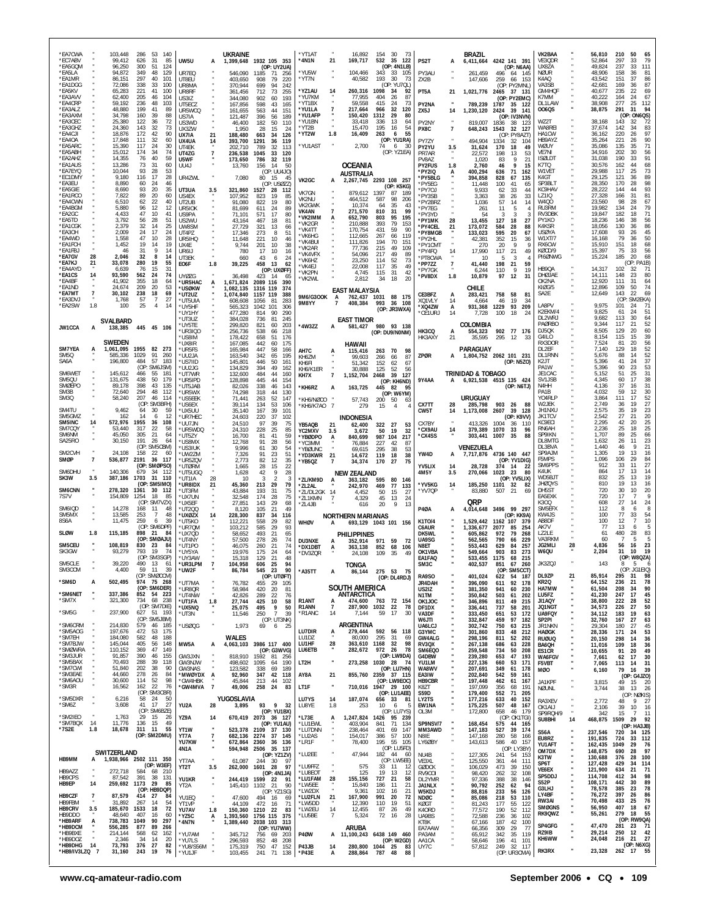| Call | Band | Score | QSOs | Zones | Countries |
|---|---|---|---|---|---|
| *EA7CWA | " | 103,448 | 286 | 53 | 140 |
| *EC7ABV | " | 99,412 | 626 | 31 | 85 |
| *EA5GQM | " | 96,250 | 300 | 51 | 124 |
| *EA5LA | " | 94,872 | 349 | 48 | 129 |
| *EA1MR | " | 86,151 | 297 | 40 | 101 |
| *EA1DGG | " | 72,086 | 338 | 33 | 100 |
| *EA5KV | " | 65,283 | 221 | 41 | 100 |
| *EA3AVV | " | 62,400 | 205 | 46 | 104 |
| *EA4CRP | " | 59,192 | 236 | 48 | 103 |
| *EA3ALZ | " | 48,880 | 199 | 41 | 89 |
| *EA3AXM | " | 34,798 | 160 | 39 | 88 |
| *EA3CEC | " | 25,380 | 122 | 36 | 72 |
| *EA3GHZ | " | 24,360 | 143 | 32 | 73 |
| *EA4CJI | " | 18,876 | 172 | 42 | 90 |
| *EA4OA | " | 17,848 | 111 | 32 | 60 |
| *EA5ARC | " | 15,390 | 117 | 24 | 30 |
| *EA5AHH | " | 15,012 | 174 | 34 | 74 |
| *EA2AHZ | " | 14,355 | 76 | 40 | 59 |
| *EA1AUS | " | 13,286 | 73 | 31 | 60 |
| *EA7EYQ | " | 10,044 | 93 | 28 | 53 |
| *EC1DMY | " | 9,180 | 116 | 17 | 28 |
| *EA3ELJ | " | 8,890 | 60 | 24 | 46 |
| *EA5GIE | " | 8,690 | 93 | 20 | 35 |
| *EA1RCO | " | 7,822 | 89 | 20 | 60 |
| *EA4OWN | " | 6,510 | 62 | 22 | 40 |
| *EA4BGM | " | 5,880 | 96 | 12 | 12 |
| *EA2CC | " | 4,433 | 47 | 10 | 41 |
| *EA5TD | " | 3,792 | 56 | 28 | 51 |
| *EA1CGK | " | 2,379 | 32 | 14 | 25 |
| *EA3OH | " | 2,009 | 24 | 17 | 24 |
| *EA4WD | " | 1,558 | 47 | 10 | 28 |
| *EA1FCH | " | 1,452 | 19 | 14 | 19 |
| *EA1FBJ | " | 46 | 31 | 9 | 14 |
| *EA7GV | 28 | 2,046 | 32 | 8 | 14 |
| *EA7KJ | 21 | 33,078 | 280 | 19 | 55 |
| *EA4AYD | " | 6,639 | 76 | 15 | 31 |
| *EA1CS | 14 | 93,590 | 562 | 24 | 74 |
| *EA4BF | " | 41,902 | 355 | 18 | 64 |
| *EA1ND | " | 24,674 | 209 | 20 | 53 |
| *EA7MT | 7 | 30,102 | 238 | 18 | 69 |
| *EA3DVJ | " | 1,768 | 57 | 7 | 27 |
| *EA2SW | 1.8 | 100 | 25 | 4 | 14 |

## SVALBARD

| Call | Band | Score | QSOs | Zones | Countries |
|---|---|---|---|---|---|
| JW1CCA | A | 138,385 | 445 | 45 | 106 |

## SWEDEN

| Call | Band | Score | QSOs | Zones | Countries |
|---|---|---|---|---|---|
| SM7YEA | A | 1,061,095 | 1955 | 82 | 273 |
| SM5Q | " | 585,336 | 1029 | 91 | 260 |
| SA6A | " | 196,800 | 484 | 57 | 183 |
| (OP: SM6JSM) | | | | | |
| SM6WET | " | 145,612 | 466 | 55 | 181 |
| SM5QU | " | 131,675 | 438 | 50 | 179 |
| SM2EPO | " | 89,178 | 398 | 43 | 135 |
| SM3B | " | 72,640 | 294 | 48 | 112 |
| SM3Q | " | 58,240 | 207 | 46 | 114 |
| (OP: SM3BFH) | | | | | |
| SM4TU | " | 9,462 | 64 | 30 | 59 |
| SM5GMZ | " | 162 | 14 | 6 | 12 |
| SM5INC | 14 | 572,976 | 1955 | 36 | 108 |
| SM7CQY | " | 53,440 | 317 | 22 | 58 |
| SM6NM | " | 45,050 | 305 | 21 | 64 |
| SA2SRO | " | 30,150 | 191 | 26 | 64 |
| (OP: SM5CBM) | | | | | |
| SM2CVH | " | 24,108 | 158 | 22 | 60 |
| SMØP | 7 | 536,877 | 2191 | 36 | 117 |
| (OP: SMØPSO) | | | | | |
| SM6DHU | " | 140,306 | 679 | 34 | 112 |
| SK3W | 3.5 | 387,168 | 1703 | 31 | 110 |
| (OP: SM5IMO) | | | | | |
| SM6CNN | " | 278,320 | 1361 | 30 | 112 |
| 7S7V | " | 154,809 | 1254 | 18 | 85 |
| (OP: SM7VZX) | | | | | |
| SM6IQD | " | 14,278 | 168 | 11 | 48 |
| SM5MX | " | 13,585 | 253 | 7 | 48 |
| 8S6A | " | 11,475 | 259 | 6 | 39 |
| (OP: SM6DPF) | | | | | |
| SLØW | 1.8 | 115,185 | 898 | 21 | 84 |
| (OP: SMØAJU) | | | | | |
| SM5CEU | " | 108,819 | 830 | 23 | 84 |
| SK3GW | " | 93,279 | 793 | 19 | 74 |
| (OP: SM3SGP) | | | | | |
| SM5CLE | " | 39,220 | 490 | 13 | 61 |
| SM3COM | " | 4,400 | 59 | 11 | 39 |
| (OP: SMØCCM) | | | | | |
| *SM6D | A | 502,495 | 974 | 75 | 268 |
| (OP: SM6DER) | | | | | |
| *SM6NET | " | 337,386 | 852 | 54 | 223 |
| *SM7X | " | 321,300 | 734 | 68 | 238 |
| (OP: SM7DIE) | | | | | |
| *SM5G | " | 237,900 | 627 | 51 | 193 |
| (OP: SM5JBM) | | | | | |
| *SM6CRM | " | 214,830 | 579 | 46 | 185 |
| *SM5AOG | " | 197,676 | 472 | 53 | 175 |
| *SM7EH | " | 184,080 | 582 | 48 | 188 |
| *SM7BJW | " | 145,044 | 405 | 56 | 148 |
| *SMØWRA | " | 110,152 | 369 | 47 | 149 |
| *SM3JUR | " | 91,857 | 390 | 46 | 155 |
| *SM5BAX | " | 70,493 | 288 | 39 | 118 |
| *SM7CMI | " | 51,840 | 202 | 38 | 90 |
| *SM3EAE | " | 44,660 | 278 | 26 | 84 |
| *SM6AOU | " | 30,600 | 114 | 52 | 98 |
| *SM3R | " | 16,562 | 162 | 22 | 76 |
| (OP: SM3CBR) | | | | | |
| *SM5DXR | " | 6,216 | 58 | 24 | 50 |
| *SM6Z | " | 3,608 | 41 | 17 | 27 |
| (OP: SM6BZE) | | | | | |
| *SM2IEO | " | 1,763 | 29 | 15 | 26 |
| *SM7BQX | 14 | 11,776 | 136 | 15 | 49 |
| *7S2E | 1.8 | 18,678 | 311 | 11 | 55 |
| (OP: SM2DMU) | | | | | |

## SWITZERLAND

| Call | Band | Score | QSOs | Zones | Countries |
|---|---|---|---|---|---|
| HB9MM | A | 1,938,966 | 2502 | 111 | 350 |
| (OP: W3EF) | | | | | |
| HB9AZZ | " | 272,718 | 584 | 68 | 210 |
| HB9CPS | " | 87,542 | 391 | 38 | 131 |
| HB9EP | 14 | 259,692 | 1173 | 29 | 85 |
| (OP: HB9DQP) | | | | | |
| HB9CZF | 7 | 87,579 | 414 | 27 | 84 |
| HB9FBM | " | 31,892 | 267 | 14 | 54 |
| HB9CRV | 3.5 | 185,670 | 1533 | 18 | 72 |
| HB9DDO | " | 48,640 | 407 | 16 | 60 |
| *HB9ARF | A | 738,783 | 1049 | 90 | 297 |
| *HB9DCM | " | 556,285 | 877 | 89 | 266 |
| *HB9BXE | " | 214,144 | 568 | 62 | 162 |
| *HB9DDZ | " | 2,346 | 34 | 14 | 20 |
| *HB9FAP | 14 | 73,793 | 376 | 27 | 82 |
| *HB9/IV3LZQ | 7 | 31,160 | 243 | 19 | 76 |

## UKRAINE

| Call | Band | Score | QSOs | Zones | Countries |
|---|---|---|---|---|---|
| UW5U | A | 1,399,648 | 1932 | 105 | 353 |
| (OP: UY2UA) | | | | | |
| UR7EQ | " | 546,090 | 1185 | 71 | 256 |
| UT8EU | " | 403,650 | 908 | 79 | 220 |
| UR8MA | " | 370,944 | 699 | 94 | 242 |
| UR8RF | " | 351,456 | 712 | 73 | 255 |
| US3IZ | " | 344,080 | 902 | 60 | 193 |
| UT5ECZ | " | 167,856 | 598 | 43 | 165 |
| UR5WCQ | " | 161,655 | 563 | 44 | 151 |
| US7IA | " | 121,487 | 396 | 56 | 189 |
| US3WD | " | 46,400 | 182 | 50 | 110 |
| UX3ZW | " | 1,950 | 28 | 15 | 24 |
| UX7IA | 21 | 188,480 | 663 | 34 | 126 |
| UX4UA | 14 | 393,700 | 1291 | 36 | 119 |
| UT4EK | " | 202,710 | 789 | 32 | 113 |
| UT4ZG | 7 | 236,538 | 1045 | 33 | 120 |
| U5WF | " | 173,650 | 786 | 32 | 119 |
| UU4J | " | 13,760 | 156 | 14 | 50 |
| (OP: UU4JO) | | | | | |
| UR4ZWL | " | 7,080 | 80 | 15 | 45 |
| (OP: USØZZ) | | | | | |
| UT3UA | 3.5 | 321,860 | 1527 | 28 | 112 |
| US4EX | " | 107,952 | 823 | 19 | 85 |
| UT2UB | " | 91,080 | 822 | 19 | 80 |
| UR5IOK | " | 81,699 | 611 | 24 | 89 |
| US9PA | " | 71,101 | 571 | 17 | 80 |
| US2WU | " | 43,164 | 467 | 18 | 81 |
| UW8SM | " | 27,729 | 321 | 13 | 66 |
| UT4PZ | " | 17,346 | 273 | 8 | 51 |
| UR5IHQ | " | 11,648 | 221 | 10 | 46 |
| UX4E | " | 9,744 | 201 | 10 | 38 |
| UR6IJ | " | 780 | 17 | 10 | 16 |
| UT3EK | " | 660 | 43 | 6 | 24 |
| EO6F | 1.8 | 39,225 | 458 | 13 | 62 |
| (OP: UXØFF) | | | | | |
| UY2ZG | " | 36,498 | 423 | 14 | 65 |
| *UR5HAC | A | 1,671,824 | 2089 | 116 | 390 |
| *USØKW | " | 1,082,135 | 1316 | 119 | 374 |
| *UT2UZ | " | 1,074,840 | 1157 | 119 | 388 |
| *UT5UIA | " | 608,608 | 1056 | 81 | 283 |
| *UY5HF | " | 565,323 | 1042 | 101 | 306 |
| *UY1HY | " | 477,280 | 814 | 90 | 290 |
| *UT3UZ | " | 384,028 | 736 | 81 | 245 |
| *UY5TE | " | 299,820 | 821 | 60 | 203 |
| *UR3IQO | " | 256,736 | 538 | 66 | 218 |
| *US8IM | " | 178,422 | 658 | 51 | 175 |
| *UX8IR | " | 167,085 | 442 | 60 | 175 |
| *UR5FS | " | 165,984 | 447 | 58 | 166 |
| *UU2JA | " | 163,540 | 342 | 65 | 195 |
| *US7IID | " | 145,801 | 446 | 50 | 161 |
| *UU2JG | " | 134,829 | 394 | 49 | 162 |
| *UT7WR | " | 132,600 | 484 | 44 | 160 |
| *UR5IPD | " | 128,898 | 445 | 44 | 154 |
| *UT5JAB | " | 82,026 | 338 | 46 | 143 |
| *UR5WX | " | 74,298 | 318 | 44 | 130 |
| *US5EEK | " | 71,441 | 263 | 52 | 147 |
| *US6EX | " | 39,114 | 134 | 53 | 106 |
| *UX6IU | " | 35,360 | 167 | 39 | 101 |
| *UR7HEC | " | 24,603 | 220 | 37 | 102 |
| *UU7JN | " | 24,510 | 97 | 39 | 75 |
| *UR5WDQ | " | 24,310 | 228 | 25 | 85 |
| *UT5ZY | " | 16,700 | 81 | 41 | 59 |
| *US8MX | " | 12,768 | 91 | 28 | 56 |
| *US3IUK | " | 9,996 | 61 | 30 | 54 |
| *UW2ZM | " | 7,326 | 91 | 23 | 51 |
| *UR5ZQV | " | 2,773 | 82 | 12 | 35 |
| *UT2RM | " | 1,665 | 28 | 15 | 22 |
| *UT5UGQ | " | 1,628 | 42 | 9 | 28 |
| *UT1IA | 28 | 10 | 3 | 2 | 3 |
| *UR8IDX | 21 | 45,360 | 213 | 29 | 79 |
| *UT3FM | " | 43,884 | 193 | 31 | 75 |
| *UX7UN | " | 32,548 | 174 | 28 | 75 |
| *UX5EF | " | 27,851 | 143 | 29 | 68 |
| *UT2QQ | " | 8,120 | 105 | 21 | 49 |
| *UXØZX | 14 | 228,300 | 837 | 34 | 116 |
| *UT5KO | " | 112,221 | 558 | 29 | 82 |
| *UR7QM | " | 103,212 | 585 | 29 | 93 |
| *UX7QD | " | 58,652 | 493 | 21 | 65 |
| *UT4NY | " | 57,500 | 278 | 26 | 74 |
| *UT1PO | " | 46,075 | 260 | 21 | 74 |
| *UY5YA | " | 19,976 | 175 | 24 | 64 |
| *UY3AW | " | 15,318 | 129 | 21 | 48 |
| *UR3LPM | 7 | 104,958 | 606 | 25 | 94 |
| *UW2F | " | 86,784 | 545 | 23 | 90 |
| (OP: UTØFT) | | | | | |
| *UT7MA | " | 76,782 | 455 | 29 | 105 |
| *UR8QR | " | 58,984 | 420 | 20 | 81 |
| *UT4NW | " | 42,826 | 289 | 22 | 76 |
| *UT1FA | 1.8 | 27,744 | 425 | 10 | 58 |
| *UY5NQ | " | 25,075 | 495 | 9 | 50 |
| *UT3N | " | 11,546 | 250 | 7 | 39 |
| (OP: UT3NK) | | | | | |
| *USØQG | " | 1,973 | 69 | 6 | 25 |

## WALES

| Call | Band | Score | QSOs | Zones | Countries |
|---|---|---|---|---|---|
| MW5A | A | 4,063,103 | 3986 | 117 | 400 |
| (OP: G3WVG) | | | | | |
| GW3JXN | " | 818,910 | 1592 | 81 | 256 |
| GW3NJW | " | 498,602 | 1095 | 64 | 190 |
| GW3NAS | " | 123,582 | 338 | 69 | 189 |
| *MWØYDX | A | 92,960 | 347 | 42 | 118 |
| *GW4HBK | " | 45,844 | 213 | 44 | 102 |
| *GW4MVA | 7 | 49,006 | 258 | 24 | 83 |

## YUGOSLAVIA

| Call | Band | Score | QSOs | Zones | Countries |
|---|---|---|---|---|---|
| YU2A | 28 | 3,895 | 93 | 9 | 32 |
| (OP: YU1BX) | | | | | |
| YZ9A | 14 | 670,419 | 2073 | 36 | 127 |
| (OP: YU1AU) | | | | | |
| YT1W | " | 523,378 | 2109 | 37 | 130 |
| YT7A | 7 | 682,136 | 2274 | 37 | 145 |
| YU7KW | " | 672,864 | 2380 | 36 | 136 |
| 4N1A | " | 594,948 | 2506 | 35 | 137 |
| (OP: YZ1ZV) | | | | | |
| YT7AA | " | 61,087 | 244 | 30 | 97 |
| YT2T | 3.5 | 262,000 | 1601 | 28 | 97 |
| (OP: 4N1JA) | | | | | |
| YU1KR | " | 244,419 | 1599 | 22 | 91 |
| YT2A | " | 145,410 | 1102 | 21 | 90 |
| (OP: YZ1SG) | | | | | |
| YU1EQ | " | 47,600 | 494 | 16 | 69 |
| YT1VP | " | 44,109 | 472 | 16 | 71 |
| YU7AV | 1.8 | 150,360 | 1210 | 22 | 83 |
| *YZ5C | A | 1,393,560 | 1756 | 115 | 375 |
| *4N7N | " | 1,389,440 | 2038 | 103 | 313 |
| (OP: YU7WW) | | | | | |
| *YU7AM | " | 345,712 | 756 | 69 | 203 |
| *YU7LS | " | 296,593 | 852 | 48 | 208 |
| *YU8/S56M | " | 175,319 | 750 | 47 | 152 |
| *YU1JF | " | 103,455 | 241 | 71 | 138 |
| *YT1AT | " | 16,892 | 154 | 30 | 73 |
| *4N1N | 21 | 169,717 | 532 | 35 | 122 |
| (OP: 4N1LB) | | | | | |
| *YU5W | " | 104,466 | 343 | 33 | 105 |
| *YT7N | " | 40,582 | 193 | 30 | 73 |
| (OP: YU7QL) | | | | | |
| *YZ1AU | 14 | 260,316 | 1098 | 34 | 92 |
| *YU7KM | " | 77,955 | 404 | 26 | 87 |
| *YT1BX | " | 59,558 | 415 | 24 | 73 |
| *YU1LA | 7 | 217,664 | 966 | 32 | 120 |
| *YU1AFP | " | 150,420 | 1312 | 29 | 80 |
| *YU1BN | " | 33,418 | 336 | 13 | 64 |
| *YT2B | " | 15,470 | 195 | 16 | 54 |
| *YT2W | 1.8 | 16,409 | 263 | 6 | 55 |
| *YU1AST | " | 2,700 | 74 | 6 | 30 |
| (OP: YZ1EA) | | | | | |

# OCEANIA

## AUSTRALIA

| Call | Band | Score | QSOs | Zones | Countries |
|---|---|---|---|---|---|
| VK2GC | A | 2,267,745 | 2293 | 108 | 257 |
| (OP: K5KG) | | | | | |
| VK7GN | " | 879,612 | 1397 | 87 | 189 |
| VK2NU | " | 464,512 | 587 | 98 | 206 |
| VK2GWK | " | 10,374 | 64 | 35 | 43 |
| VK4AN | 7 | 271,570 | 810 | 31 | 99 |
| *VK2IMM | A | 652,790 | 803 | 95 | 195 |
| *VK2GR | " | 210,888 | 393 | 79 | 153 |
| *VK4TT | " | 170,754 | 431 | 59 | 90 |
| *VK6HG | " | 112,665 | 267 | 66 | 119 |
| *VK4BUI | " | 111,826 | 194 | 70 | 151 |
| *VK2AR | " | 77,736 | 215 | 49 | 109 |
| *VK4VFX | " | 54,096 | 217 | 49 | 89 |
| *VK6HZ | " | 23,250 | 114 | 52 | 73 |
| *VK4EJ | " | 22,008 | 117 | 35 | 49 |
| *VK2PN | " | 4,745 | 115 | 31 | 42 |
| *VK2WL | " | 2,812 | 34 | 18 | 20 |

## EAST MALAYSIA

| Call | Band | Score | QSOs | Zones | Countries |
|---|---|---|---|---|---|
| 9M6/G3OOK | A | 762,437 | 1031 | 88 | 175 |
| 9M8YY | 7 | 408,384 | 993 | 36 | 108 |
| (OP: JR3WXA) | | | | | |

## EAST TIMOR

| Call | Band | Score | QSOs | Zones | Countries |
|---|---|---|---|---|---|
| *4W3ZZ | A | 581,427 | 980 | 93 | 138 |
| (OP: DU9/NØNM) | | | | | |

## HAWAII

| Call | Band | Score | QSOs | Zones | Countries |
|---|---|---|---|---|---|
| AH7C | A | 115,416 | 263 | 70 | 98 |
| KH6ZM | " | 99,603 | 266 | 66 | 87 |
| KH6FI | " | 51,342 | 152 | 62 | 67 |
| KH6/K1ER | " | 30,888 | 125 | 52 | 56 |
| KH7X | 7 | 1,152,704 | 2468 | 39 | 127 |
| (OP: KH6ND) | | | | | |
| *KH6RZ | A | 163,725 | 445 | 82 | 95 |
| (OP: W6YM) | | | | | |
| *KH6/NØCO | " | 57,743 | 200 | 50 | 63 |
| *KH6/K7AO | 7 | 279 | 15 | 4 | 4 |

## INDONESIA

| Call | Band | Score | QSOs | Zones | Countries |
|---|---|---|---|---|---|
| YB5AQB | 21 | 62,400 | 322 | 27 | 53 |
| YC2MXV | 3.5 | 3,672 | 50 | 19 | 32 |
| *YBØDPO | A | 840,699 | 987 | 104 | 217 |
| *YC3MM | " | 76,884 | 227 | 42 | 87 |
| *YBØUNC | " | 69,615 | 295 | 38 | 53 |
| *YD3KWR | 21 | 14,672 | 119 | 18 | 38 |
| *YB5QZ | 7 | 34,374 | 170 | 27 | 75 |

## NEW ZEALAND

| Call | Band | Score | QSOs | Zones | Countries |
|---|---|---|---|---|---|
| *ZL/KM9D | A | 363,182 | 595 | 80 | 146 |
| *ZL2AL | " | 242,970 | 469 | 77 | 133 |
| *ZL/DL2GK | 14 | 4,452 | 50 | 15 | 27 |
| *ZL1KMN | 7 | 4,329 | 45 | 13 | 24 |
| *ZL4JB | " | 616 | 20 | 9 | 13 |

## NORTHERN MARIANAS

| Call | Band | Score | QSOs | Zones | Countries |
|---|---|---|---|---|---|
| WHØV | A | 693,129 | 1043 | 101 | 156 |

## PHILIPPINES

| Call | Band | Score | QSOs | Zones | Countries |
|---|---|---|---|---|---|
| DU3NXE | A | 352,914 | 971 | 59 | 72 |
| *DX1DBT | A | 363,138 | 852 | 68 | 106 |
| *DV3ZQR | " | 24,108 | 109 | 35 | 49 |

## TONGA

| Call | Band | Score | QSOs | Zones | Countries |
|---|---|---|---|---|---|
| *A35TT | A | 86,144 | 275 | 53 | 75 |
| (OP: DL4RDJ) | | | | | |

# SOUTH AMERICA

## ANTARCTICA

| Call | Band | Score | QSOs | Zones | Countries |
|---|---|---|---|---|---|
| R1ANT | A | 474,600 | 763 | 72 | 154 |
| R1ANN | 7 | 287,900 | 1032 | 22 | 78 |
| *R1ANC | 14 | 7,144 | 59 | 17 | 30 |

## ARGENTINA

| Call | Band | Score | QSOs | Zones | Countries |
|---|---|---|---|---|---|
| LU7DIR | A | 279,444 | 592 | 56 | 118 |
| LU1DZ | " | 80,000 | 295 | 31 | 69 |
| LU1HF | 28 | 363,610 | 1168 | 32 | 98 |
| LU6ETB | " | 282,672 | 972 | 26 | 78 |
| (OP: LW9DA) | | | | | |
| LT2H | " | 273,258 | 1030 | 28 | 74 |
| (OP: LU7HN) | | | | | |
| AY8A | 21 | 855,760 | 2359 | 37 | 115 |
| (OP: LW9EOC) | | | | | |
| LT1F | " | 710,016 | 1947 | 39 | 100 |
| (OP: LU1AEE) | | | | | |
| LU7YS | 14 | 187,074 | 656 | 33 | 81 |
| LU8YE | 1.8 | 253 | 10 | 6 | 5 |
| *L73E | A | 1,247,824 | 1426 | 95 | 239 |
| *LU1EWL | " | 403,904 | 841 | 71 | 134 |
| *LU7DNN | " | 238,464 | 401 | 69 | 147 |
| *LU2AS | " | 154,017 | 386 | 57 | 100 |
| *LR1F | " | 78,400 | 195 | 55 | 105 |
| (OP: LU5FD) | | | | | |
| *LU2EE | " | 47,944 | 182 | 44 | 60 |
| (OP: LW5EE) | | | | | |
| *LU9FFZ | " | 575 | 33 | 11 | 12 |
| *LU8EOT | " | 125 | 19 | 13 | 12 |
| *LU1FAM | 28 | 155,156 | 727 | 21 | 58 |
| *LW5EE | " | 15,840 | 186 | 11 | 21 |
| *LW2DX | " | 9,241 | 102 | 12 | 29 |
| *LU2FLN | 21 | 167,900 | 991 | 20 | 72 |
| *LW5DD | " | 12,390 | 110 | 19 | 51 |
| *LW2EU | 14 | 12,455 | 87 | 26 | 49 |
| *LU5BE | 7 | 5,324 | 72 | 16 | 28 |

## ARUBA

| Call | Band | Score | QSOs | Zones | Countries |
|---|---|---|---|---|---|
| P40W | A | 11,100,243 | 6438 | 149 | 460 |
| (OP: W2GD) | | | | | |
| P43JB | 14 | 280,800 | 1044 | 25 | 83 |
| *P43E | A | 288,864 | 787 | 48 | 88 |

## BRAZIL

| Call | Band | Score | QSOs | Zones | Countries |
|---|---|---|---|---|---|
| PS2T | A | 6,411,664 | 4242 | 141 | 391 |
| (OP: N6AA) | | | | | |
| PY3AU | " | 261,459 | 496 | 64 | 145 |
| ZX2B | " | 147,606 | 259 | 66 | 153 |
| (OP: PY2MNL) | | | | | |
| PT5A | 21 | 1,021,776 | 2465 | 37 | 131 |
| (OP: PY2EMC) | | | | | |
| PY2NA | " | 789,239 | 1787 | 35 | 122 |
| ZX5J | 14 | 1,230,120 | 2424 | 39 | 141 |
| (OP: IV3NVN) | | | | | |
| PY2NY | " | 819,007 | 1836 | 38 | 123 |
| PX8C | 7 | 648,243 | 1543 | 32 | 127 |
| (OP: PY8AZT) | | | | | |
| PY7ZY | " | 494,904 | 1334 | 32 | 104 |
| PY2YU | 3.5 | 31,624 | 170 | 18 | 49 |
| PR7AR | " | 22,572 | 198 | 13 | 53 |
| PV8AE | " | 1,020 | 83 | 9 | 21 |
| PY2FUS | 1.8 | 2,760 | 46 | 9 | 15 |
| *PY2IQ | A | 400,294 | 636 | 71 | 162 |
| *PY5BLG | " | 394,858 | 828 | 67 | 135 |
| *PY5EG | " | 11,448 | 100 | 41 | 65 |
| *PY7OJ | " | 9,933 | 62 | 33 | 44 |
| *PY3SB | " | 3,363 | 38 | 26 | 33 |
| *PY2BRZ | " | 1,036 | 57 | 14 | 14 |
| *PY7EG | " | 261 | 11 | 5 | 4 |
| *PY3YD | " | 54 | 3 | 3 | 3 |
| *PY1MK | 28 | 13,455 | 127 | 18 | 27 |
| *PY4CEL | 21 | 173,072 | 584 | 28 | 88 |
| *PY8MGB | " | 133,023 | 595 | 20 | 67 |
| *PY2HL | " | 42,381 | 352 | 15 | 36 |
| *PY1CMT | " | 270 | 20 | 9 | 9 |
| *PY4FQ | 14 | 17,990 | 117 | 21 | 49 |
| *PT8CWA | " | 10 | 5 | 3 | 4 |
| *PP7ZZ | 7 | 41,440 | 198 | 21 | 59 |
| *PY7GK | " | 6,244 | 110 | 9 | 19 |
| *PV8DX | 1.8 | 10,879 | 97 | 12 | 31 |

## CHILE

| Call | Band | Score | QSOs | Zones | Countries |
|---|---|---|---|---|---|
| CE3BFZ | A | 283,421 | 758 | 58 | 81 |
| XQ1VLY | 14 | 4,664 | 46 | 19 | 34 |
| *XQ4ZW | A | 931,368 | 1229 | 93 | 209 |
| *CE1URJ | 14 | 7,728 | 100 | 18 | 24 |

## COLOMBIA

| Call | Band | Score | QSOs | Zones | Countries |
|---|---|---|---|---|---|
| HK3CQ | A | 554,323 | 902 | 77 | 176 |
| HK3AXY | 21 | 35,595 | 295 | 12 | 33 |

## PARAGUAY

| Call | Band | Score | QSOs | Zones | Countries |
|---|---|---|---|---|---|
| ZPØR | A | 1,804,752 | 2062 | 101 | 231 |
| (OP: N5ZO) | | | | | |

## TRINIDAD & TOBAGO

| Call | Band | Score | QSOs | Zones | Countries |
|---|---|---|---|---|---|
| 9Y4AA | A | 6,921,538 | 4515 | 135 | 424 |
| (OP: N6TJ) | | | | | |

## URUGUAY

| Call | Band | Score | QSOs | Zones | Countries |
|---|---|---|---|---|---|
| CX7TT | 28 | 285,798 | 903 | 26 | 88 |
| CW5T | 14 | 1,173,008 | 2607 | 39 | 128 |
| (OP: K9VV) | | | | | |
| CX7BY | " | 413,326 | 1004 | 36 | 110 |
| *CX9AU | 14 | 379,389 | 1070 | 33 | 96 |
| *CX4SS | " | 303,441 | 1007 | 35 | 88 |

## VENEZUELA

| Call | Band | Score | QSOs | Zones | Countries |
|---|---|---|---|---|---|
| YW4D | A | 7,717,876 | 4736 | 140 | 447 |
| (OP: YV1DIG) | | | | | |
| YV5LIX | 14 | 28,728 | 374 | 14 | 22 |
| 4M5Y | 3.5 | 270,066 | 1023 | 23 | 80 |
| (OP: YV5LIX) | | | | | |
| *YV5KG | 14 | 185,250 | 1101 | 32 | 82 |
| *YV7QP | " | 83,880 | 507 | 21 | 69 |

## QRP

| Call | Band | Score | QSOs | Zones | Countries |
|---|---|---|---|---|---|
| P4ØA | A | 4,014,648 | 3496 | 99 | 297 |
| (OP: KK9A) | | | | | |
| K1TO/4 | " | 1,529,442 | 1162 | 107 | 379 |
| C6AUR | " | 1,336,677 | 2077 | 85 | 254 |
| DK5WL | " | 605,862 | 972 | 79 | 268 |
| UA9SG | " | 562,565 | 790 | 66 | 229 |
| N8ET | " | 553,443 | 629 | 84 | 257 |
| OK1VBA | " | 549,664 | 903 | 83 | 273 |
| EA1FAQ | " | 533,455 | 1175 | 68 | 215 |
| SM3C | " | 402,537 | 851 | 67 | 260 |
| (OP: SM5CCT) | | | | | |
| RA9SO | " | 401,024 | 622 | 54 | 187 |
| JR4DAH | " | 396,090 | 611 | 92 | 178 |
| US2IZ | " | 381,350 | 941 | 60 | 230 |
| N1TM | " | 350,842 | 503 | 61 | 202 |
| OK1JOC | " | 346,896 | 811 | 49 | 215 |
| DF1DX | " | 336,441 | 737 | 58 | 201 |
| VA3DF | " | 333,450 | 651 | 53 | 172 |
| W6JTI | " | 332,847 | 459 | 97 | 182 |
| UA6LCJ | " | 302,742 | 750 | 63 | 215 |
| G3YMC | " | 301,860 | 833 | 48 | 212 |
| GW4ALG | " | 298,196 | 811 | 52 | 202 |
| RV3QX | " | 267,138 | 686 | 63 | 228 |
| SM6EQO | " | 259,548 | 734 | 50 | 208 |
| G4DBW | " | 239,280 | 653 | 47 | 193 |
| YU1LM | " | 227,136 | 660 | 53 | 171 |
| WA8WV | " | 207,691 | 349 | 61 | 178 |
| EA3IW | " | 202,840 | 542 | 59 | 161 |
| HB9CBR | " | 197,468 | 462 | 61 | 167 |
| K9ZT | " | 197,099 | 356 | 68 | 191 |
| S59D | " | 179,400 | 552 | 71 | 205 |
| LY2TS | " | 177,216 | 633 | 40 | 152 |
| EW1NA | " | 175,225 | 507 | 48 | 167 |
| OL3M | " | 172,800 | 658 | 46 | 179 |
| (OP: OK1TGI) | | | | | |
| SP9NSV/7 | " | 168,454 | 575 | 44 | 165 |
| MM3AWD | " | 147,183 | 527 | 39 | 174 |
| N8IE | " | 147,168 | 280 | 58 | 166 |
| LY6ØBY | " | 143,613 | 586 | 40 | 157 |
| (OP: LY3BY) | | | | | |
| NU4B | " | 127,305 | 241 | 54 | 153 |
| VE3XL | " | 125,550 | 361 | 44 | 111 |
| GØDCK | " | 106,029 | 473 | 39 | 150 |
| RV9COI | " | 98,420 | 262 | 32 | 108 |
| DL2YMR | " | 97,336 | 388 | 38 | 146 |
| JA1NLX | " | 90,792 | 252 | 62 | 94 |
| W5KDJ | " | 88,816 | 233 | 56 | 126 |
| NDØC | " | 85,086 | 218 | 53 | 110 |
| KØGT | " | 81,243 | 177 | 55 | 122 |
| K4ORD | " | 77,572 | 190 | 52 | 112 |
| UA9BS | " | 72,586 | 236 | 36 | 102 |
| KT8K | " | 67,166 | 187 | 42 | 100 |
| EA7AOV | " | 66,356 | 309 | 29 | 77 |
| PA3AM | " | 65,912 | 342 | 35 | 119 |
| AA1CA | " | 58,646 | 195 | 41 | 101 |
| UY7C | " | 57,812 | 249 | 32 | 107 |
| (OP: UR3CMA) | | | | | |
| VK2BAA | " | 56,810 | 210 | 50 | 65 |
| VE3QDR | " | 52,864 | 297 | 33 | 79 |
| UX8ZA | " | 49,824 | 237 | 33 | 111 |
| NØUR | " | 48,906 | 158 | 36 | 81 |
| K4AQ | " | 43,542 | 151 | 37 | 86 |
| VA3SB | " | 42,681 | 169 | 36 | 87 |
| GM4HQF | " | 40,677 | 235 | 22 | 69 |
| K7MM | " | 40,222 | 164 | 24 | 67 |
| DL1LAW | " | 38,908 | 277 | 25 | 117 |
| OO6QS | " | 38,875 | 291 | 31 | 94 |
| (OP: ON6QS) | | | | | |
| WZ2T | " | 38,168 | 143 | 32 | 72 |
| WA8REI | " | 37,674 | 142 | 39 | 83 |
| HA1CW | " | 36,162 | 220 | 26 | 97 |
| HB9AYZ | " | 35,264 | 221 | 26 | 90 |
| WØUY | " | 35,086 | 135 | 35 | 71 |
| VE7NI | " | 34,916 | 202 | 30 | 56 |
| ISØLDT | " | 31,038 | 190 | 33 | 91 |
| K7TQ | " | 30,576 | 162 | 44 | 68 |
| W1VET | " | 29,988 | 117 | 25 | 73 |
| K4GT | " | 29,125 | 121 | 36 | 89 |
| SP3BLT | " | 28,350 | 170 | 28 | 98 |
| KC9HAV | " | 28,222 | 144 | 44 | 93 |
| LZ1IQ | " | 27,328 | 166 | 31 | 81 |
| W4QO | " | 23,560 | 98 | 28 | 67 |
| RU3RM | " | 19,982 | 134 | 24 | 79 |
| RV3DBK | " | 19,847 | 182 | 18 | 71 |
| PY1KO | " | 18,236 | 146 | 38 | 56 |
| K4KSR | " | 18,056 | 130 | 36 | 86 |
| USØYA | " | 17,608 | 93 | 26 | 45 |
| W1XT/7 | " | 16,168 | 79 | 36 | 50 |
| RX6CW | " | 15,910 | 151 | 18 | 68 |
| KØCD/9 | " | 15,397 | 75 | 33 | 56 |
| PR6ØNWG | " | 15,224 | 185 | 20 | 68 |
| (OP: PA1B) | | | | | |
| HB9QA | " | 14,317 | 102 | 32 | 71 |
| DH2IAE | " | 14,111 | 148 | 23 | 80 |
| OK2NA | " | 12,920 | 111 | 31 | 64 |
| KIØG/5 | " | 12,896 | 109 | 50 | 74 |
| SA2E | " | 12,649 | 143 | 22 | 69 |
| (OP: SM2EKA) | | | | | |
| LA8PV | " | 9,975 | 101 | 24 | 71 |
| K2EKM/4 | " | 9,825 | 61 | 24 | 51 |
| DL2WRJ | " | 9,682 | 113 | 30 | 64 |
| PAØRBO | " | 9,344 | 117 | 21 | 52 |
| DJ5QK | " | 8,505 | 129 | 20 | 60 |
| G4ILO | " | 8,154 | 115 | 15 | 39 |
| RX3DOR | " | 7,524 | 81 | 20 | 56 |
| DL2EF | " | 7,140 | 129 | 18 | 52 |
| DL1RNN | " | 5,676 | 88 | 14 | 52 |
| K2JT | " | 5,396 | 41 | 24 | 37 |
| PA1W | " | 5,396 | 90 | 23 | 53 |
| JE1CAC | " | 5,152 | 51 | 25 | 31 |
| SV1JSB | " | 4,345 | 60 | 17 | 38 |
| N4HH | " | 4,136 | 37 | 16 | 31 |
| PA1B | " | 4,032 | 59 | 12 | 30 |
| YO4RLP | " | 3,864 | 111 | 17 | 52 |
| W2JEK | " | 2,749 | 36 | 19 | 27 |
| JH1NXU | " | 2,575 | 35 | 19 | 23 |
| JK1TCV | " | 2,542 | 27 | 21 | 20 |
| KC9EQ | " | 2,295 | 42 | 20 | 25 |
| RN6AH | " | 2,236 | 25 | 18 | 25 |
| SP9IKN | " | 1,707 | 89 | 25 | 66 |
| DL8MTG | " | 1,632 | 26 | 11 | 23 |
| DL3BVA | " | 1,440 | 46 | 9 | 21 |
| SP9AJM | " | 1,305 | 19 | 13 | 16 |
| F5MPS | " | 1,096 | 106 | 29 | 84 |
| SM6PPS | " | 912 | 33 | 11 | 27 |
| K4UK | " | 864 | 17 | 13 | 14 |
| WD5BJT | " | 832 | 25 | 13 | 19 |
| JHØQYS | " | 810 | 19 | 13 | 16 |
| DH5ST | " | 720 | 30 | 10 | 20 |
| EA5EXK | " | 720 | 17 | 7 | 9 |
| K3OQ | " | 608 | 27 | 14 | 24 |
| SM5EFX | " | 112 | 8 | 6 | 8 |
| KW4JS | " | 100 | 77 | 33 | 54 |
| AB8DF | " | 100 | 12 | 7 | 10 |
| AK7V | " | 77 | 13 | 6 | 5 |
| LZ2LE | " | 61 | 480 | 28 | 83 |
| VA3RKM | " | 60 | 7 | 5 | 5 |
| JG2MLI | 28 | 4,836 | 56 | 16 | 23 |
| W6QU | " | 2,204 | 31 | 10 | 19 |
| (OP: W8QZA) | | | | | |
| JK3ZQJ | " | 143 | 8 | 5 | 6 |
| (OP: JG1EQJ) | | | | | |
| DL9ZP | 21 | 85,914 | 295 | 31 | 98 |
| KR2Q | " | 64,152 | 236 | 21 | 78 |
| HA7MW | " | 61,504 | 208 | 34 | 90 |
| LU5FZ | " | 41,230 | 247 | 17 | 45 |
| JI1AQY | " | 38,800 | 222 | 28 | 52 |
| JQ1NGT | " | 34,573 | 226 | 27 | 50 |
| UA9FQY | " | 34,112 | 183 | 19 | 63 |
| SP2PI | " | 32,760 | 167 | 27 | 63 |
| JR1NKN | " | 29,304 | 180 | 27 | 45 |
| HAØGK | " | 28,336 | 171 | 24 | 53 |
| RUØUQ | " | 20,150 | 298 | 14 | 36 |
| BA6QH | " | 11,016 | 109 | 18 | 36 |
| ES1CR | " | 10,655 | 91 | 20 | 49 |
| WA6FGV | " | 7,661 | 62 | 17 | 30 |
| F5VBT | " | 7,065 | 113 | 14 | 31 |
| MØO | " | 6,160 | 79 | 16 | 39 |
| (OP: G4JZO) | | | | | |
| JA1KPF | " | 3,815 | 49 | 15 | 20 |
| NØUNL | " | 3,744 | 38 | 13 | 26 |
| (OP: NØKIS) | | | | | |
| RA3XEV | " | 2,772 | 48 | 9 | 27 |
| OK1AIJ | " | 2,106 | 39 | 10 | 16 |
| SP9RQH/9 | " | 342 | 15 | 7 | 11 |
| SU8BHI | 14 | 468,875 | 1509 | 29 | 92 |
| (OP: HA3JB) | | | | | |
| S56A | " | 237,546 | 720 | 34 | 125 |
| EU8RZ | " | 191,835 | 724 | 33 | 112 |
| YU1AFT | " | 162,435 | 1049 | 29 | 76 |
| OM7DX | " | 148,875 | 690 | 28 | 97 |
| K3TW | " | 130,688 | 376 | 28 | 100 |
| SP6T | " | 127,428 | 429 | 34 | 114 |
| VE6EX | " | 121,900 | 634 | 21 | 71 |
| SP5DDJ | " | 114,708 | 412 | 34 | 98 |
| S52P | " | 108,171 | 442 | 30 | 89 |
| G3LHJ | " | 78,578 | 385 | 23 | 78 |
| LY4BF | " | 76,272 | 397 | 26 | 86 |
| RW3AI | " | 70,498 | 433 | 25 | 76 |
| RK9QWZ | " | 55,261 | 279 | 18 | 55 |
| (OP: RW9QA) | | | | | |
| SP4GFG | " | 47,470 | 281 | 21 | 74 |
| RZ9IB | " | 29,214 | 250 | 12 | 42 |
| KH6WW | " | 24,048 | 216 | 21 | 27 |
| (OP: NE6KG) | | | | | |
| RK3RX | " | 23,328 | 262 | 17 | 55 |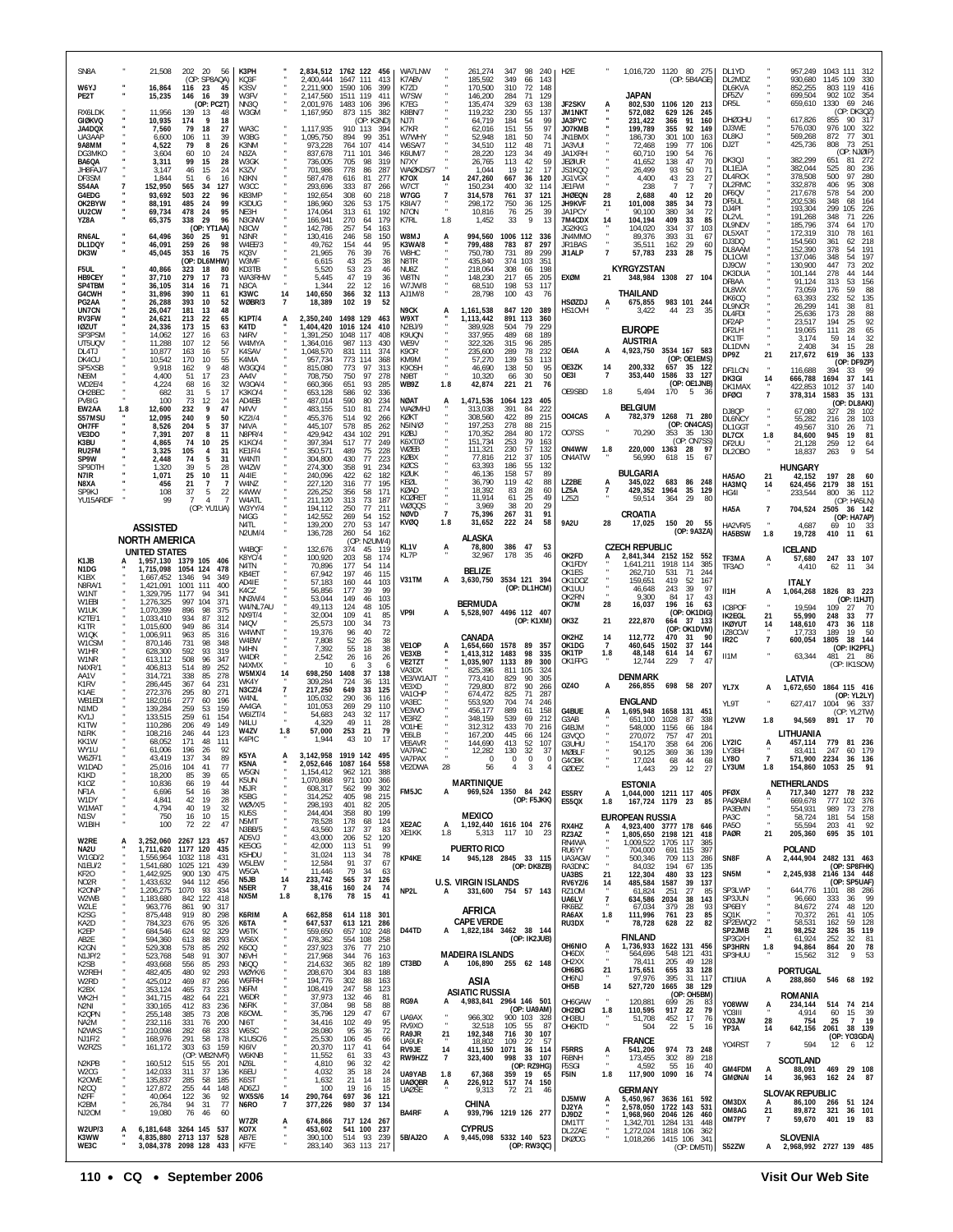SN8A " 21,508 202 20 56
(OP: SP8AQA)
W6YJ " 16,864 116 23 45
PE2T " 15,235 146 16 39
(OP: PC2T)
RX6LDK " 11,956 139 13 48
GIØKVQ " 10,935 174 9 18
JA4DQX " 7,560 79 18 27
UA3AAP " 6,600 106 11 39
9A8MM " 4,522 79 8 26
DG3MKO " 3,604 60 10 24
BA6QA " 3,311 99 15 28
JH8FAJ/7 " 3,147 46 15 24
DF3SM " 1,844 51 6 16
S54AA 7 152,950 565 34 127
G4EDG " 93,692 503 22 96
OK2BYW " 88,191 485 24 99
UU2CW " 69,734 478 24 95
YZ8A " 65,375 338 29 96
(OP: YT1AA)
RN6AL " 64,496 360 25 91
DL1DQY " 46,091 259 26 98
DK3W " 45,045 353 16 75
(OP: DL6MHW)
F5UL " 40,866 323 18 80
HB9CEY " 37,710 279 17 73
SP4TBM " 36,105 314 16 71
G4CWH " 31,896 390 11 61
PG2AA " 26,288 393 10 52
UN7CN " 26,047 181 13 48
RV3FW " 24,621 213 22 65
IØZUT " 24,336 173 15 63
SP3PSM " 14,062 127 16 63
UT5UQV " 11,288 107 12 56
DL4TJ " 10,877 163 16 57
DK4CU " 10,542 170 10 55
SP5XSB " 9,918 162 9 48
NE6M " 4,400 51 17 23
WD2E/4 " 4,224 68 16 32
OH2BEC " 682 31 5 17
PV8IG " 100 73 12 24
EW2AA 1.8 12,600 232 9 47
S57MSU " 12,095 240 9 50
OH7FF " 8,526 204 5 37
VE3DO " 7,391 207 8 11
K3BU " 4,865 74 10 25
RU2FM " 3,325 105 4 31
SP9W " 2,448 74 5 31
SP9DTH " 1,320 39 5 28
N7IR " 1,071 25 10 11
N8XA " 456 21 7 12
SP9KJ " 108 37 5 22
YU1SARDF " 99 7 4 7
(OP: YU1UA)

## ASSISTED

### NORTH AMERICA

#### UNITED STATES

K1JB A 1,957,130 1379 105 406
N1DG " 1,715,098 1054 124 478
K1BX " 1,667,452 1346 94 349
N8RA/1 " 1,421,091 1001 111 400
W1NT " 1,329,795 1177 94 341
W1EBI " 1,276,325 997 104 371
W1UK " 1,070,399 896 98 375
K2TE/1 " 1,033,410 934 87 312
K1TR " 1,015,600 949 86 314
W1QK " 1,006,911 963 85 316
W1CSM " 870,146 731 98 348
W1HR " 628,300 592 93 319
W1NR " 613,112 508 96 347
N4XR/1 " 406,813 514 89 252
AA1V " 314,721 338 85 278
K1RV " 286,445 367 64 231
K1AE " 272,376 295 80 271
WB1EDI " 182,016 277 60 196
N1MD " 139,284 259 53 159
KV1J " 133,515 259 61 154
K1TW " 110,286 206 49 149
N1RK " 108,216 246 44 123
KK1W " 68,052 171 48 111
WY1U " 61,006 196 26 92
WB2F/1 " 43,419 137 34 89
W1DAD " 25,016 104 41 77
K1KD " 18,200 85 39 65
K1OZ " 10,836 66 19 44
NF1A " 6,696 54 16 38
W1DY " 4,841 42 19 28
W1MAT " 4,794 40 19 32
N1SV " 750 16 10 15
W1BIH " 100 72 22 47

W2RE A 3,252,060 2267 123 457
NA2U " 1,711,620 1177 120 435
W1GD/2 " 1,556,964 1032 118 431
N1EU/2 " 1,541,680 1025 121 439
KF2O " 1,442,925 900 130 475
NO2R " 1,433,632 944 112 456
K2ONP " 1,206,275 1070 93 334
W2WB " 1,183,680 842 122 418
W2LE " 963,776 861 90 317
K2SG " 875,448 919 80 298
KA2D " 784,323 676 95 326
K2EP " 684,546 624 92 329
AB2E " 594,360 613 88 292
K2GN " 529,308 578 85 287
N1JP/2 " 523,768 548 91 307
K2SB " 493,668 556 85 293
W2REH " 482,405 480 92 293
W2RD " 425,012 469 87 266
K2BX " 353,124 465 73 233
WA2H " 341,715 482 64 221
N2NI " 330,165 412 83 236
K2QPN " 255,148 385 73 208
NA2NI " 232,116 331 76 200
N2WKS " 210,098 282 68 233
NJ1F/2 " 168,976 291 58 178
W2RZS " 161,172 303 63 159

N2KPB " 160,512 515 55 201
W2OG " 142,033 311 37 136
K2OWE " 135,837 285 58 185
N2CQ " 127,872 255 44 148
N2FF " 40,064 122 36 92
K2BM " 26,784 94 31 77
NJ2OM " 19,080 76 46 60

W2UP/3 A 6,181,648 3264 145 537
K3WW " 4,835,880 2713 137 528
WE3C " 3,084,378 2098 128 433
K3PH " 2,834,512 1762 122 456
KQ3F " 2,400,444 1647 111 413
K3SV " 2,211,900 1590 106 399
W3FV " 2,147,560 1511 119 411
NN3Q " 2,001,976 1483 106 396
W3GM " 1,167,950 873 115 382
(OP: K3NDD)
WA3C " 1,117,935 910 113 394
W3BGC " 1,095,792 894 99 351
K3NM " 973,228 764 107 414
N3ZA " 837,678 711 101 346
W3GK " 736,005 705 98 319
K3ZV " 701,986 778 86 287
N3KN " 587,478 616 81 277
W3CC " 293,696 333 87 266
KB3MP " 192,654 308 60 219
K3DUG " 186,960 326 53 175
NE3H " 174,064 313 61 192
N3GNW " 166,941 270 64 179
N3OW " 142,786 257 54 163
N3NR " 130,416 246 58 150
W4EE/3 " 49,762 154 44 95
KQ3V " 21,965 76 39 76
W3MF " 6,615 43 25 38
KD3TB " 5,520 53 23 46
WA3RHW " 5,445 47 19 36
N3CA " 1,344 22 12 16
K3WC 14 140,650 366 32 113
WØBR/3 7 18,389 102 19 52

K1PT/4 A 2,350,240 1498 129 463
K4TD " 1,404,420 1016 124 410
N4RV " 1,391,250 1048 117 408
W4MYA " 1,364,016 987 113 430
K4SAV " 1,048,570 831 111 374
K4MA " 957,734 773 114 368
KQ3Q/4 " 815,080 773 97 313
AA4V " 708,750 750 97 278
W3OA/4 " 660,366 651 93 285
K3KO/4 " 653,128 586 92 336
AD4EB " 487,014 590 80 234
N4W " 483,155 510 81 274
KZ2I/4 " 455,376 514 92 266
N4VA " 445,107 578 85 262
NI4PR/4 " 429,942 434 102 291
K1KO/4 " 397,394 517 77 249
KE1F/4 " 350,571 489 75 228
W4NTI " 304,800 430 77 223
W4ZW " 274,300 358 91 234
AI4IE " 240,096 422 62 182
W4NZ " 227,120 316 77 195
K4WW " 226,252 356 58 171
W4ATL " 211,120 313 73 187
W3YY/4 " 194,112 250 77 211
N4GG " 142,552 269 54 152
N4TL " 139,200 270 53 147
N2UM/4 " 136,728 260 54 162
(OP: N2UM/4)
W4BQF " 132,676 374 45 119
K8YC/4 " 100,920 203 58 174
N4TN " 70,896 177 54 114
KB4ET " 67,942 197 46 115
AD4IE " 57,183 160 44 103
K4CZ " 56,856 177 39 99
NN3W/4 " 53,044 149 46 103
W4/NL7AU " 49,113 124 48 105
NX9T/4 " 32,004 109 41 85
N4QV " 25,573 100 34 73
W4WNT " 19,376 96 40 72
W4BW " 7,808 52 26 38
N4HN " 7,392 55 18 38
W4DR " 2,542 26 16 26
N4XMX " 10 6 3 6
W5MX/4 14 698,250 1408 37 138
WK4Y " 309,284 724 36 131
N3CZ/4 " 217,250 649 33 125
W4NL " 105,032 290 36 116
AA4GA " 101,053 269 29 110
W6IZT/4 " 54,683 243 32 117
N4LU " 4,329 49 11 28
W4ZV 1.8 57,000 253 21 79
K4PIC " 1,944 43 10 17

K5YA A 3,142,958 1919 142 495
K5NA " 2,052,646 1087 164 558
W5GN " 1,154,412 962 121 388
K5UN " 1,070,868 971 100 366
N5JR " 608,317 562 99 302
K5BG " 314,252 405 98 215
WØVX/5 " 298,193 401 82 205
KU5S " 244,404 358 80 199
N5MT " 78,528 178 68 124
N3BB/5 " 43,560 137 37 83
AD5VJ " 43,000 206 52 120
KE5OG " 42,000 113 51 99
K5HDU " 31,024 113 34 78
W5LEW " 12,584 91 37 67
W5GA " 11,446 79 34 63
N5JB 14 233,742 565 37 126
N5ER 7 38,416 160 24 74
NX5M 1.8 8,176 78 15 41

K6RIM A 662,858 614 118 301
K6TA " 647,537 613 121 286
W6TK " 559,650 657 102 248
WS6X " 478,362 554 108 258
K6OQ " 237,923 376 77 210
N6VH " 217,968 344 76 163
N6QQ " 214,632 365 82 189
WØYK/6 " 208,670 304 83 188
W6RRH " 194,776 302 88 163
N6PM " 108,419 247 58 123
W6DR " 37,973 132 46 81
N6RK " 37,084 98 58 88
K6OWL " 35,796 129 47 67
N6OT " 34,416 102 49 59
W6SC " 28,080 95 36 72
K1USC/6 " 25,530 106 45 66
KI6IV " 20,370 117 41 64
(OP: WB2NVR)
W6KNB " 11,552 61 33 43
NZ6L " 4,810 96 32 42
K6EU " 4,032 35 18 24
K6ST " 1,632 21 14 18
AD6ZJ " 100 19 16 15
WX5S/6 14 290,764 697 36 121
N6RO 7 377,226 980 37 134

W7ZR A 674,866 717 124 267
K07X " 453,602 541 100 237
AE7E " 390,100 514 93 239
KF7E " 283,140 363 113 217
WA7LNW " 261,274 347 98 240
K7ABV " 185,592 349 66 143
K7ZD " 170,500 310 72 148
W7SW " 146,200 284 71 129
K7EG " 135,474 329 63 138
KB8N/7 " 119,232 230 55 137
NJ7I " 64,719 184 54 99
K7KR " 62,016 151 55 97
W7WHY " 52,948 181 50 74
W6SA/7 " 34,510 112 48 71
K6UM/7 " 28,220 123 34 49
N7XY " 26,765 113 42 59
WAØKDS/7 " 1,044 19 12 17
K7OX 14 247,260 667 36 120
W7CT " 150,234 400 32 114
W7GG 7 314,578 761 37 121
K8IA/7 " 298,172 750 36 125
N7ON " 10,816 76 25 39
K7RL 1.8 1,452 33 9 13

W8MJ A 994,560 1006 112 336
K3WA/8 " 799,488 783 87 297
W8HC " 750,780 731 89 299
N8TR " 435,840 374 103 351
NU8Z " 218,064 308 66 198
W8TN " 148,230 217 65 205
W7JW/8 " 68,510 198 53 117
AJ1M/8 " 28,798 100 43 76

N9CK A 1,161,538 847 120 389
W9XT " 1,113,442 891 113 360
N2BJ/9 " 389,928 504 79 229
K9UQN " 337,955 489 68 189
WE9V " 322,326 315 96 285
K9OR " 235,600 289 78 232
KM9M " 57,270 139 53 113
K9OSH " 46,690 138 50 95
N9BT " 10,320 66 30 50
WE9Z 1.8 42,874 221 21 76

NØAT A 1,471,536 1064 123 405
WAØMHJ " 313,038 391 84 222
KØKT " 308,560 422 89 215
N5NØ " 197,253 278 88 215
KØBJ " 170,352 284 80 172
KØXTØ " 151,734 253 79 163
WØEB " 111,321 230 57 132
KØBX " 77,816 212 37 105
KØCS " 63,393 186 55 132
KØUK " 46,136 158 57 89
KEØL " 36,790 119 42 88
KØAD " 18,392 83 28 60
KCØRET " 11,914 61 25 49
WØQQS " 3,969 38 20 29
NØVD 7 75,396 267 31 91
KVØQ 1.8 31,652 222 24 58

#### ALASKA

KL1V A 78,800 386 47 53
KL7P " 32,967 178 35 46

#### BELIZE

V31TM A 3,630,750 3534 121 394
(OP: DL1HCM)

#### BERMUDA

VP9I A 5,528,907 4496 112 407
(OP: K1XM)

#### CANADA

VE1OP A 1,654,600 1578 89 357
VE3XB " 1,413,312 1483 98 335
VE2TZT " 1,035,907 1133 89 300
VA3DX " 825,396 811 105 324
VE3/W1JJT " 773,410 829 90 305
VE3XD " 729,800 872 90 266
VA1CHP " 674,472 825 71 287
VA3EC " 553,920 704 74 246
VE3WO " 456,177 889 61 158
VE3RZ " 348,159 539 69 212
VO1HE " 312,312 433 70 216
VE6LB " 167,200 445 66 124
VE6AVR " 144,690 413 52 107
VA7PAC " 12,282 130 32 37
VA7PAX " 0 0 0 0
VE2DWA 28 56 4 3 4

#### MARTINIQUE

FM5JC A 969,524 1350 84 242
(OP: F5JKK)

#### MEXICO

XE2AC A 1,192,440 1616 104 276
XE1KK 1.8 5,313 117 10 23

#### PUERTO RICO

KP4KE 14 945,128 2845 33 115
(OP: DK8ZB)

#### U.S. VIRGIN ISLANDS

NP2L A 331,600 754 57 143

### AFRICA

#### CAPE VERDE

D44TD A 1,822,184 3462 38 144
(OP: IK2JUB)

#### MADEIRA ISLANDS

CT3BD A 106,890 255 62 148

### ASIA

#### ASIATIC RUSSIA

RG9A A 4,983,841 2964 146 501
(OP: UA9AM)
UA9AX " 966,302 900 103 328
RV9XO " 32,518 105 55 87
RA9JR 21 192,348 716 30 107
UA9UR " 18,802 109 22 57
RV9JE 14 411,150 1071 36 114
RW9HZZ 7 323,400 998 33 107
(OP: RZ9HG)
UA9YAB 1.8 67,368 359 19 65
UAØQBR A 226,912 517 74 150
UAØBE " 9,313 72 21 46

#### CHINA

BA4RF A 939,796 1219 126 277

#### CYPRUS

5B/AJ2O A 9,445,098 5332 140 523
(OP: RW3QC)
H2E " 1,016,720 1120 80 275
(OP: 5B4AGE)

#### JAPAN

JF2SKV A 802,530 1106 120 213
JM1NKT " 572,082 629 126 245
JA3PYC " 231,422 366 91 160
JO7KMB " 199,789 355 92 149
JN1BMX " 186,730 301 100 163
JA3VUI " 72,468 199 77 106
JA1XRH " 60,710 190 54 76
JEØIUR " 41,652 138 47 70
JS1KQQ " 26,499 93 50 71
JG1VGX " 4,400 43 23 27
JE1FWI " 238 7 7 7
JHØEQN 28 2,688 40 12 20
JH9KVF 21 101,008 385 34 73
JA1PCY " 90,100 380 34 72
7M4CDX 14 104,194 409 33 85
JG2KKG " 104,020 334 37 103
JN4MMO " 89,376 393 31 67
JR1BAS " 35,511 162 29 60
JI1ALP 7 57,783 233 28 75

#### KYRGYZSTAN

EXØM 21 348,984 1308 27 104

#### THAILAND

HSØZDJ A 675,855 983 101 244
HS1OVH " 3,422 44 23 35

### EUROPE

#### AUSTRIA

OE4A A 4,923,750 3534 167 583
(OP: OE1EMS)
OE3ZK 14 200,332 657 35 122
OE3I 7 353,440 1586 33 127
(OP: OE1JNB)
OE9SBD 1.8 5,494 170 5 36

#### BELGIUM

OO4CAS A 782,379 1268 71 280
(OP: ON4CAS)
OO7SS " 70,290 353 35 130
(OP: ON7SS)
ON4WW 1.8 220,000 1363 28 97
ON4ATW " 56,990 618 15 67

#### BULGARIA

LZ2BE A 345,022 683 86 248
LZ5A 7 429,352 1964 35 129
LZ5ZI " 59,514 364 29 80

#### CROATIA

9A2U 28 17,025 150 20 55
(OP: 9A3ZA)

#### CZECH REPUBLIC

OK2FD A 2,841,344 2152 152 552
OK1FDY " 1,641,211 1918 114 385
OK1ES " 262,710 531 71 244
OK1DOZ " 159,651 419 52 167
OK1UU " 46,648 243 39 97
OK2RN " 9,300 84 17 43
OK7M 28 16,037 196 16 63
(OP: OK1DIG)
OK3Z 21 222,870 664 37 133
(OP: OK1DVM)
OK2HZ 14 112,772 470 31 90
OK1DG 7 460,645 1502 37 144
OK1TP 1.8 48,148 614 14 67
OK1FPG " 12,744 229 7 47

#### DENMARK

OZ4O A 266,855 698 58 207

#### ENGLAND

G4BUE A 1,695,948 1658 131 451
G3AB " 651,100 1028 87 338
G4BJM " 548,000 1156 66 184
G3VQO " 270,072 757 47 201
G3UHU " 154,170 358 64 206
MØBLF " 90,125 369 36 139
G4OBK " 17,024 68 44 68
GØDEZ " 1,443 29 12 27

#### ESTONIA

ES5RY A 1,044,000 1211 117 405
ES5QX 1.8 167,724 1179 23 85

#### EUROPEAN RUSSIA

RX4HZ A 4,923,400 3777 178 646
RZ3AZ " 1,805,650 2198 121 418
RN4WA " 1,009,522 1705 117 385
RU6YY " 704,000 691 115 397
UA3AGW " 500,346 709 113 286
RA3DNC " 84,032 194 67 135
UA3BS 21 122,304 480 33 123
RV6YZ/6 14 485,584 1587 39 137
RZ1OM " 61,824 251 27 85
UA6LV 7 634,586 2034 38 143
RK6BZ " 67,034 379 28 93
RA6AX 1.8 111,996 761 23 85
RU3DX " 78,728 628 22 82

#### FINLAND

OH6NIO A 1,736,933 1622 131 456
OH6DX " 564,696 548 121 431
OH2XX " 78,411 205 49 128
OH6BG 21 175,651 655 33 128
OH6NJ " 97,976 395 31 117
OH5B 14 527,720 1665 38 129
(OP: OH5BM)
OH6GAW " 120,881 699 26 83
OH2BCI 1.8 110,595 917 22 79
OH3BU " 51,708 452 17 76
OH6KTD " 504 22 5 16

#### FRANCE

F5RRS A 541,206 974 73 248
F6BNH " 173,455 302 89 218
F5SGI " 4,592 55 16 40
F5IN 1.8 117,900 1090 16 74

#### GERMANY

DJ5MW A 5,450,967 3636 161 592
DJ2YA " 2,578,050 1722 143 531
DJ9DZ " 1,968,960 2046 126 460
DM1TT " 1,342,701 1284 131 448
DL2ZAE " 1,272,024 1618 106 362
DKØOG " 1,018,266 1415 106 341
(OP: DM5TI)
DL1YD " 957,249 1043 111 312
DL2MDZ " 930,680 1145 109 330
DL6KVA " 852,255 803 119 416
DF5ZV " 699,504 902 102 354
DR5L " 659,610 1330 69 246
(OP: DK3QZ)
DHØGHU " 617,826 855 90 317
DJ3WE " 576,030 976 100 322
DL8KJ " 569,268 872 77 301
DJ2T " 425,736 808 73 251
(OP: NJØIP)
DK3QJ " 382,299 651 81 272
DL1EJA " 382,044 525 80 236
DL4RCK " 378,508 500 97 280
DL2RMC " 332,878 406 95 308
DF6QV " 217,678 578 54 200
DF5UL " 202,536 348 68 164
DJ4PI " 193,304 299 105 226
DL2VL " 191,268 348 71 226
DL9NDV " 185,796 374 64 170
DL5XAT " 172,319 310 78 161
DJ3DQ " 154,560 361 62 218
DL8AAM " 152,390 378 54 191
DL1CWI " 137,046 348 54 197
DJ9OW " 130,900 447 73 202
DK3DUA " 101,144 278 44 144
DF8AA " 91,124 313 53 156
DL8WX " 73,059 176 59 88
DK6CQ " 63,393 232 52 135
DL9NCR " 26,299 141 38 81
DL4FDI " 25,636 173 28 88
DF2AP " 23,517 194 25 92
DF2LH " 19,065 111 28 65
DK1TF " 3,174 59 14 32
DL1DVN " 2,408 34 15 28
DP9Z 21 217,672 619 36 133
(OP: DF9ZP)
DF1LON " 116,688 394 33 99
DK3GI 14 666,788 1694 37 141
DK1MAX " 422,853 1012 37 140
DFØCI 7 378,314 1583 35 131
(OP: DL8AKI)
DJ8QP " 67,080 327 28 102
DL6NCY " 55,282 216 28 103
DL1GGT " 49,567 310 26 71
DL7CX 1.8 84,600 945 19 81
DF2UU " 21,128 259 12 64
DL2OBO " 18,837 263 9 54

#### HUNGARY

HA5AO 21 42,152 197 28 60
HA3MQ 14 624,456 2179 38 151
HG4I " 233,544 800 36 112
(OP: HA5LN)
HA5A 7 704,524 2505 36 142
(OP: HA7AP)
HA2VR/5 " 4,687 69 10 33
HA5BSW 1.8 19,728 410 11 61

#### ICELAND

TF3MA A 57,680 247 33 107
TF3AO " 4,410 62 11 34

#### ITALY

II1H A 1,064,268 1826 83 223
(OP: I1HJT)
IC8POF " 19,594 109 27 70
IK2EGL 21 55,990 248 33 77
IKØYUT 14 148,610 473 36 118
IZ8CCW " 17,733 189 19 50
IR2C 7 600,054 1805 38 144
(OP: IK2PFL)
II1M " 63,344 481 21 86
(OP: IK1SOW)

#### LATVIA

YL7X A 1,672,650 1864 115 416
(OP: YL2LY)
YL9T " 627,417 1004 96 337
(OP: YL2TW)
YL2VW 1.8 94,569 891 17 70

#### LITHUANIA

LY2IC A 457,174 779 81 236
LY3BH " 83,411 247 60 179
LY8O 7 571,900 2234 36 136
LY3UM 1.8 154,860 1053 25 91

#### NETHERLANDS

PFØX A 717,340 1277 78 232
PAØABM " 669,678 777 102 376
PA3EMN " 554,931 989 73 278
PA3C " 58,724 181 54 158
PA5O " 55,594 203 41 92
PAØR 21 205,360 695 35 101

#### POLAND

SN8F A 2,444,904 2482 131 463
(OP: SP8FHK)
SN5M " 2,245,938 2146 134 448
(OP: SP5UAF)
SP3LWP " 644,776 1101 88 286
SP3JUN " 96,660 333 36 99
SP6EIY " 84,672 274 48 120
SQ1K " 70,372 261 41 105
SP2EWQ/2 " 58,531 162 59 128
SP2JMB 21 98,252 326 35 119
SP3GXH " 61,924 252 32 81
SP3HRN 1.8 94,864 864 20 78
SP3HUU " 15,562 312 9 53

#### PORTUGAL

CT1IUA A 288,860 546 68 192

#### ROMANIA

YO8WW A 234,144 514 74 214
YO3III " 4,914 60 15 39
YO3JW 28 754 25 7 19
YP3A 14 642,156 2061 38 139
(OP: YO3GDA)
YO4RST 7 594 12 6 12

#### SCOTLAND

GM4FDM A 88,091 469 28 108
GMØNAI 14 36,963 162 24 87

#### SLOVAK REPUBLIC

OM3DX A 86,100 266 51 124
OM8AG 21 89,872 321 36 101
OM7PY 7 59,670 401 19 83

#### SLOVENIA

S52ZW A 2,968,992 2727 139 485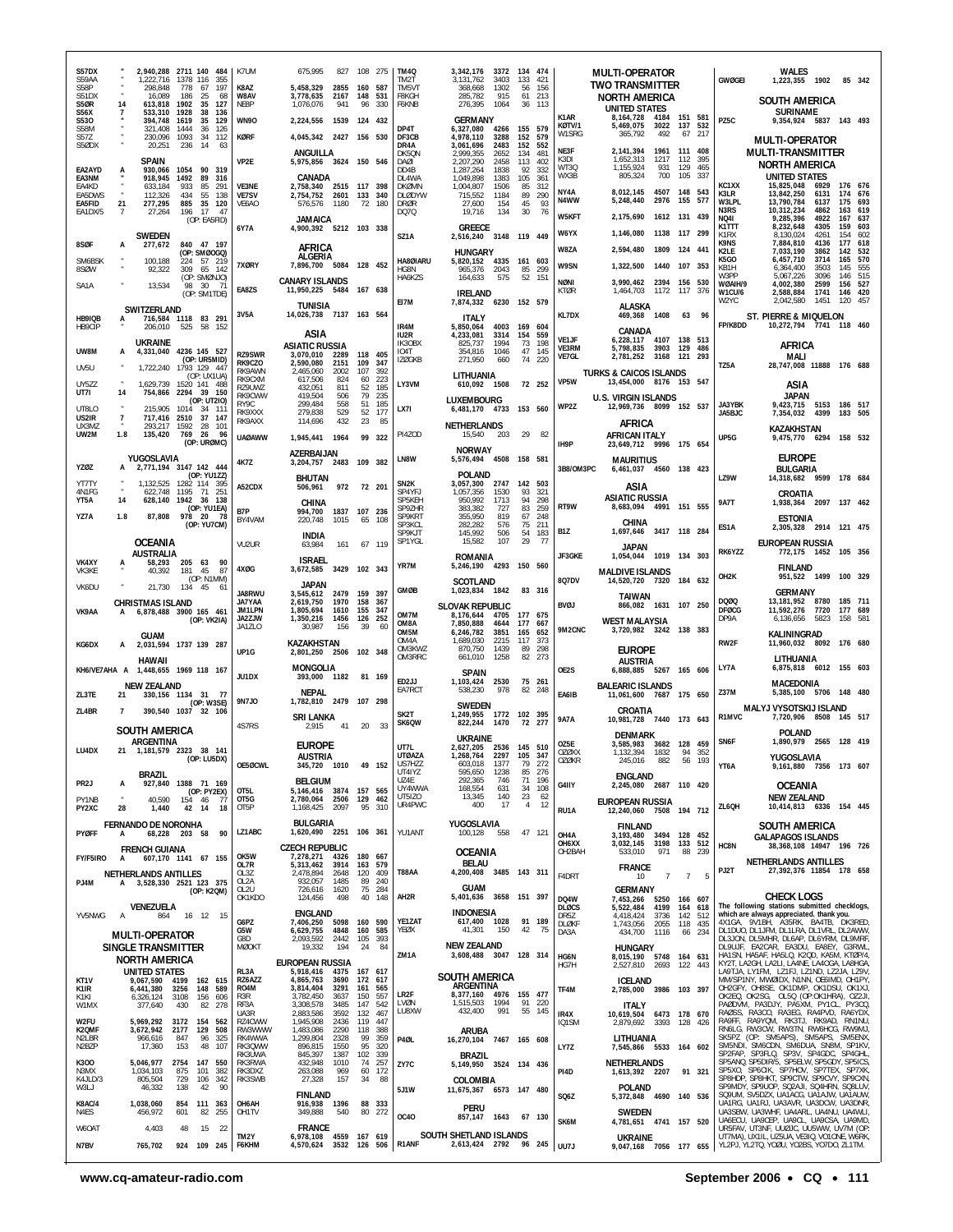S57DX " 2,940,288 2711 140 484
S59AA " 1,222,716 1378 116 355
S58P " 298,848 778 67 197
S51DX " 16,089 186 25 68
S5ØR 14 613,818 1902 35 127
S56X 7 533,310 1928 38 136
S53O " 394,748 1619 35 129
S58M " 321,408 1444 36 126
S57Z " 230,096 1093 34 112
S5ØDX " 20,251 236 14 63

**SPAIN**
EA2AYD A 930,066 1054 90 319
EA3NM " 918,945 1492 89 316
EA4KD " 633,184 933 85 291
EA5DWS " 112,326 434 55 138
EA5FID 21 277,295 885 35 120
EA1DX/5 7 27,264 196 17 47
(OP: EA5FID)

**SWEDEN**
8SØF A 277,672 840 47 197
(OP: SMØOGQ)
SM6BSK " 100,188 224 57 219
8SØW " 92,322 309 65 142
(OP: SMØNJO)
SA1A " 13,534 98 30 71
(OP: SM1TDE)

**SWITZERLAND**
HB9IQB A 716,584 1118 83 291
HB9CIP " 206,010 525 58 152

**UKRAINE**
UW8M A 4,331,040 4236 145 527
(OP: UR5MID)
UV5U " 1,722,240 1793 129 447
(OP: UX1UA)
UY5ZZ " 1,629,739 1520 141 488
UT7I 14 754,866 2294 39 150
(OP: UT2IO)
UT8LO " 215,905 1014 34 111
US2IR 7 717,416 2510 37 147
UX3MZ " 293,217 1592 28 101
UW2M 1.8 135,420 769 26 96
(OP: URØMC)

**YUGOSLAVIA**
YZØZ A 2,771,194 3147 142 444
(OP: YU1ZZ)
YT7TY " 1,132,525 1282 114 395
4N1FG " 622,748 1195 71 251
YT5A 14 628,140 1942 36 138
(OP: YU1EA)
YZ7A 1.8 87,808 978 20 78
(OP: YU7CM)

**OCEANIA**

**AUSTRALIA**
VK4XY A 58,293 205 63 90
VK3KE " 40,392 181 45 87
(OP: N1MM)
VK6DU " 21,730 134 45 61

**CHRISTMAS ISLAND**
VK9AA A 6,878,488 3900 165 461
(OP: VK2IA)

**GUAM**
KG6DX A 2,031,594 1737 139 287

**HAWAII**
KH6/VE7AHA A 1,448,655 1969 118 167

**NEW ZEALAND**
ZL3TE 21 330,156 1134 31 77
(OP: W3SE)
ZL4BR 7 390,540 1037 32 106

**SOUTH AMERICA**

**ARGENTINA**
LU4DX 21 1,181,579 2323 38 141
(OP: LU5DX)

**BRAZIL**
PR2J A 927,840 1388 71 169
(OP: PY2EX)
PY1NB " 40,590 154 46 77
PY2XC 28 1,440 42 14 18

**FERNANDO DE NORONHA**
PYØF A 68,228 203 58 90

**FRENCH GUIANA**
FY/F5IRO A 607,170 1141 67 155

**NETHERLANDS ANTILLES**
PJ4M A 3,528,330 2521 123 375
(OP: K2QM)

**VENEZUELA**
YV5NWG A 864 16 12 15

## MULTI-OPERATOR SINGLE TRANSMITTER

**NORTH AMERICA**

**UNITED STATES**
KT1V 9,067,590 4199 162 615
K1IR 6,441,380 3256 148 589
K1KI 6,326,124 3108 156 606
W1MX 377,640 430 82 278
W2FU 5,969,292 3172 154 562
K2QMF 3,672,942 2177 129 508
N2LBR 966,616 847 96 325
N2BZP 17,360 153 48 107
K3OO 5,046,977 2754 147 550
N3MX 1,034,103 875 101 382
K4JLD/3 805,504 729 106 342
W3LJ 46,332 138 42 90
K8ACI/4 1,038,060 854 111 363
N4ES 456,972 601 82 255
W6OAT 4,403 48 15 22
N7BV 765,702 924 109 245
K7UM 675,995 827 108 275
K8AZ 5,458,329 2855 160 587
W8AV 3,778,635 2167 148 531
NE8P 1,076,076 941 96 330
WN9O 2,224,556 1539 124 432
KØRF 4,045,342 2427 156 530

**ANGUILLA**
VP2E 5,975,856 3624 150 546

**CANADA**
VE3NE 2,758,340 2515 117 398
VE7SV 2,754,752 2601 133 340
VE6AO 576,576 1180 72 180

**JAMAICA**
6Y7A 4,900,392 5212 103 338

**AFRICA**

**ALGERIA**
7XØRY 7,896,700 5084 128 452

**CANARY ISLANDS**
EA8ZS 11,950,225 5484 167 638

**TUNISIA**
3V5A 14,026,738 7137 163 564

**ASIA**

**ASIATIC RUSSIA**
RZ9SWR 3,070,010 2289 118 405
RK9CZO 2,590,080 2151 109 347
RK9AWN 2,465,060 2002 107 392
RK9CXM 617,506 824 60 223
RZ9UWZ 432,051 811 52 185
RK9OWW 419,504 506 79 235
RY9C 299,484 558 51 185
RK9XXX 279,838 529 52 177
RK9AXX 114,696 432 23 85
UAØAWW 1,945,441 1964 99 322

**AZERBAIJAN**
4K7Z 3,204,757 2483 109 382

**BHUTAN**
A52CDX 506,961 972 72 201

**CHINA**
B7P 994,700 1837 107 236
BY4VAM 220,748 1015 65 108

**INDIA**
VU2UR 63,984 161 67 119

**ISRAEL**
4XØG 3,672,585 3429 102 343

**JAPAN**
JA8RWU 3,545,612 2479 159 397
JA7YAA 2,619,750 1970 158 367
JM1LPN 1,805,694 1610 155 347
JA2ZJW 1,350,216 1456 126 252
JA1ZLO 30,987 156 39 60

**KAZAKHSTAN**
UP1G 2,801,250 2506 102 348

**MONGOLIA**
JU1DX 393,000 1182 81 169

**NEPAL**
9N7JO 1,782,810 2479 107 298

**SRI LANKA**
4S7RS 2,915 41 20 33

**EUROPE**

**AUSTRIA**
OE5OCWL 345,720 1010 49 152

**BELGIUM**
OT5L 5,146,416 3874 157 565
OT5G 2,780,064 2506 129 462
OT5P 1,168,425 2097 95 310

**BULGARIA**
LZ1ABC 1,620,490 2251 106 361

**CZECH REPUBLIC**
OK5W 7,278,271 4326 180 667
OL7R 5,313,462 3914 163 579
OL3Z 2,478,894 2648 120 409
OL2A 932,057 1485 89 240
OL2U 726,616 1620 75 284
OK1KDO 124,456 498 40 148

**ENGLAND**
G6PZ 7,406,250 5098 160 590
G5W 6,629,755 4848 160 585
G8D 2,093,592 2442 105 393
MØOKT 19,332 194 24 84

**EUROPEAN RUSSIA**
RL3A 5,918,416 4375 167 617
RZ6AZZ 4,865,763 3690 172 617
RO4M 3,814,404 3291 161 565
R3R 3,782,450 3637 150 557
RF3A 3,308,578 3485 147 542
UA3R 2,883,586 3592 132 467
RZ4CWW 1,945,908 2436 119 447
RW3WWW 1,483,086 2290 118 388
RK4WWA 1,299,804 2328 99 359
RK3QWW 896,815 1550 95 320
RK3UWA 845,397 1387 102 339
RK3RWA 432,948 1010 74 257
RK3DXZ 263,088 969 60 172
RK3SWB 27,328 157 34 88

**FINLAND**
OH6AH 916,938 1396 88 333
OH1TV 349,888 540 80 272

**FRANCE**
TM2Y 6,978,108 4559 167 619
F6KHM 4,570,624 3532 126 506
TM4Q 3,342,176 3372 134 474
TM2T 3,131,762 3403 133 421
TM5VT 368,668 1302 56 156
F8KGH 285,782 915 61 213
F6KNB 276,395 1064 36 113

**GERMANY**
DP4T 6,327,080 4266 155 579
DF3CB 4,978,110 3288 152 579
DR4A 3,061,696 2483 152 552
DK5QN 2,999,355 2652 134 481
DAØ 2,207,290 2458 113 402
DD4B 1,287,264 1838 92 332
DL4WA 1,049,898 1383 105 361
DKØMN 1,004,807 1506 85 312
DLØDYW 715,552 1184 89 290
DRØR 27,600 154 45 93
DQ7Q 19,716 134 30 76

**GREECE**
SZ1A 2,516,240 3148 119 449

**HUNGARY**
HA8ØIARU 5,820,152 4335 161 603
HG8N 965,376 2043 85 299
HA6KZS 164,633 575 52 151

**IRELAND**
EI7M 7,874,332 6230 152 579

**ITALY**
IR4M 5,850,064 4003 169 604
IU2R 4,233,081 3314 154 559
IK3OBX 825,737 1994 73 198
IO4T 354,816 1046 47 145
IZØGKB 271,950 660 74 220

**LITHUANIA**
LY3VM 610,092 1508 72 252

**LUXEMBOURG**
LX7I 6,481,170 4733 153 560

**NETHERLANDS**
PI4ZOD 15,540 203 29 82

**NORWAY**
LN8W 5,576,494 4508 158 581

**POLAND**
SN2K 3,057,300 2747 142 503
SP4YFJ 1,057,356 1530 93 321
SP5KEH 950,992 1713 94 298
SP9ZHR 383,382 727 83 259
SP9KRT 355,950 819 67 248
SP3KCL 282,282 576 75 211
SP9KJT 145,992 506 54 183
SP1YGL 15,582 107 29 77

**ROMANIA**
YR7M 5,246,190 4293 150 560

**SCOTLAND**
GMØB 1,023,834 1842 83 316

**SLOVAK REPUBLIC**
OM7M 8,176,644 4705 177 675
OM8A 7,850,888 4644 177 667
OM5M 6,246,782 3851 165 652
OM4A 1,689,030 2215 117 373
OM3KWZ 870,750 1439 89 298
OM3RRC 661,010 1258 82 273

**SPAIN**
ED2JJ 1,103,424 2530 75 261
EA7RCT 538,230 978 82 248

**SWEDEN**
SK2T 1,249,955 1772 102 395
SK6QW 822,244 1470 72 277

**UKRAINE**
UT7L 2,627,205 2536 145 510
UTØAZA 1,268,764 2297 105 347
US7HZZ 603,018 1377 79 272
UT4IYZ 595,650 1238 85 276
UZ4E 292,365 746 71 196
UY4WWA 168,554 631 34 108
UT5IZO 13,345 140 23 62
UR4PWC 400 17 4 12

**YUGOSLAVIA**
YU1ANT 100,128 558 47 121

**OCEANIA**

**BELAU**
T88AA 4,200,408 3485 143 311

**GUAM**
AH2R 5,401,636 3658 151 397

**INDONESIA**
YE1ZAT 617,400 1028 91 189
YEØX 41,301 150 42 75

**NEW ZEALAND**
ZM1A 3,608,488 3047 128 314

**SOUTH AMERICA**

**ARGENTINA**
LR2F 8,377,160 4976 155 477
LVØN 1,515,503 1994 91 220
LU6XW 432,400 991 55 145

**ARUBA**
P4ØL 16,270,104 7467 165 608

**BRAZIL**
ZY7C 5,149,950 3524 134 436

**COLOMBIA**
5J1W 11,675,367 6573 147 480

**PERU**
OC4O 857,147 1643 67 130

**SOUTH SHETLAND ISLANDS**
R1ANF 2,613,424 2792 96 245

## MULTI-OPERATOR TWO TRANSMITTER

**NORTH AMERICA**

**UNITED STATES**
K1AR 8,164,728 4184 151 581
KØTV/1 5,469,075 3022 137 532
W1SRG 365,792 492 67 217
NE3F 2,141,394 1961 111 408
K3DI 1,652,313 1217 112 395
WT3Q 1,155,924 931 129 465
WX3B 805,324 700 105 337
NY4A 8,012,145 4507 148 543
N4WW 5,248,440 2976 155 577
W5KFT 2,175,690 1612 131 439
W6YX 1,146,080 1138 117 299
W8ZA 2,594,480 1809 124 441
W9SN 1,322,500 1440 107 353
NØNI 3,990,462 2394 156 530
KTØR 1,464,703 1172 117 376

**ALASKA**
KL7DX 469,368 1408 63 96

**CANADA**
VE1JF 6,228,117 4107 138 513
VE3RM 5,798,835 3903 129 486
VE7GL 2,781,252 3168 121 293

**TURKS & CAICOS ISLANDS**
VP5W 13,454,000 8176 153 547

**U.S. VIRGIN ISLANDS**
WP2Z 12,969,736 8099 152 537

**AFRICA**

**AFRICAN ITALY**
IH9P 23,649,712 9996 175 654

**MAURITIUS**
3B8/OM3PC 6,461,037 4560 138 423

**ASIA**

**ASIATIC RUSSIA**
RT9W 8,683,094 4991 151 555

**CHINA**
B1Z 1,697,646 3417 118 284

**JAPAN**
JF3GKE 1,054,044 1019 134 303

**MALDIVE ISLANDS**
8Q7DV 14,520,720 7320 184 632

**TAIWAN**
BVØJ 866,082 1631 107 250

**WEST MALAYSIA**
9M2CNC 3,720,982 3242 138 383

**EUROPE**

**AUSTRIA**
OE2S 6,888,885 5267 165 606

**BALEARIC ISLANDS**
EA6IB 11,061,600 7687 175 650

**CROATIA**
9A7A 10,981,728 7440 173 643

**DENMARK**
OZ5E 3,585,983 3682 128 459
OZØXX 1,132,394 1832 94 352
OZØKR 245,016 882 56 193

**ENGLAND**
G4IIY 2,245,080 2687 110 420

**EUROPEAN RUSSIA**
RU1A 12,240,060 7508 194 712

**FINLAND**
OH4A 3,193,480 3494 128 452
OH6XX 3,032,145 3198 133 512
OH2BAH 533,010 971 88 239

**FRANCE**
F4DRT 10 7 7 5

**GERMANY**
DQ4W 7,453,266 5250 166 607
DLØCS 5,522,484 4199 164 618
DR5Z 4,418,424 3736 142 512
DLØKF 1,743,056 2055 118 435
DA3A 434,700 1116 66 234

**HUNGARY**
HG6N 8,015,190 5748 164 631
HG7H 2,527,810 2693 122 443

**ICELAND**
TF4M 2,785,000 3986 103 397

**ITALY**
IR4X 10,619,504 6473 178 670
IQ1SM 2,879,692 3393 128 426

**LITHUANIA**
LY7Z 7,545,866 5533 164 602

**NETHERLANDS**
PI4D 1,613,392 2207 91 321

**POLAND**
SQ6Z 5,372,848 4690 140 536

**SWEDEN**
SK6M 4,781,651 4741 157 520

**UKRAINE**
UU7J 9,047,168 7056 177 655

**WALES**
GWØGEI 1,223,355 1902 85 342

**SOUTH AMERICA**

**SURINAME**
PZ5C 9,354,924 5837 143 493

## MULTI-OPERATOR MULTI-TRANSMITTER

**NORTH AMERICA**

**UNITED STATES**
KC1XX 15,825,048 6929 176 676
K3LR 13,842,256 6131 174 676
W3LPL 13,790,784 6137 175 693
N3RS 10,312,234 4862 163 619
NQ4I 9,285,396 4922 167 637
K1TTT 8,232,648 4305 159 603
K1RX 8,130,024 4261 154 602
K9NS 7,884,810 4136 177 618
K2LE 7,033,190 3862 142 532
K5GO 6,457,710 3714 165 570
KB1H 6,364,400 3503 145 555
W3PP 5,067,226 3096 146 515
WØAIH/9 4,002,380 2599 156 527
W1CU/6 2,588,884 1741 146 420
W2YC 2,042,580 1451 120 457

**ST. PIERRE & MIQUELON**
FP/K8DD 10,272,794 7741 118 460

**AFRICA**

**MALI**
TZ5A 28,747,008 11888 176 688

**ASIA**

**JAPAN**
JA3YBK 9,423,715 5153 186 517
JA5BJC 7,354,032 4399 183 505

**KAZAKHSTAN**
UP5G 9,475,770 6294 158 532

**EUROPE**

**BULGARIA**
LZ9W 14,318,682 9599 178 684

**CROATIA**
9A7T 1,938,364 2097 137 462

**ESTONIA**
ES1A 2,305,328 2914 121 475

**EUROPEAN RUSSIA**
RK6YZZ 772,175 1452 100 356

**FINLAND**
OH2K 951,522 1499 100 329

**GERMANY**
DQØQ 13,181,952 8780 185 711
DFØCG 11,592,276 7720 177 689
DP9A 6,136,656 5823 158 581

**KALININGRAD**
RW2F 11,960,032 8092 176 680

**LITHUANIA**
LY7A 6,875,818 6012 155 603

**MACEDONIA**
Z37M 5,385,100 5706 148 480

**MALYJ VYSOTSKIJ ISLAND**
R1MVC 7,720,906 8508 145 517

**POLAND**
SN6F 1,890,979 2565 128 419

**YUGOSLAVIA**
YT6A 9,161,880 7356 173 607

**OCEANIA**

**NEW ZEALAND**
ZL6QH 10,414,813 6336 154 445

**SOUTH AMERICA**

**GALAPAGOS ISLANDS**
HC8N 38,368,108 14947 196 726

**NETHERLANDS ANTILLES**
PJ2T 27,392,376 11854 178 658

## CHECK LOGS

The following stations submitted checklogs, which are always appreciated. thank you.
4X1GA, 9V1BH, A35RK, BA4TB, DK3RED, DL1DUO, DL1JFM, DL1LRA, DL1VRL, DL2AWW, DL3JON, DL5MHR, DL6AP, DL6YRM, DL9MRF, DL9UJF, EA2CAR, EA3DU, EA8EY, G3RWL, HA1SN, HA5AF, HA5LQ, K2QD, KA5M, KTØPY4, KY2T, LA2GH, LA2LI, LA4NE, LA4OGA, LA8HGA, LA9TJA, LY1FM, LZ1FJ, LZ1ND, LZ2JA, LZ9V, MM/SP1NY, MWØIDX, N1NN, OE8IMD, OH1PY, OH2GFY, OH8SE, OK1DMP, OK1DSU, OK1XJ, OK2EQ, OK2SG, OL5Q (OP:OK1HRA), OZ2JI, PAØDVM, PA3DJY, PA5XM, PY1CL, PY3CQ, RAØSS, RA3CO, RA3EG, RA4PVD, RA6YDX, RA9FF, RA9YQM, RK3TJ, RK9AD, RN1NU, RN6LG, RW3CW, RW3TN, RW6HCG, RW9MJ, SK5PZ (OP: SM5APS), SM5APS, SM5ENX, SM5NDI, SM6CDN, SM6DUA, SN8M, SP1KV, SP2FAP, SP3FLQ, SP3V, SP4GDC, SP4GHL, SP5ANQ, SP5DIR/5, SP5ELW, SP5GDY, SP5ICS, SP5XO, SP6CIK, SP7HOV, SP7TEX, SP7XK, SP8HDP, SP8HKT, SP9CTW, SP9CVY, SP9CXN, SP9MDY, SP9UOP, SQ2AJI, SQ4HRN, SQ8LUV, SQ9UM, SV5DZX, UA1ACG, UA1AJW, UA1AUW, UA1RG, UA1RJ, UA3AVR, UA3DOW, UA3DNR, UA3SBW, UA3WHF, UA4ARL, UA4NU, UA4WLI, UA6ECU, UA9CEP, UA9CL, UA9CSA, UA9MD, UR5FAV, UT3NF, UUØJC, UU5WW, UV7M (OP: UT7MA), UX1IL, UZ5UA, VE3IQ, VO1ONE, W6RK, YL2PJ, YL2TQ, YOØU, YOØBS, YO7DO, ZL1TM.